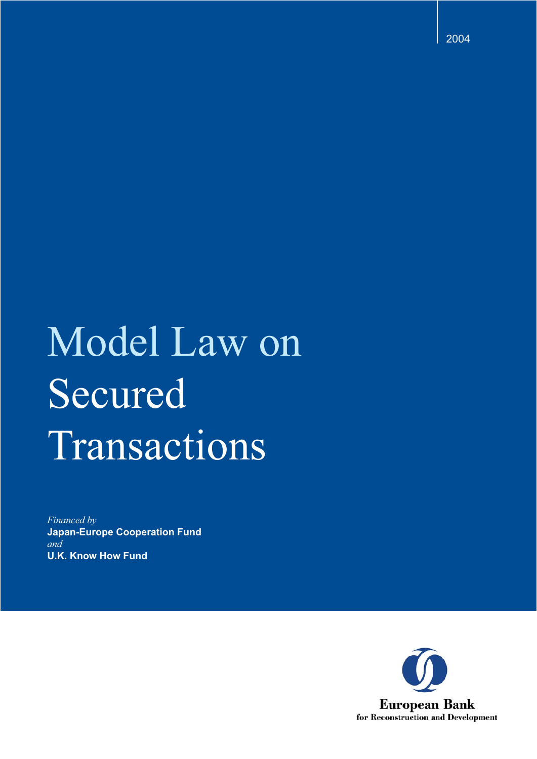2004

# Model Law on Secured Transactions

*Financed by*
**Japan-Europe Cooperation Fund**
*and*
**U.K. Know How Fund**

European Bank
for Reconstruction and Development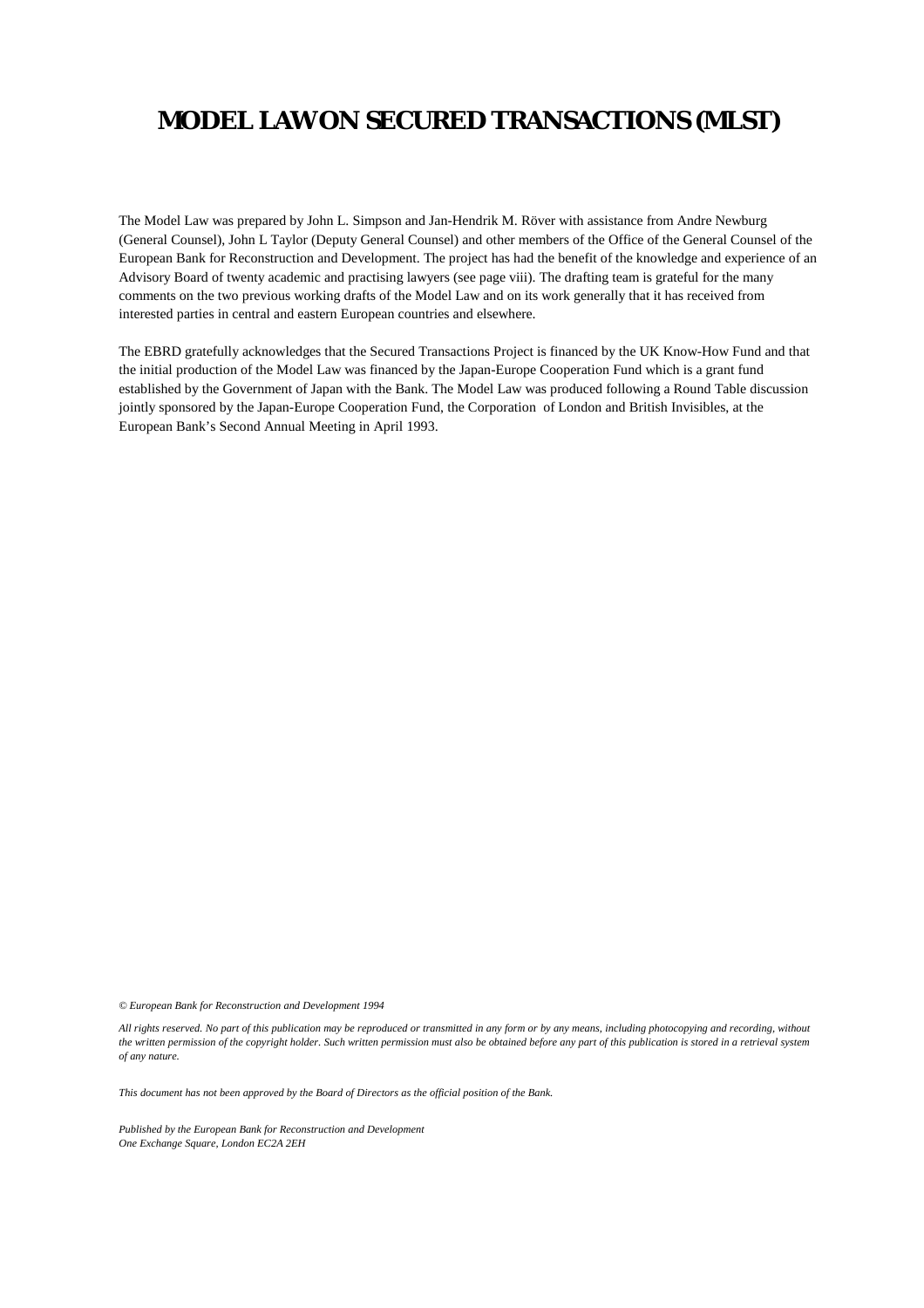# MODEL LAW ON SECURED TRANSACTIONS (MLST)

The Model Law was prepared by John L. Simpson and Jan-Hendrik M. Röver with assistance from Andre Newburg (General Counsel), John L Taylor (Deputy General Counsel) and other members of the Office of the General Counsel of the European Bank for Reconstruction and Development. The project has had the benefit of the knowledge and experience of an Advisory Board of twenty academic and practising lawyers (see page viii). The drafting team is grateful for the many comments on the two previous working drafts of the Model Law and on its work generally that it has received from interested parties in central and eastern European countries and elsewhere.

The EBRD gratefully acknowledges that the Secured Transactions Project is financed by the UK Know-How Fund and that the initial production of the Model Law was financed by the Japan-Europe Cooperation Fund which is a grant fund established by the Government of Japan with the Bank. The Model Law was produced following a Round Table discussion jointly sponsored by the Japan-Europe Cooperation Fund, the Corporation of London and British Invisibles, at the European Bank's Second Annual Meeting in April 1993.

*© European Bank for Reconstruction and Development 1994*

*All rights reserved. No part of this publication may be reproduced or transmitted in any form or by any means, including photocopying and recording, without the written permission of the copyright holder. Such written permission must also be obtained before any part of this publication is stored in a retrieval system of any nature.*

*This document has not been approved by the Board of Directors as the official position of the Bank.*

*Published by the European Bank for Reconstruction and Development*
*One Exchange Square, London EC2A 2EH*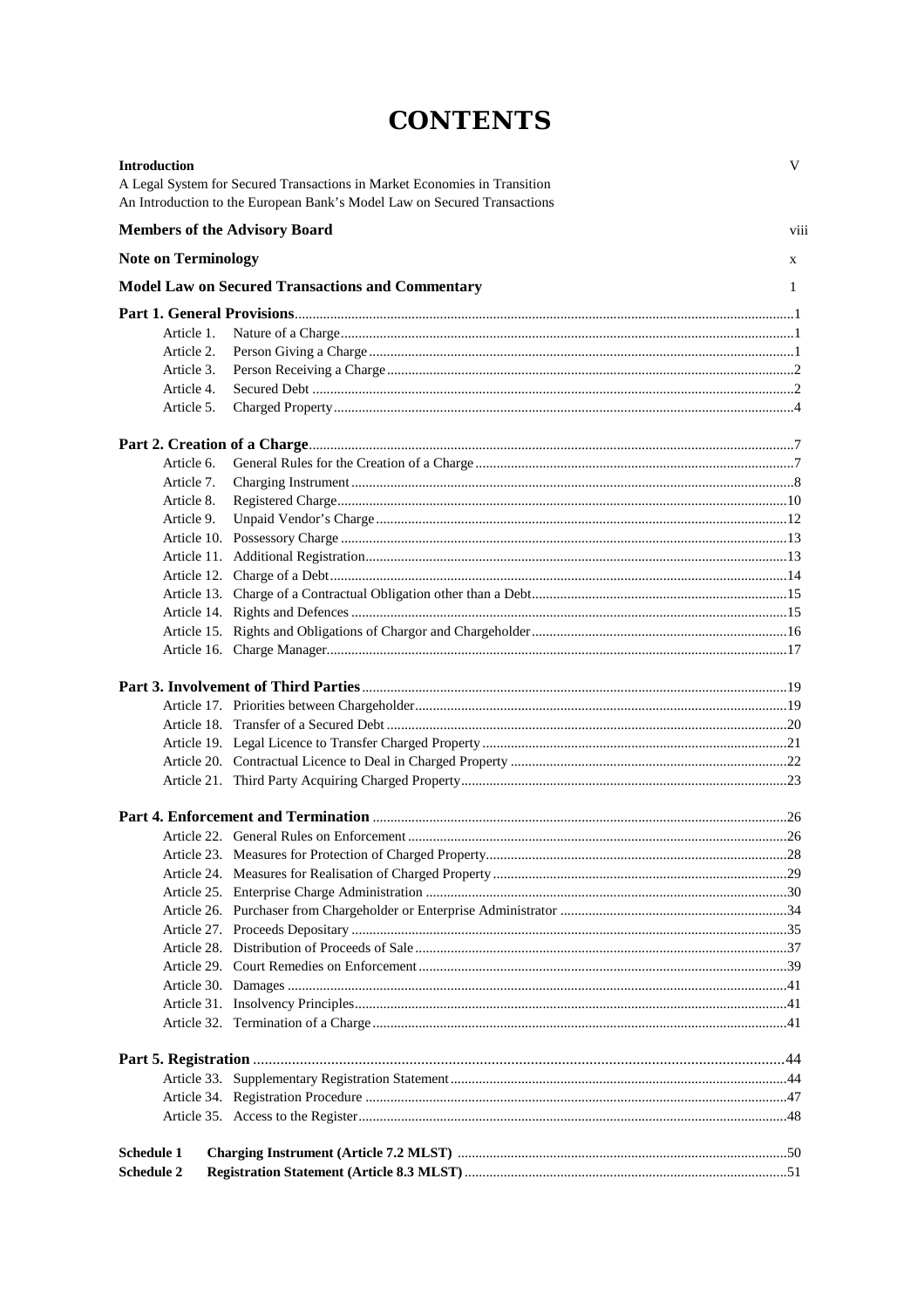# CONTENTS

**Introduction** V

A Legal System for Secured Transactions in Market Economies in Transition

An Introduction to the European Bank's Model Law on Secured Transactions

**Members of the Advisory Board** viii

**Note on Terminology** x

**Model Law on Secured Transactions and Commentary** 1

**Part 1. General Provisions** 1

- Article 1. Nature of a Charge 1
- Article 2. Person Giving a Charge 1
- Article 3. Person Receiving a Charge 2
- Article 4. Secured Debt 2
- Article 5. Charged Property 4

**Part 2. Creation of a Charge** 7

- Article 6. General Rules for the Creation of a Charge 7
- Article 7. Charging Instrument 8
- Article 8. Registered Charge 10
- Article 9. Unpaid Vendor's Charge 12
- Article 10. Possessory Charge 13
- Article 11. Additional Registration 13
- Article 12. Charge of a Debt 14
- Article 13. Charge of a Contractual Obligation other than a Debt 15
- Article 14. Rights and Defences 15
- Article 15. Rights and Obligations of Chargor and Chargeholder 16
- Article 16. Charge Manager 17

**Part 3. Involvement of Third Parties** 19

- Article 17. Priorities between Chargeholder 19
- Article 18. Transfer of a Secured Debt 20
- Article 19. Legal Licence to Transfer Charged Property 21
- Article 20. Contractual Licence to Deal in Charged Property 22
- Article 21. Third Party Acquiring Charged Property 23

**Part 4. Enforcement and Termination** 26

- Article 22. General Rules on Enforcement 26
- Article 23. Measures for Protection of Charged Property 28
- Article 24. Measures for Realisation of Charged Property 29
- Article 25. Enterprise Charge Administration 30
- Article 26. Purchaser from Chargeholder or Enterprise Administrator 34
- Article 27. Proceeds Depositary 35
- Article 28. Distribution of Proceeds of Sale 37
- Article 29. Court Remedies on Enforcement 39
- Article 30. Damages 41
- Article 31. Insolvency Principles 41
- Article 32. Termination of a Charge 41

**Part 5. Registration** 44

- Article 33. Supplementary Registration Statement 44
- Article 34. Registration Procedure 47
- Article 35. Access to the Register 48

**Schedule 1** **Charging Instrument (Article 7.2 MLST)** 50

**Schedule 2** **Registration Statement (Article 8.3 MLST)** 51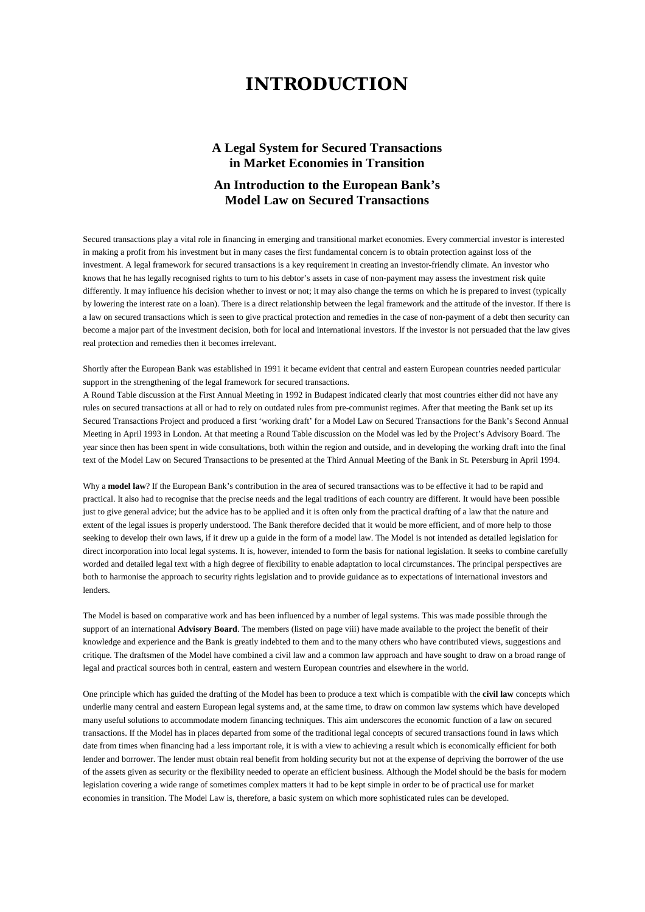# INTRODUCTION

## A Legal System for Secured Transactions in Market Economies in Transition

## An Introduction to the European Bank's Model Law on Secured Transactions

Secured transactions play a vital role in financing in emerging and transitional market economies. Every commercial investor is interested in making a profit from his investment but in many cases the first fundamental concern is to obtain protection against loss of the investment. A legal framework for secured transactions is a key requirement in creating an investor-friendly climate. An investor who knows that he has legally recognised rights to turn to his debtor's assets in case of non-payment may assess the investment risk quite differently. It may influence his decision whether to invest or not; it may also change the terms on which he is prepared to invest (typically by lowering the interest rate on a loan). There is a direct relationship between the legal framework and the attitude of the investor. If there is a law on secured transactions which is seen to give practical protection and remedies in the case of non-payment of a debt then security can become a major part of the investment decision, both for local and international investors. If the investor is not persuaded that the law gives real protection and remedies then it becomes irrelevant.

Shortly after the European Bank was established in 1991 it became evident that central and eastern European countries needed particular support in the strengthening of the legal framework for secured transactions.
A Round Table discussion at the First Annual Meeting in 1992 in Budapest indicated clearly that most countries either did not have any rules on secured transactions at all or had to rely on outdated rules from pre-communist regimes. After that meeting the Bank set up its Secured Transactions Project and produced a first 'working draft' for a Model Law on Secured Transactions for the Bank's Second Annual Meeting in April 1993 in London. At that meeting a Round Table discussion on the Model was led by the Project's Advisory Board. The year since then has been spent in wide consultations, both within the region and outside, and in developing the working draft into the final text of the Model Law on Secured Transactions to be presented at the Third Annual Meeting of the Bank in St. Petersburg in April 1994.

Why a **model law**? If the European Bank's contribution in the area of secured transactions was to be effective it had to be rapid and practical. It also had to recognise that the precise needs and the legal traditions of each country are different. It would have been possible just to give general advice; but the advice has to be applied and it is often only from the practical drafting of a law that the nature and extent of the legal issues is properly understood. The Bank therefore decided that it would be more efficient, and of more help to those seeking to develop their own laws, if it drew up a guide in the form of a model law. The Model is not intended as detailed legislation for direct incorporation into local legal systems. It is, however, intended to form the basis for national legislation. It seeks to combine carefully worded and detailed legal text with a high degree of flexibility to enable adaptation to local circumstances. The principal perspectives are both to harmonise the approach to security rights legislation and to provide guidance as to expectations of international investors and lenders.

The Model is based on comparative work and has been influenced by a number of legal systems. This was made possible through the support of an international **Advisory Board**. The members (listed on page viii) have made available to the project the benefit of their knowledge and experience and the Bank is greatly indebted to them and to the many others who have contributed views, suggestions and critique. The draftsmen of the Model have combined a civil law and a common law approach and have sought to draw on a broad range of legal and practical sources both in central, eastern and western European countries and elsewhere in the world.

One principle which has guided the drafting of the Model has been to produce a text which is compatible with the **civil law** concepts which underlie many central and eastern European legal systems and, at the same time, to draw on common law systems which have developed many useful solutions to accommodate modern financing techniques. This aim underscores the economic function of a law on secured transactions. If the Model has in places departed from some of the traditional legal concepts of secured transactions found in laws which date from times when financing had a less important role, it is with a view to achieving a result which is economically efficient for both lender and borrower. The lender must obtain real benefit from holding security but not at the expense of depriving the borrower of the use of the assets given as security or the flexibility needed to operate an efficient business. Although the Model should be the basis for modern legislation covering a wide range of sometimes complex matters it had to be kept simple in order to be of practical use for market economies in transition. The Model Law is, therefore, a basic system on which more sophisticated rules can be developed.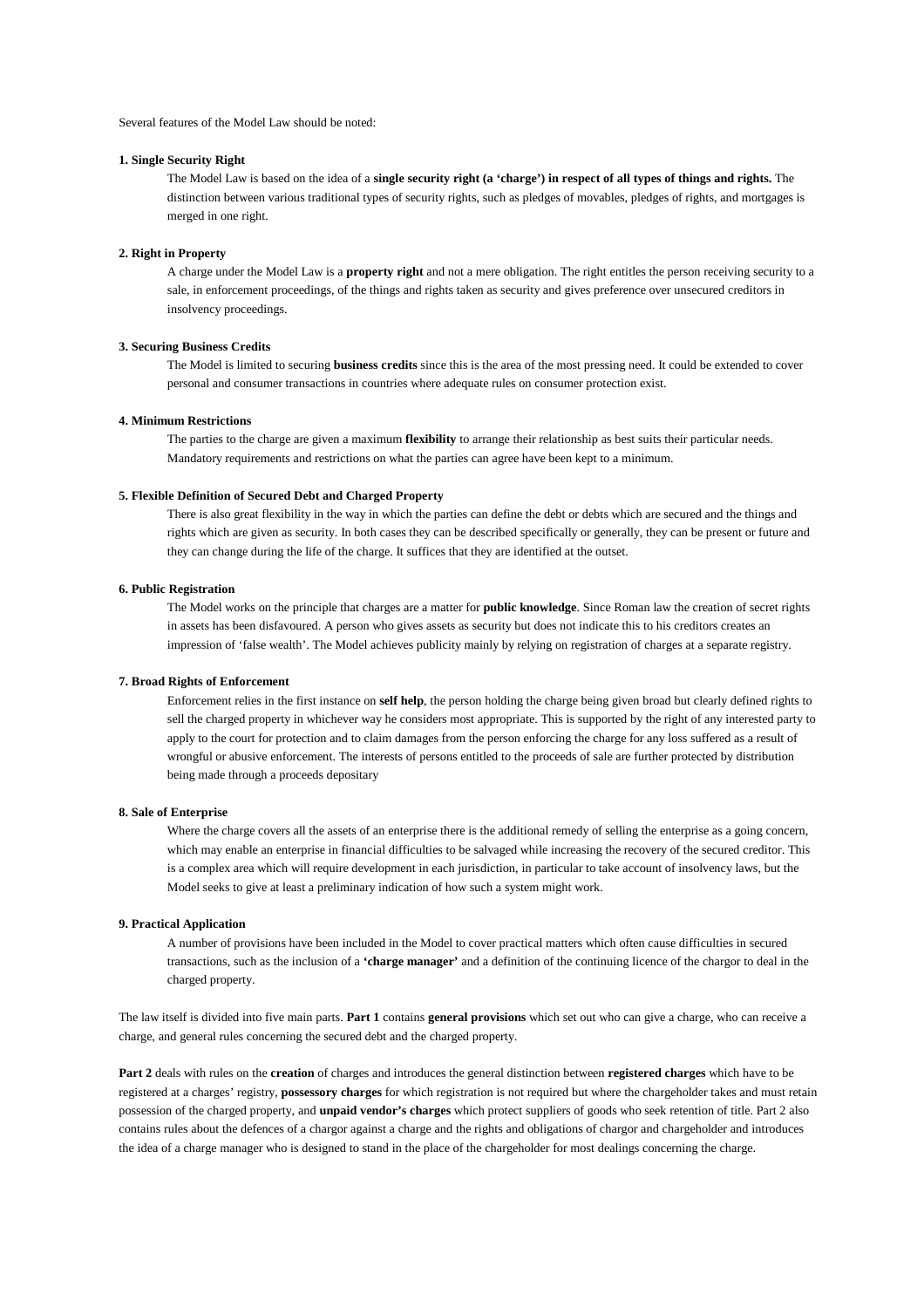Several features of the Model Law should be noted:

**1. Single Security Right**

The Model Law is based on the idea of a **single security right (a 'charge') in respect of all types of things and rights.** The distinction between various traditional types of security rights, such as pledges of movables, pledges of rights, and mortgages is merged in one right.

**2. Right in Property**

A charge under the Model Law is a **property right** and not a mere obligation. The right entitles the person receiving security to a sale, in enforcement proceedings, of the things and rights taken as security and gives preference over unsecured creditors in insolvency proceedings.

**3. Securing Business Credits**

The Model is limited to securing **business credits** since this is the area of the most pressing need. It could be extended to cover personal and consumer transactions in countries where adequate rules on consumer protection exist.

**4. Minimum Restrictions**

The parties to the charge are given a maximum **flexibility** to arrange their relationship as best suits their particular needs. Mandatory requirements and restrictions on what the parties can agree have been kept to a minimum.

**5. Flexible Definition of Secured Debt and Charged Property**

There is also great flexibility in the way in which the parties can define the debt or debts which are secured and the things and rights which are given as security. In both cases they can be described specifically or generally, they can be present or future and they can change during the life of the charge. It suffices that they are identified at the outset.

**6. Public Registration**

The Model works on the principle that charges are a matter for **public knowledge**. Since Roman law the creation of secret rights in assets has been disfavoured. A person who gives assets as security but does not indicate this to his creditors creates an impression of 'false wealth'. The Model achieves publicity mainly by relying on registration of charges at a separate registry.

**7. Broad Rights of Enforcement**

Enforcement relies in the first instance on **self help**, the person holding the charge being given broad but clearly defined rights to sell the charged property in whichever way he considers most appropriate. This is supported by the right of any interested party to apply to the court for protection and to claim damages from the person enforcing the charge for any loss suffered as a result of wrongful or abusive enforcement. The interests of persons entitled to the proceeds of sale are further protected by distribution being made through a proceeds depositary

**8. Sale of Enterprise**

Where the charge covers all the assets of an enterprise there is the additional remedy of selling the enterprise as a going concern, which may enable an enterprise in financial difficulties to be salvaged while increasing the recovery of the secured creditor. This is a complex area which will require development in each jurisdiction, in particular to take account of insolvency laws, but the Model seeks to give at least a preliminary indication of how such a system might work.

**9. Practical Application**

A number of provisions have been included in the Model to cover practical matters which often cause difficulties in secured transactions, such as the inclusion of a **'charge manager'** and a definition of the continuing licence of the chargor to deal in the charged property.

The law itself is divided into five main parts. **Part 1** contains **general provisions** which set out who can give a charge, who can receive a charge, and general rules concerning the secured debt and the charged property.

**Part 2** deals with rules on the **creation** of charges and introduces the general distinction between **registered charges** which have to be registered at a charges' registry, **possessory charges** for which registration is not required but where the chargeholder takes and must retain possession of the charged property, and **unpaid vendor's charges** which protect suppliers of goods who seek retention of title. Part 2 also contains rules about the defences of a chargor against a charge and the rights and obligations of chargor and chargeholder and introduces the idea of a charge manager who is designed to stand in the place of the chargeholder for most dealings concerning the charge.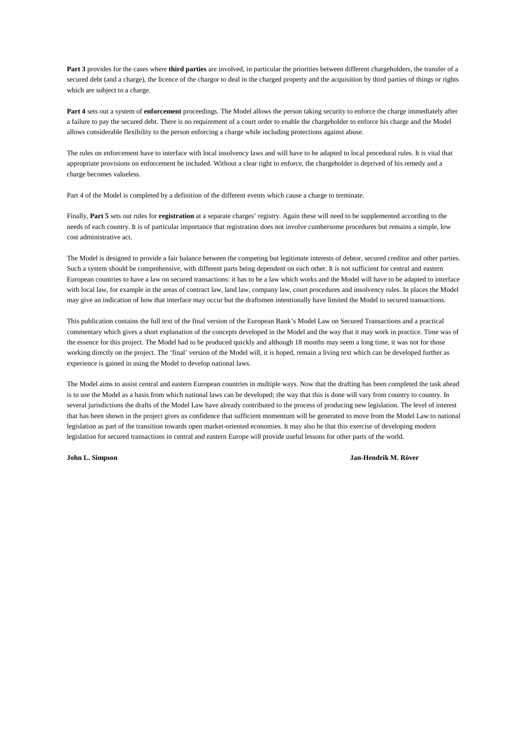**Part 3** provides for the cases where **third parties** are involved, in particular the priorities between different chargeholders, the transfer of a secured debt (and a charge), the licence of the chargor to deal in the charged property and the acquisition by third parties of things or rights which are subject to a charge.

**Part 4** sets out a system of **enforcement** proceedings. The Model allows the person taking security to enforce the charge immediately after a failure to pay the secured debt. There is no requirement of a court order to enable the chargeholder to enforce his charge and the Model allows considerable flexibility to the person enforcing a charge while including protections against abuse.

The rules on enforcement have to interface with local insolvency laws and will have to be adapted to local procedural rules. It is vital that appropriate provisions on enforcement be included. Without a clear right to enforce, the chargeholder is deprived of his remedy and a charge becomes valueless.

Part 4 of the Model is completed by a definition of the different events which cause a charge to terminate.

Finally, **Part 5** sets out rules for **registration** at a separate charges' registry. Again these will need to be supplemented according to the needs of each country. It is of particular importance that registration does not involve cumbersome procedures but remains a simple, low cost administrative act.

The Model is designed to provide a fair balance between the competing but legitimate interests of debtor, secured creditor and other parties. Such a system should be comprehensive, with different parts being dependent on each other. It is not sufficient for central and eastern European countries to have a law on secured transactions: it has to be a law which works and the Model will have to be adapted to interface with local law, for example in the areas of contract law, land law, company law, court procedures and insolvency rules. In places the Model may give an indication of how that interface may occur but the draftsmen intentionally have limited the Model to secured transactions.

This publication contains the full text of the final version of the European Bank's Model Law on Secured Transactions and a practical commentary which gives a short explanation of the concepts developed in the Model and the way that it may work in practice. Time was of the essence for this project. The Model had to be produced quickly and although 18 months may seem a long time, it was not for those working directly on the project. The 'final' version of the Model will, it is hoped, remain a living text which can be developed further as experience is gained in using the Model to develop national laws.

The Model aims to assist central and eastern European countries in multiple ways. Now that the drafting has been completed the task ahead is to use the Model as a basis from which national laws can be developed; the way that this is done will vary from country to country. In several jurisdictions the drafts of the Model Law have already contributed to the process of producing new legislation. The level of interest that has been shown in the project gives us confidence that sufficient momentum will be generated to move from the Model Law to national legislation as part of the transition towards open market-oriented economies. It may also be that this exercise of developing modern legislation for secured transactions in central and eastern Europe will provide useful lessons for other parts of the world.

**John L. Simpson** **Jan-Hendrik M. Röver**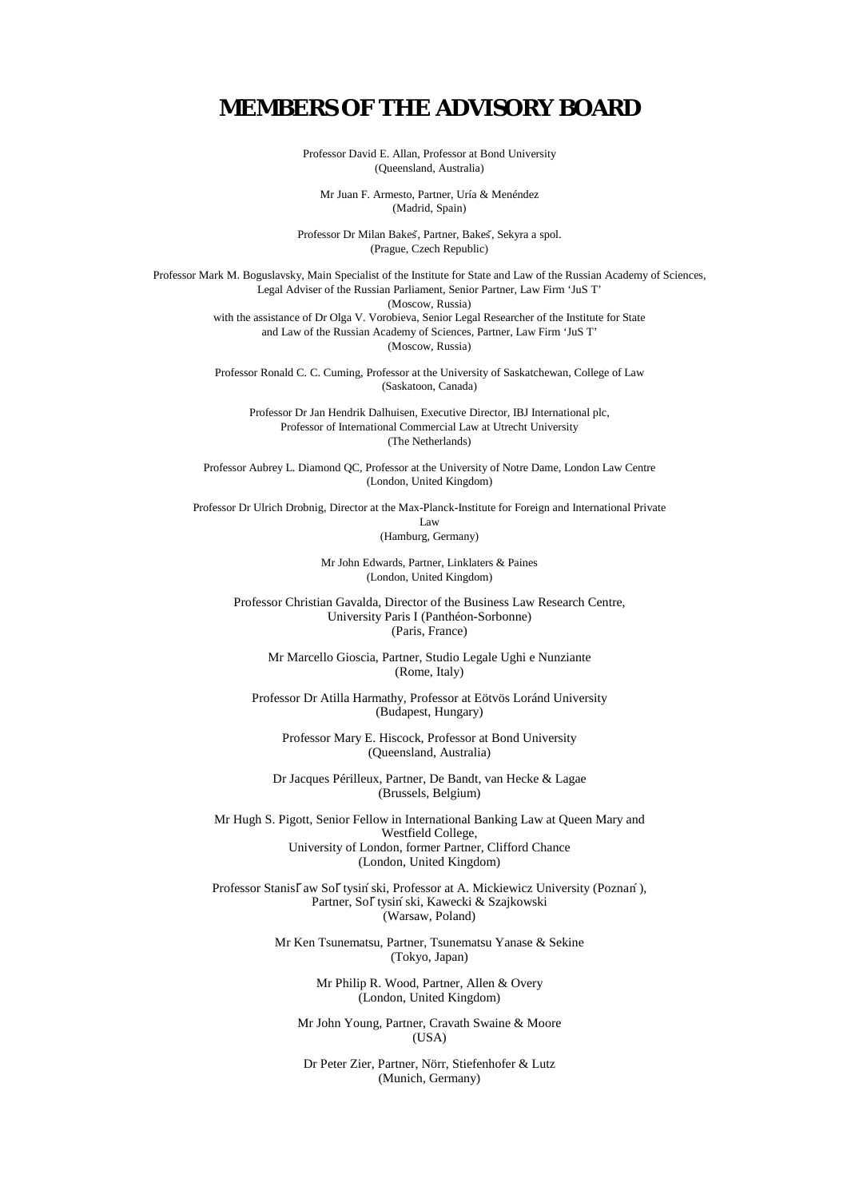# MEMBERS OF THE ADVISORY BOARD

Professor David E. Allan, Professor at Bond University
(Queensland, Australia)

Mr Juan F. Armesto, Partner, Uría & Menéndez
(Madrid, Spain)

Professor Dr Milan Bakeš, Partner, Bakeš, Sekyra a spol.
(Prague, Czech Republic)

Professor Mark M. Boguslavsky, Main Specialist of the Institute for State and Law of the Russian Academy of Sciences, Legal Adviser of the Russian Parliament, Senior Partner, Law Firm 'JuS T'
(Moscow, Russia)
with the assistance of Dr Olga V. Vorobieva, Senior Legal Researcher of the Institute for State and Law of the Russian Academy of Sciences, Partner, Law Firm 'JuS T'
(Moscow, Russia)

Professor Ronald C. C. Cuming, Professor at the University of Saskatchewan, College of Law
(Saskatoon, Canada)

Professor Dr Jan Hendrik Dalhuisen, Executive Director, IBJ International plc,
Professor of International Commercial Law at Utrecht University
(The Netherlands)

Professor Aubrey L. Diamond QC, Professor at the University of Notre Dame, London Law Centre
(London, United Kingdom)

Professor Dr Ulrich Drobnig, Director at the Max-Planck-Institute for Foreign and International Private Law
(Hamburg, Germany)

Mr John Edwards, Partner, Linklaters & Paines
(London, United Kingdom)

Professor Christian Gavalda, Director of the Business Law Research Centre,
University Paris I (Panthéon-Sorbonne)
(Paris, France)

Mr Marcello Gioscia, Partner, Studio Legale Ughi e Nunziante
(Rome, Italy)

Professor Dr Atilla Harmathy, Professor at Eötvös Loránd University
(Budapest, Hungary)

Professor Mary E. Hiscock, Professor at Bond University
(Queensland, Australia)

Dr Jacques Périlleux, Partner, De Bandt, van Hecke & Lagae
(Brussels, Belgium)

Mr Hugh S. Pigott, Senior Fellow in International Banking Law at Queen Mary and Westfield College,
University of London, former Partner, Clifford Chance
(London, United Kingdom)

Professor Stanisław Sołtysiński, Professor at A. Mickiewicz University (Poznań),
Partner, Sołtysiński, Kawecki & Szajkowski
(Warsaw, Poland)

Mr Ken Tsunematsu, Partner, Tsunematsu Yanase & Sekine
(Tokyo, Japan)

Mr Philip R. Wood, Partner, Allen & Overy
(London, United Kingdom)

Mr John Young, Partner, Cravath Swaine & Moore
(USA)

Dr Peter Zier, Partner, Nörr, Stiefenhofer & Lutz
(Munich, Germany)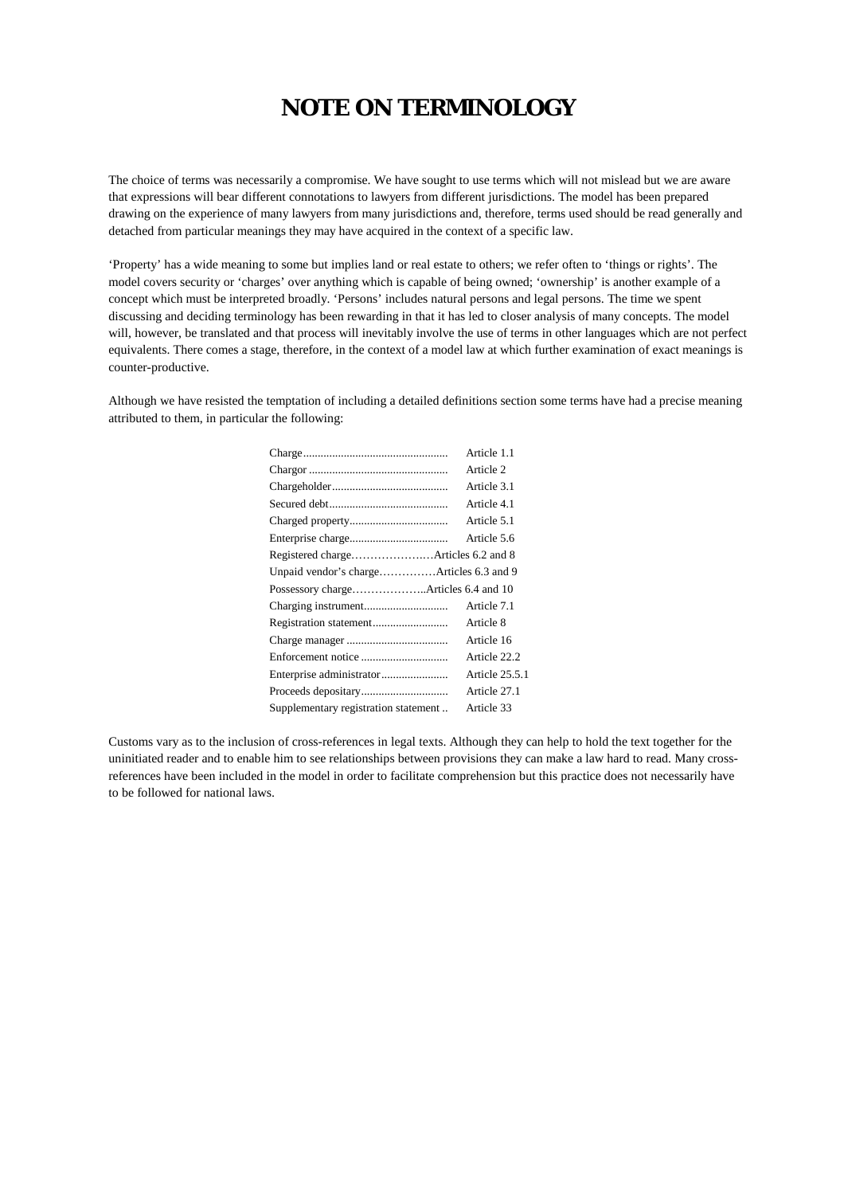# NOTE ON TERMINOLOGY

The choice of terms was necessarily a compromise. We have sought to use terms which will not mislead but we are aware that expressions will bear different connotations to lawyers from different jurisdictions. The model has been prepared drawing on the experience of many lawyers from many jurisdictions and, therefore, terms used should be read generally and detached from particular meanings they may have acquired in the context of a specific law.

'Property' has a wide meaning to some but implies land or real estate to others; we refer often to 'things or rights'. The model covers security or 'charges' over anything which is capable of being owned; 'ownership' is another example of a concept which must be interpreted broadly. 'Persons' includes natural persons and legal persons. The time we spent discussing and deciding terminology has been rewarding in that it has led to closer analysis of many concepts. The model will, however, be translated and that process will inevitably involve the use of terms in other languages which are not perfect equivalents. There comes a stage, therefore, in the context of a model law at which further examination of exact meanings is counter-productive.

Although we have resisted the temptation of including a detailed definitions section some terms have had a precise meaning attributed to them, in particular the following:

| Term | Article |
|---|---|
| Charge | Article 1.1 |
| Chargor | Article 2 |
| Chargeholder | Article 3.1 |
| Secured debt | Article 4.1 |
| Charged property | Article 5.1 |
| Enterprise charge | Article 5.6 |
| Registered charge | Articles 6.2 and 8 |
| Unpaid vendor's charge | Articles 6.3 and 9 |
| Possessory charge | Articles 6.4 and 10 |
| Charging instrument | Article 7.1 |
| Registration statement | Article 8 |
| Charge manager | Article 16 |
| Enforcement notice | Article 22.2 |
| Enterprise administrator | Article 25.5.1 |
| Proceeds depositary | Article 27.1 |
| Supplementary registration statement | Article 33 |

Customs vary as to the inclusion of cross-references in legal texts. Although they can help to hold the text together for the uninitiated reader and to enable him to see relationships between provisions they can make a law hard to read. Many cross-references have been included in the model in order to facilitate comprehension but this practice does not necessarily have to be followed for national laws.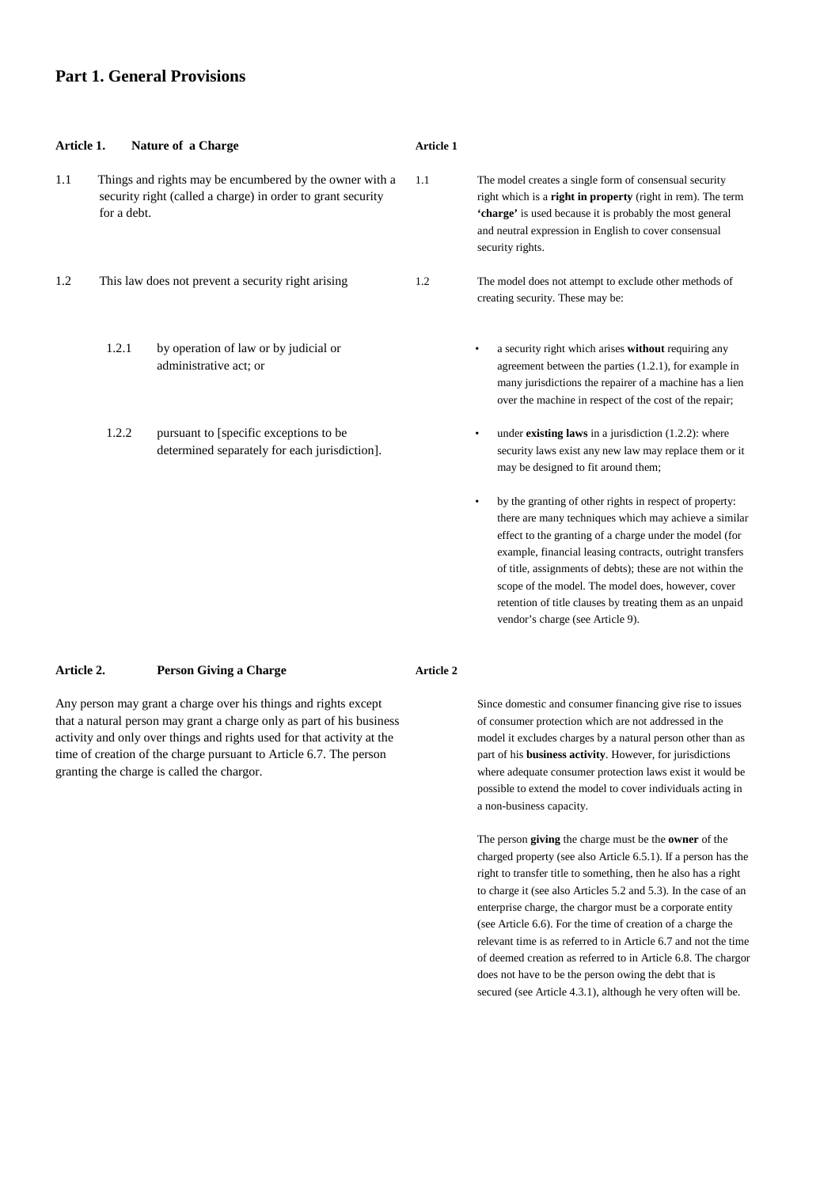# Part 1. General Provisions

## Article 1. Nature of a Charge

1.1 Things and rights may be encumbered by the owner with a security right (called a charge) in order to grant security for a debt.

1.2 This law does not prevent a security right arising

1.2.1 by operation of law or by judicial or administrative act; or

1.2.2 pursuant to [specific exceptions to be determined separately for each jurisdiction].

**Article 1**

1.1 The model creates a single form of consensual security right which is a **right in property** (right in rem). The term **'charge'** is used because it is probably the most general and neutral expression in English to cover consensual security rights.

1.2 The model does not attempt to exclude other methods of creating security. These may be:

- a security right which arises **without** requiring any agreement between the parties (1.2.1), for example in many jurisdictions the repairer of a machine has a lien over the machine in respect of the cost of the repair;
- under **existing laws** in a jurisdiction (1.2.2): where security laws exist any new law may replace them or it may be designed to fit around them;
- by the granting of other rights in respect of property: there are many techniques which may achieve a similar effect to the granting of a charge under the model (for example, financial leasing contracts, outright transfers of title, assignments of debts); these are not within the scope of the model. The model does, however, cover retention of title clauses by treating them as an unpaid vendor's charge (see Article 9).

## Article 2. Person Giving a Charge

Any person may grant a charge over his things and rights except that a natural person may grant a charge only as part of his business activity and only over things and rights used for that activity at the time of creation of the charge pursuant to Article 6.7. The person granting the charge is called the chargor.

**Article 2**

Since domestic and consumer financing give rise to issues of consumer protection which are not addressed in the model it excludes charges by a natural person other than as part of his **business activity**. However, for jurisdictions where adequate consumer protection laws exist it would be possible to extend the model to cover individuals acting in a non-business capacity.

The person **giving** the charge must be the **owner** of the charged property (see also Article 6.5.1). If a person has the right to transfer title to something, then he also has a right to charge it (see also Articles 5.2 and 5.3). In the case of an enterprise charge, the chargor must be a corporate entity (see Article 6.6). For the time of creation of a charge the relevant time is as referred to in Article 6.7 and not the time of deemed creation as referred to in Article 6.8. The chargor does not have to be the person owing the debt that is secured (see Article 4.3.1), although he very often will be.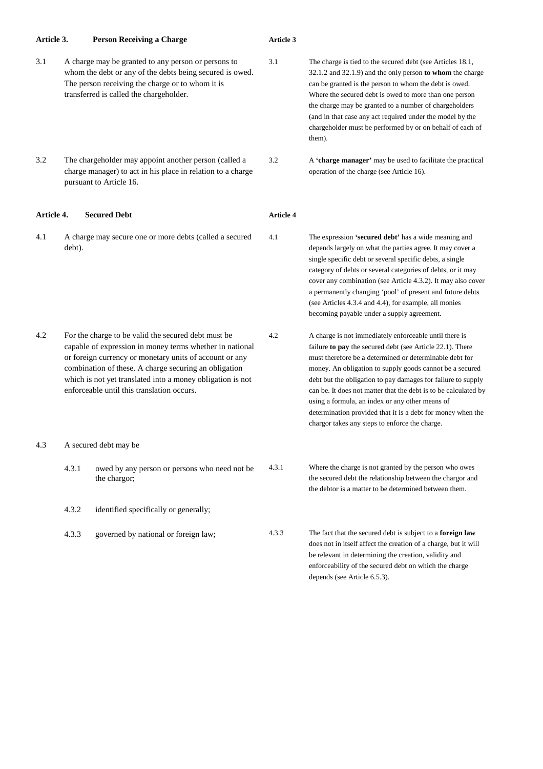| **Article 3.** | **Person Receiving a Charge** | **Article 3** | |
| --- | --- | --- | --- |
| 3.1 | A charge may be granted to any person or persons to whom the debt or any of the debts being secured is owed. The person receiving the charge or to whom it is transferred is called the chargeholder. | 3.1 | The charge is tied to the secured debt (see Articles 18.1, 32.1.2 and 32.1.9) and the only person **to whom** the charge can be granted is the person to whom the debt is owed. Where the secured debt is owed to more than one person the charge may be granted to a number of chargeholders (and in that case any act required under the model by the chargeholder must be performed by or on behalf of each of them). |
| 3.2 | The chargeholder may appoint another person (called a charge manager) to act in his place in relation to a charge pursuant to Article 16. | 3.2 | A **'charge manager'** may be used to facilitate the practical operation of the charge (see Article 16). |
| **Article 4.** | **Secured Debt** | **Article 4** | |
| 4.1 | A charge may secure one or more debts (called a secured debt). | 4.1 | The expression **'secured debt'** has a wide meaning and depends largely on what the parties agree. It may cover a single specific debt or several specific debts, a single category of debts or several categories of debts, or it may cover any combination (see Article 4.3.2). It may also cover a permanently changing 'pool' of present and future debts (see Articles 4.3.4 and 4.4), for example, all monies becoming payable under a supply agreement. |
| 4.2 | For the charge to be valid the secured debt must be capable of expression in money terms whether in national or foreign currency or monetary units of account or any combination of these. A charge securing an obligation which is not yet translated into a money obligation is not enforceable until this translation occurs. | 4.2 | A charge is not immediately enforceable until there is failure **to pay** the secured debt (see Article 22.1). There must therefore be a determined or determinable debt for money. An obligation to supply goods cannot be a secured debt but the obligation to pay damages for failure to supply can be. It does not matter that the debt is to be calculated by using a formula, an index or any other means of determination provided that it is a debt for money when the chargor takes any steps to enforce the charge. |
| 4.3 | A secured debt may be | | |
| 4.3.1 | owed by any person or persons who need not be the chargor; | 4.3.1 | Where the charge is not granted by the person who owes the secured debt the relationship between the chargor and the debtor is a matter to be determined between them. |
| 4.3.2 | identified specifically or generally; | | |
| 4.3.3 | governed by national or foreign law; | 4.3.3 | The fact that the secured debt is subject to a **foreign law** does not in itself affect the creation of a charge, but it will be relevant in determining the creation, validity and enforceability of the secured debt on which the charge depends (see Article 6.5.3). |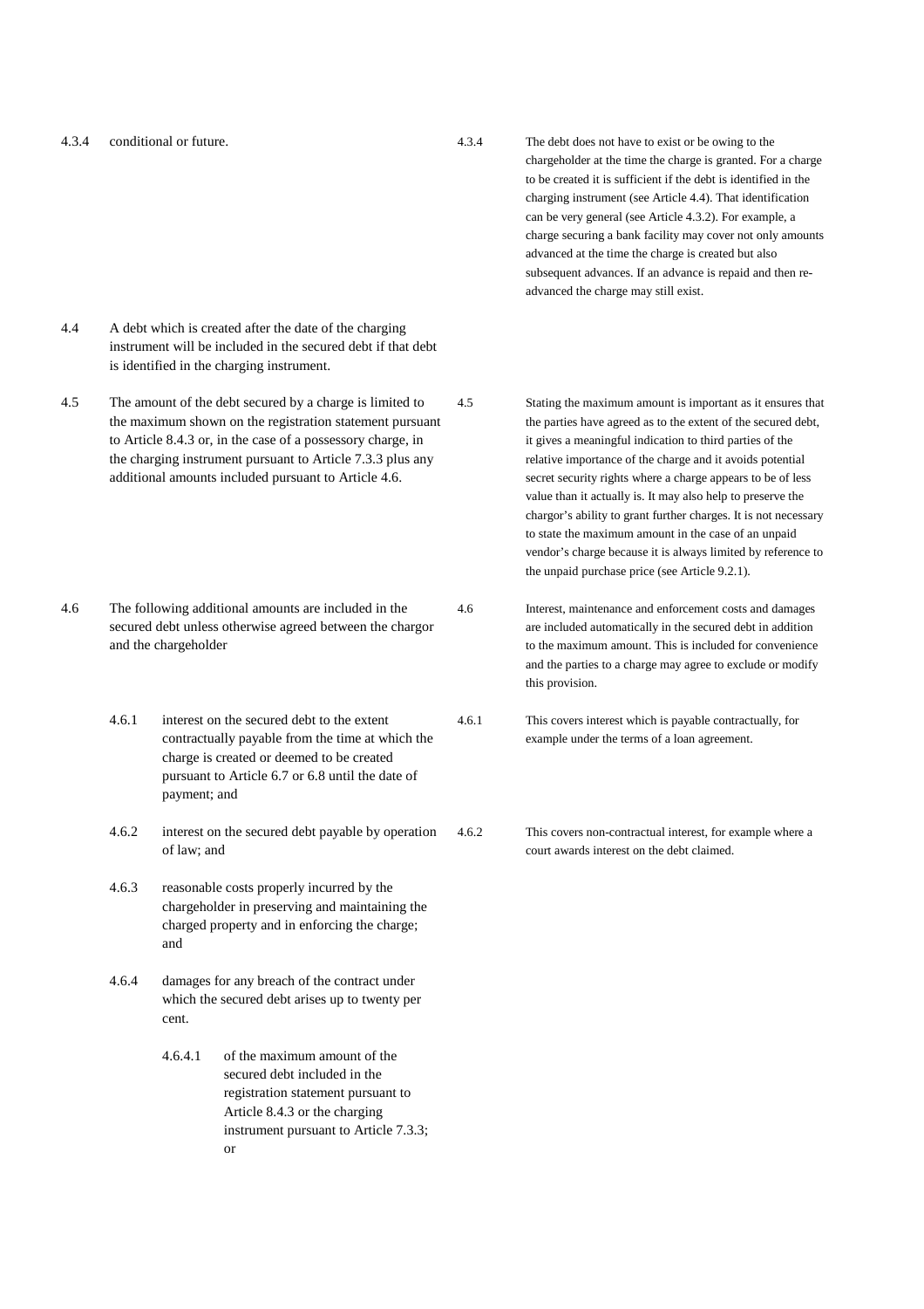4.3.4 conditional or future.

> 4.3.4 The debt does not have to exist or be owing to the chargeholder at the time the charge is granted. For a charge to be created it is sufficient if the debt is identified in the charging instrument (see Article 4.4). That identification can be very general (see Article 4.3.2). For example, a charge securing a bank facility may cover not only amounts advanced at the time the charge is created but also subsequent advances. If an advance is repaid and then re-advanced the charge may still exist.

4.4 A debt which is created after the date of the charging instrument will be included in the secured debt if that debt is identified in the charging instrument.

4.5 The amount of the debt secured by a charge is limited to the maximum shown on the registration statement pursuant to Article 8.4.3 or, in the case of a possessory charge, in the charging instrument pursuant to Article 7.3.3 plus any additional amounts included pursuant to Article 4.6.

> 4.5 Stating the maximum amount is important as it ensures that the parties have agreed as to the extent of the secured debt, it gives a meaningful indication to third parties of the relative importance of the charge and it avoids potential secret security rights where a charge appears to be of less value than it actually is. It may also help to preserve the chargor's ability to grant further charges. It is not necessary to state the maximum amount in the case of an unpaid vendor's charge because it is always limited by reference to the unpaid purchase price (see Article 9.2.1).

4.6 The following additional amounts are included in the secured debt unless otherwise agreed between the chargor and the chargeholder

> 4.6 Interest, maintenance and enforcement costs and damages are included automatically in the secured debt in addition to the maximum amount. This is included for convenience and the parties to a charge may agree to exclude or modify this provision.

- 4.6.1 interest on the secured debt to the extent contractually payable from the time at which the charge is created or deemed to be created pursuant to Article 6.7 or 6.8 until the date of payment; and

> 4.6.1 This covers interest which is payable contractually, for example under the terms of a loan agreement.

- 4.6.2 interest on the secured debt payable by operation of law; and

> 4.6.2 This covers non-contractual interest, for example where a court awards interest on the debt claimed.

- 4.6.3 reasonable costs properly incurred by the chargeholder in preserving and maintaining the charged property and in enforcing the charge; and

- 4.6.4 damages for any breach of the contract under which the secured debt arises up to twenty per cent.

  - 4.6.4.1 of the maximum amount of the secured debt included in the registration statement pursuant to Article 8.4.3 or the charging instrument pursuant to Article 7.3.3; or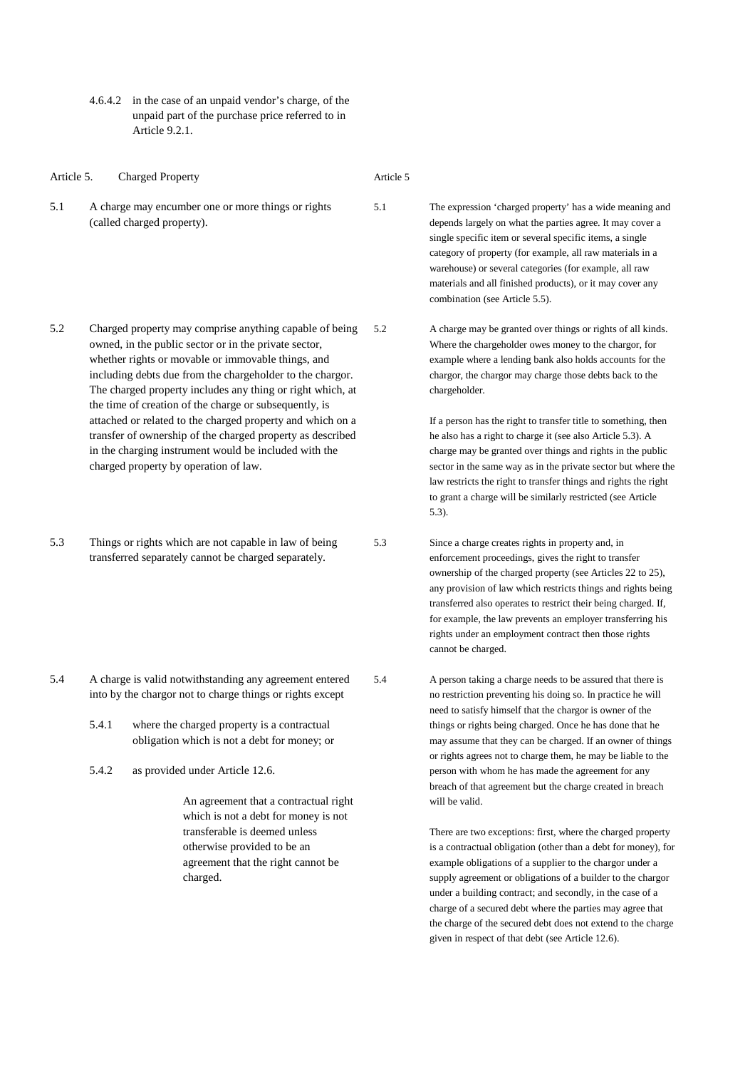4.6.4.2 in the case of an unpaid vendor's charge, of the unpaid part of the purchase price referred to in Article 9.2.1.

## Article 5. Charged Property

**Article 5 (commentary)**

5.1 A charge may encumber one or more things or rights (called charged property).

> 5.1 The expression 'charged property' has a wide meaning and depends largely on what the parties agree. It may cover a single specific item or several specific items, a single category of property (for example, all raw materials in a warehouse) or several categories (for example, all raw materials and all finished products), or it may cover any combination (see Article 5.5).

5.2 Charged property may comprise anything capable of being owned, in the public sector or in the private sector, whether rights or movable or immovable things, and including debts due from the chargeholder to the chargor. The charged property includes any thing or right which, at the time of creation of the charge or subsequently, is attached or related to the charged property and which on a transfer of ownership of the charged property as described in the charging instrument would be included with the charged property by operation of law.

> 5.2 A charge may be granted over things or rights of all kinds. Where the chargeholder owes money to the chargor, for example where a lending bank also holds accounts for the chargor, the chargor may charge those debts back to the chargeholder.
>
> If a person has the right to transfer title to something, then he also has a right to charge it (see also Article 5.3). A charge may be granted over things and rights in the public sector in the same way as in the private sector but where the law restricts the right to transfer things and rights the right to grant a charge will be similarly restricted (see Article 5.3).

5.3 Things or rights which are not capable in law of being transferred separately cannot be charged separately.

> 5.3 Since a charge creates rights in property and, in enforcement proceedings, gives the right to transfer ownership of the charged property (see Articles 22 to 25), any provision of law which restricts things and rights being transferred also operates to restrict their being charged. If, for example, the law prevents an employer transferring his rights under an employment contract then those rights cannot be charged.

5.4 A charge is valid notwithstanding any agreement entered into by the chargor not to charge things or rights except

5.4.1 where the charged property is a contractual obligation which is not a debt for money; or

5.4.2 as provided under Article 12.6.

An agreement that a contractual right which is not a debt for money is not transferable is deemed unless otherwise provided to be an agreement that the right cannot be charged.

> 5.4 A person taking a charge needs to be assured that there is no restriction preventing his doing so. In practice he will need to satisfy himself that the chargor is owner of the things or rights being charged. Once he has done that he may assume that they can be charged. If an owner of things or rights agrees not to charge them, he may be liable to the person with whom he has made the agreement for any breach of that agreement but the charge created in breach will be valid.
>
> There are two exceptions: first, where the charged property is a contractual obligation (other than a debt for money), for example obligations of a supplier to the chargor under a supply agreement or obligations of a builder to the chargor under a building contract; and secondly, in the case of a charge of a secured debt where the parties may agree that the charge of the secured debt does not extend to the charge given in respect of that debt (see Article 12.6).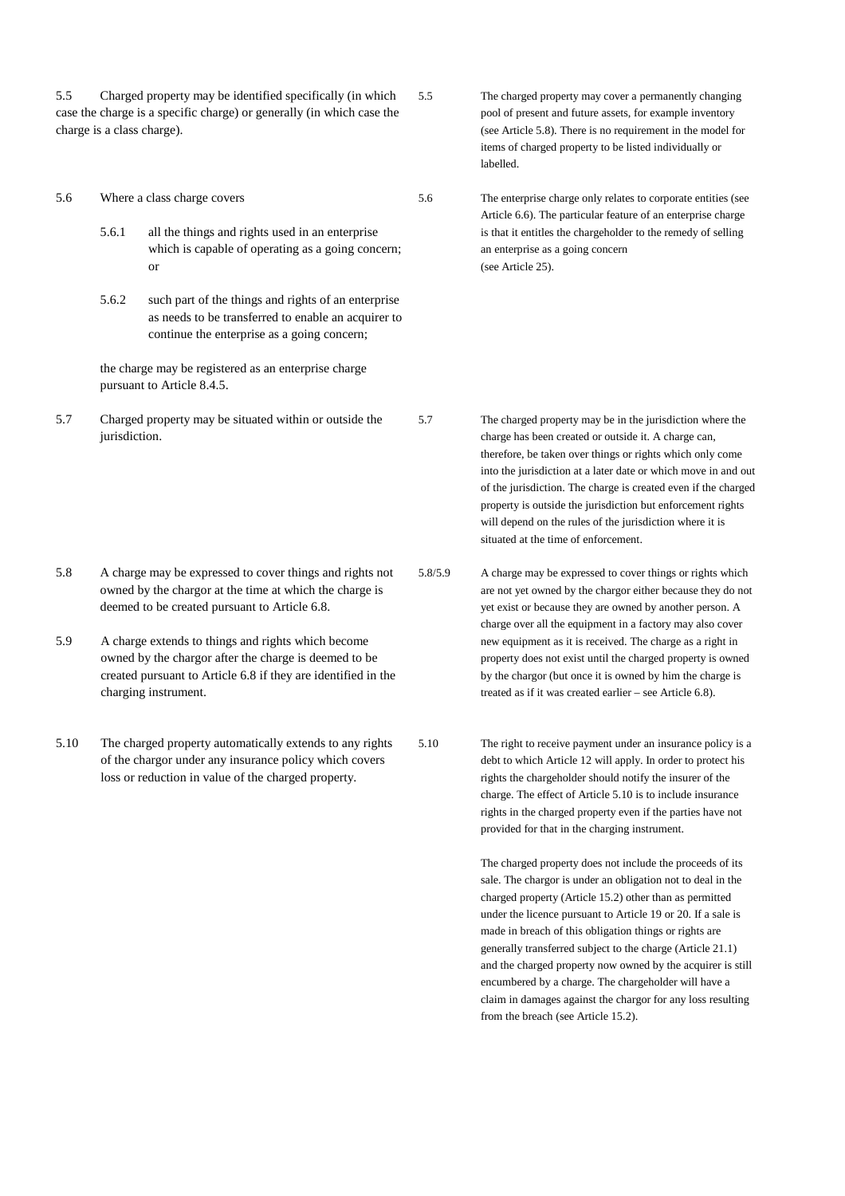5.5 Charged property may be identified specifically (in which case the charge is a specific charge) or generally (in which case the charge is a class charge).

5.5 The charged property may cover a permanently changing pool of present and future assets, for example inventory (see Article 5.8). There is no requirement in the model for items of charged property to be listed individually or labelled.

5.6 Where a class charge covers

5.6.1 all the things and rights used in an enterprise which is capable of operating as a going concern; or

5.6.2 such part of the things and rights of an enterprise as needs to be transferred to enable an acquirer to continue the enterprise as a going concern;

the charge may be registered as an enterprise charge pursuant to Article 8.4.5.

5.6 The enterprise charge only relates to corporate entities (see Article 6.6). The particular feature of an enterprise charge is that it entitles the chargeholder to the remedy of selling an enterprise as a going concern (see Article 25).

5.7 Charged property may be situated within or outside the jurisdiction.

5.7 The charged property may be in the jurisdiction where the charge has been created or outside it. A charge can, therefore, be taken over things or rights which only come into the jurisdiction at a later date or which move in and out of the jurisdiction. The charge is created even if the charged property is outside the jurisdiction but enforcement rights will depend on the rules of the jurisdiction where it is situated at the time of enforcement.

5.8 A charge may be expressed to cover things and rights not owned by the chargor at the time at which the charge is deemed to be created pursuant to Article 6.8.

5.9 A charge extends to things and rights which become owned by the chargor after the charge is deemed to be created pursuant to Article 6.8 if they are identified in the charging instrument.

5.8/5.9 A charge may be expressed to cover things or rights which are not yet owned by the chargor either because they do not yet exist or because they are owned by another person. A charge over all the equipment in a factory may also cover new equipment as it is received. The charge as a right in property does not exist until the charged property is owned by the chargor (but once it is owned by him the charge is treated as if it was created earlier – see Article 6.8).

5.10 The charged property automatically extends to any rights of the chargor under any insurance policy which covers loss or reduction in value of the charged property.

5.10 The right to receive payment under an insurance policy is a debt to which Article 12 will apply. In order to protect his rights the chargeholder should notify the insurer of the charge. The effect of Article 5.10 is to include insurance rights in the charged property even if the parties have not provided for that in the charging instrument.

The charged property does not include the proceeds of its sale. The chargor is under an obligation not to deal in the charged property (Article 15.2) other than as permitted under the licence pursuant to Article 19 or 20. If a sale is made in breach of this obligation things or rights are generally transferred subject to the charge (Article 21.1) and the charged property now owned by the acquirer is still encumbered by a charge. The chargeholder will have a claim in damages against the chargor for any loss resulting from the breach (see Article 15.2).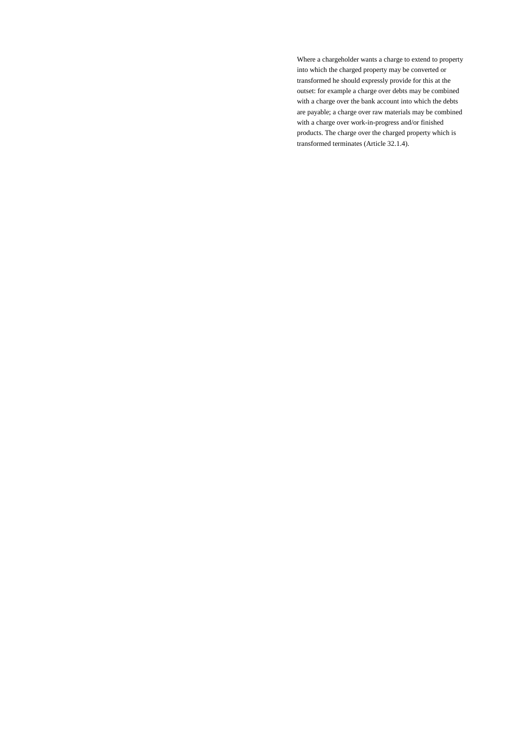Where a chargeholder wants a charge to extend to property into which the charged property may be converted or transformed he should expressly provide for this at the outset: for example a charge over debts may be combined with a charge over the bank account into which the debts are payable; a charge over raw materials may be combined with a charge over work-in-progress and/or finished products. The charge over the charged property which is transformed terminates (Article 32.1.4).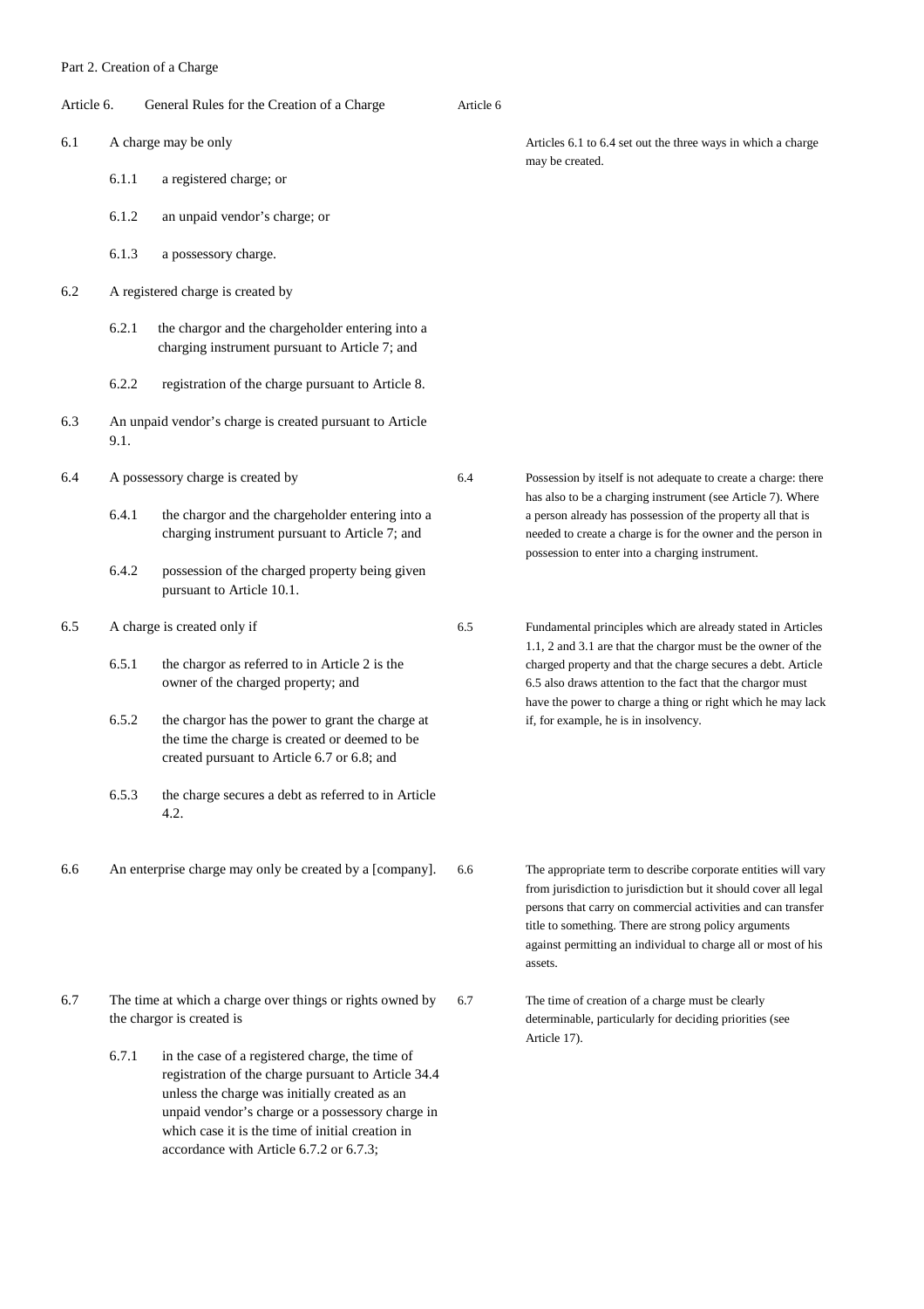Part 2. Creation of a Charge

## Article 6. General Rules for the Creation of a Charge

6.1 A charge may be only

6.1.1 a registered charge; or

6.1.2 an unpaid vendor's charge; or

6.1.3 a possessory charge.

6.2 A registered charge is created by

6.2.1 the chargor and the chargeholder entering into a charging instrument pursuant to Article 7; and

6.2.2 registration of the charge pursuant to Article 8.

6.3 An unpaid vendor's charge is created pursuant to Article 9.1.

6.4 A possessory charge is created by

6.4.1 the chargor and the chargeholder entering into a charging instrument pursuant to Article 7; and

6.4.2 possession of the charged property being given pursuant to Article 10.1.

6.5 A charge is created only if

6.5.1 the chargor as referred to in Article 2 is the owner of the charged property; and

6.5.2 the chargor has the power to grant the charge at the time the charge is created or deemed to be created pursuant to Article 6.7 or 6.8; and

6.5.3 the charge secures a debt as referred to in Article 4.2.

6.6 An enterprise charge may only be created by a [company].

6.7 The time at which a charge over things or rights owned by the chargor is created is

6.7.1 in the case of a registered charge, the time of registration of the charge pursuant to Article 34.4 unless the charge was initially created as an unpaid vendor's charge or a possessory charge in which case it is the time of initial creation in accordance with Article 6.7.2 or 6.7.3;

---

**Article 6**

Articles 6.1 to 6.4 set out the three ways in which a charge may be created.

6.4 Possession by itself is not adequate to create a charge: there has also to be a charging instrument (see Article 7). Where a person already has possession of the property all that is needed to create a charge is for the owner and the person in possession to enter into a charging instrument.

6.5 Fundamental principles which are already stated in Articles 1.1, 2 and 3.1 are that the chargor must be the owner of the charged property and that the charge secures a debt. Article 6.5 also draws attention to the fact that the chargor must have the power to charge a thing or right which he may lack if, for example, he is in insolvency.

6.6 The appropriate term to describe corporate entities will vary from jurisdiction to jurisdiction but it should cover all legal persons that carry on commercial activities and can transfer title to something. There are strong policy arguments against permitting an individual to charge all or most of his assets.

6.7 The time of creation of a charge must be clearly determinable, particularly for deciding priorities (see Article 17).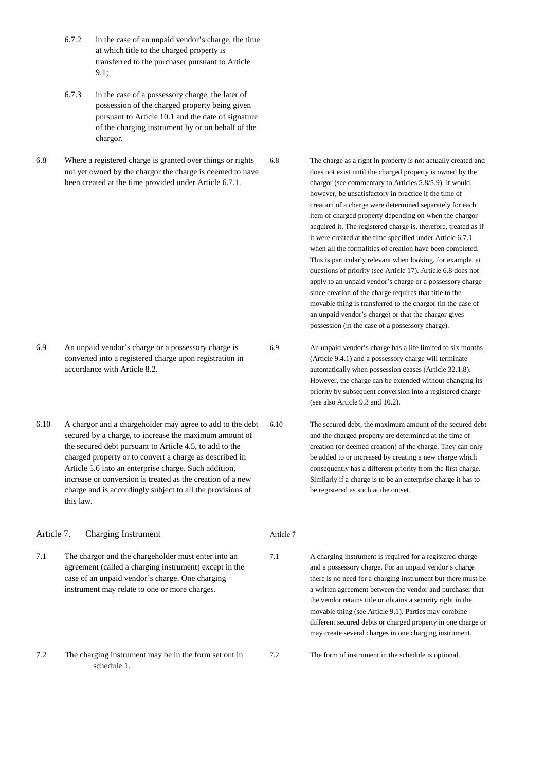6.7.2 in the case of an unpaid vendor's charge, the time at which title to the charged property is transferred to the purchaser pursuant to Article 9.1;

6.7.3 in the case of a possessory charge, the later of possession of the charged property being given pursuant to Article 10.1 and the date of signature of the charging instrument by or on behalf of the chargor.

6.8 Where a registered charge is granted over things or rights not yet owned by the chargor the charge is deemed to have been created at the time provided under Article 6.7.1.

> 6.8 The charge as a right in property is not actually created and does not exist until the charged property is owned by the chargor (see commentary to Articles 5.8/5.9). It would, however, be unsatisfactory in practice if the time of creation of a charge were determined separately for each item of charged property depending on when the chargor acquired it. The registered charge is, therefore, treated as if it were created at the time specified under Article 6.7.1 when all the formalities of creation have been completed. This is particularly relevant when looking, for example, at questions of priority (see Article 17). Article 6.8 does not apply to an unpaid vendor's charge or a possessory charge since creation of the charge requires that title to the movable thing is transferred to the chargor (in the case of an unpaid vendor's charge) or that the chargor gives possession (in the case of a possessory charge).

6.9 An unpaid vendor's charge or a possessory charge is converted into a registered charge upon registration in accordance with Article 8.2.

> 6.9 An unpaid vendor's charge has a life limited to six months (Article 9.4.1) and a possessory charge will terminate automatically when possession ceases (Article 32.1.8). However, the charge can be extended without changing its priority by subsequent conversion into a registered charge (see also Article 9.3 and 10.2).

6.10 A chargor and a chargeholder may agree to add to the debt secured by a charge, to increase the maximum amount of the secured debt pursuant to Article 4.5, to add to the charged property or to convert a charge as described in Article 5.6 into an enterprise charge. Such addition, increase or conversion is treated as the creation of a new charge and is accordingly subject to all the provisions of this law.

> 6.10 The secured debt, the maximum amount of the secured debt and the charged property are determined at the time of creation (or deemed creation) of the charge. They can only be added to or increased by creating a new charge which consequently has a different priority from the first charge. Similarly if a charge is to be an enterprise charge it has to be registered as such at the outset.

## Article 7. Charging Instrument

> Article 7

7.1 The chargor and the chargeholder must enter into an agreement (called a charging instrument) except in the case of an unpaid vendor's charge. One charging instrument may relate to one or more charges.

> 7.1 A charging instrument is required for a registered charge and a possessory charge. For an unpaid vendor's charge there is no need for a charging instrument but there must be a written agreement between the vendor and purchaser that the vendor retains title or obtains a security right in the movable thing (see Article 9.1). Parties may combine different secured debts or charged property in one charge or may create several charges in one charging instrument.

7.2 The charging instrument may be in the form set out in schedule 1.

> 7.2 The form of instrument in the schedule is optional.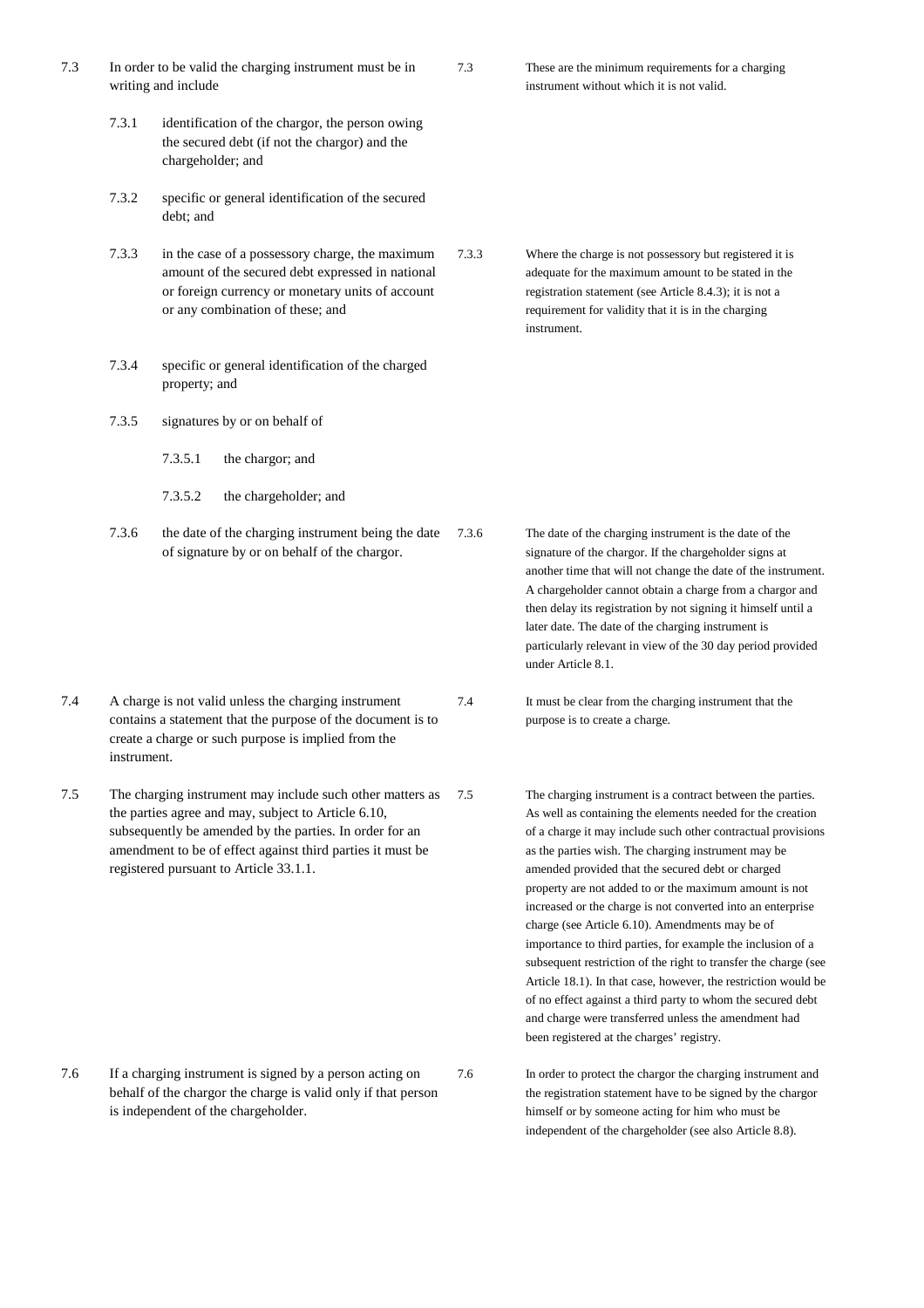| | | | |
|---|---|---|---|
| 7.3 | In order to be valid the charging instrument must be in writing and include | 7.3 | These are the minimum requirements for a charging instrument without which it is not valid. |
| | 7.3.1 identification of the chargor, the person owing the secured debt (if not the chargor) and the chargeholder; and | | |
| | 7.3.2 specific or general identification of the secured debt; and | | |
| | 7.3.3 in the case of a possessory charge, the maximum amount of the secured debt expressed in national or foreign currency or monetary units of account or any combination of these; and | 7.3.3 | Where the charge is not possessory but registered it is adequate for the maximum amount to be stated in the registration statement (see Article 8.4.3); it is not a requirement for validity that it is in the charging instrument. |
| | 7.3.4 specific or general identification of the charged property; and | | |
| | 7.3.5 signatures by or on behalf of | | |
| | 7.3.5.1 the chargor; and | | |
| | 7.3.5.2 the chargeholder; and | | |
| | 7.3.6 the date of the charging instrument being the date of signature by or on behalf of the chargor. | 7.3.6 | The date of the charging instrument is the date of the signature of the chargor. If the chargeholder signs at another time that will not change the date of the instrument. A chargeholder cannot obtain a charge from a chargor and then delay its registration by not signing it himself until a later date. The date of the charging instrument is particularly relevant in view of the 30 day period provided under Article 8.1. |
| 7.4 | A charge is not valid unless the charging instrument contains a statement that the purpose of the document is to create a charge or such purpose is implied from the instrument. | 7.4 | It must be clear from the charging instrument that the purpose is to create a charge. |
| 7.5 | The charging instrument may include such other matters as the parties agree and may, subject to Article 6.10, subsequently be amended by the parties. In order for an amendment to be of effect against third parties it must be registered pursuant to Article 33.1.1. | 7.5 | The charging instrument is a contract between the parties. As well as containing the elements needed for the creation of a charge it may include such other contractual provisions as the parties wish. The charging instrument may be amended provided that the secured debt or charged property are not added to or the maximum amount is not increased or the charge is not converted into an enterprise charge (see Article 6.10). Amendments may be of importance to third parties, for example the inclusion of a subsequent restriction of the right to transfer the charge (see Article 18.1). In that case, however, the restriction would be of no effect against a third party to whom the secured debt and charge were transferred unless the amendment had been registered at the charges' registry. |
| 7.6 | If a charging instrument is signed by a person acting on behalf of the chargor the charge is valid only if that person is independent of the chargeholder. | 7.6 | In order to protect the chargor the charging instrument and the registration statement have to be signed by the chargor himself or by someone acting for him who must be independent of the chargeholder (see also Article 8.8). |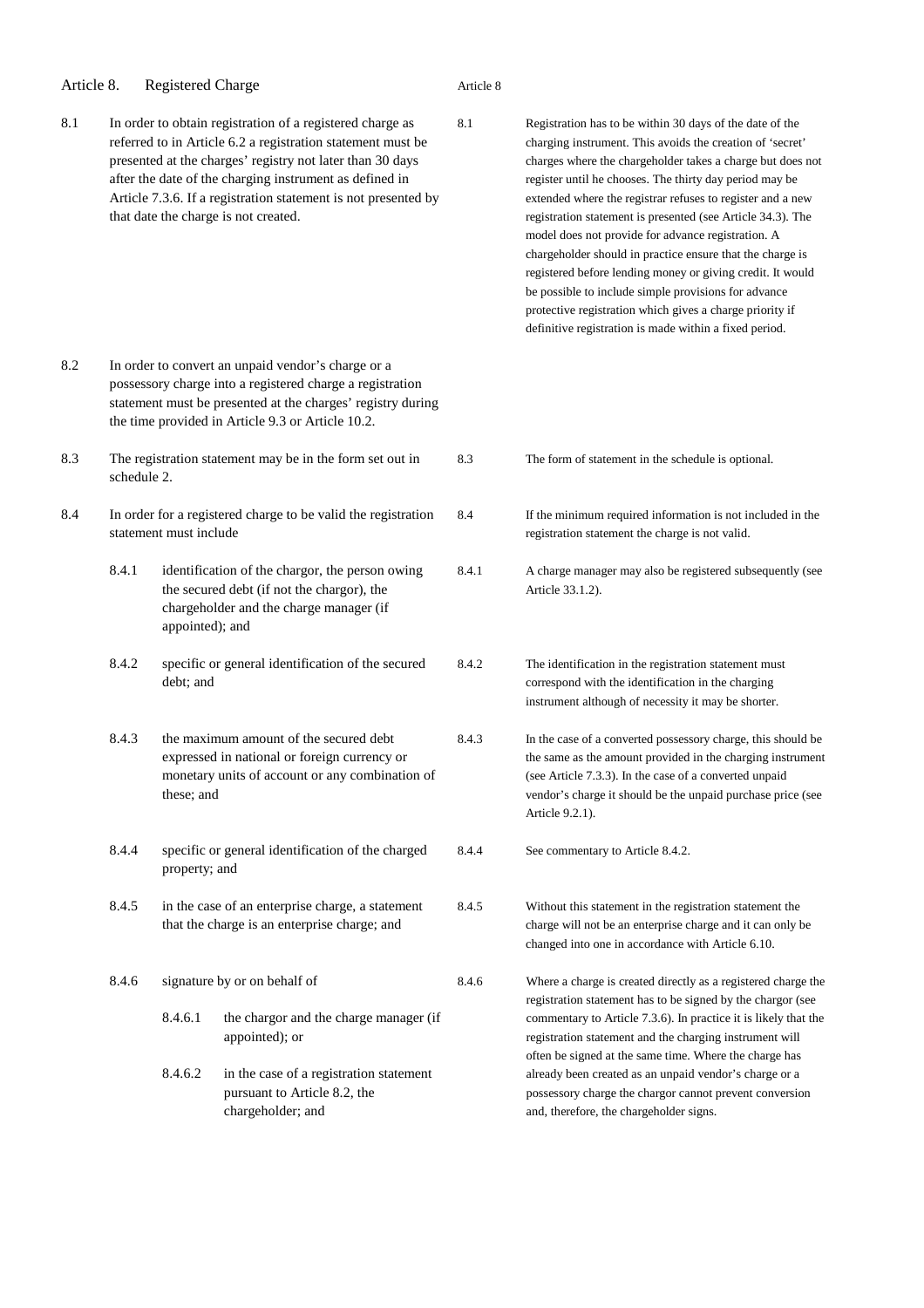## Article 8. Registered Charge

**8.1** In order to obtain registration of a registered charge as referred to in Article 6.2 a registration statement must be presented at the charges' registry not later than 30 days after the date of the charging instrument as defined in Article 7.3.6. If a registration statement is not presented by that date the charge is not created.

**8.2** In order to convert an unpaid vendor's charge or a possessory charge into a registered charge a registration statement must be presented at the charges' registry during the time provided in Article 9.3 or Article 10.2.

**8.3** The registration statement may be in the form set out in schedule 2.

**8.4** In order for a registered charge to be valid the registration statement must include

- **8.4.1** identification of the chargor, the person owing the secured debt (if not the chargor), the chargeholder and the charge manager (if appointed); and
- **8.4.2** specific or general identification of the secured debt; and
- **8.4.3** the maximum amount of the secured debt expressed in national or foreign currency or monetary units of account or any combination of these; and
- **8.4.4** specific or general identification of the charged property; and
- **8.4.5** in the case of an enterprise charge, a statement that the charge is an enterprise charge; and
- **8.4.6** signature by or on behalf of
  - **8.4.6.1** the chargor and the charge manager (if appointed); or
  - **8.4.6.2** in the case of a registration statement pursuant to Article 8.2, the chargeholder; and

### Commentary – Article 8

**8.1** Registration has to be within 30 days of the date of the charging instrument. This avoids the creation of 'secret' charges where the chargeholder takes a charge but does not register until he chooses. The thirty day period may be extended where the registrar refuses to register and a new registration statement is presented (see Article 34.3). The model does not provide for advance registration. A chargeholder should in practice ensure that the charge is registered before lending money or giving credit. It would be possible to include simple provisions for advance protective registration which gives a charge priority if definitive registration is made within a fixed period.

**8.3** The form of statement in the schedule is optional.

**8.4** If the minimum required information is not included in the registration statement the charge is not valid.

**8.4.1** A charge manager may also be registered subsequently (see Article 33.1.2).

**8.4.2** The identification in the registration statement must correspond with the identification in the charging instrument although of necessity it may be shorter.

**8.4.3** In the case of a converted possessory charge, this should be the same as the amount provided in the charging instrument (see Article 7.3.3). In the case of a converted unpaid vendor's charge it should be the unpaid purchase price (see Article 9.2.1).

**8.4.4** See commentary to Article 8.4.2.

**8.4.5** Without this statement in the registration statement the charge will not be an enterprise charge and it can only be changed into one in accordance with Article 6.10.

**8.4.6** Where a charge is created directly as a registered charge the registration statement has to be signed by the chargor (see commentary to Article 7.3.6). In practice it is likely that the registration statement and the charging instrument will often be signed at the same time. Where the charge has already been created as an unpaid vendor's charge or a possessory charge the chargor cannot prevent conversion and, therefore, the chargeholder signs.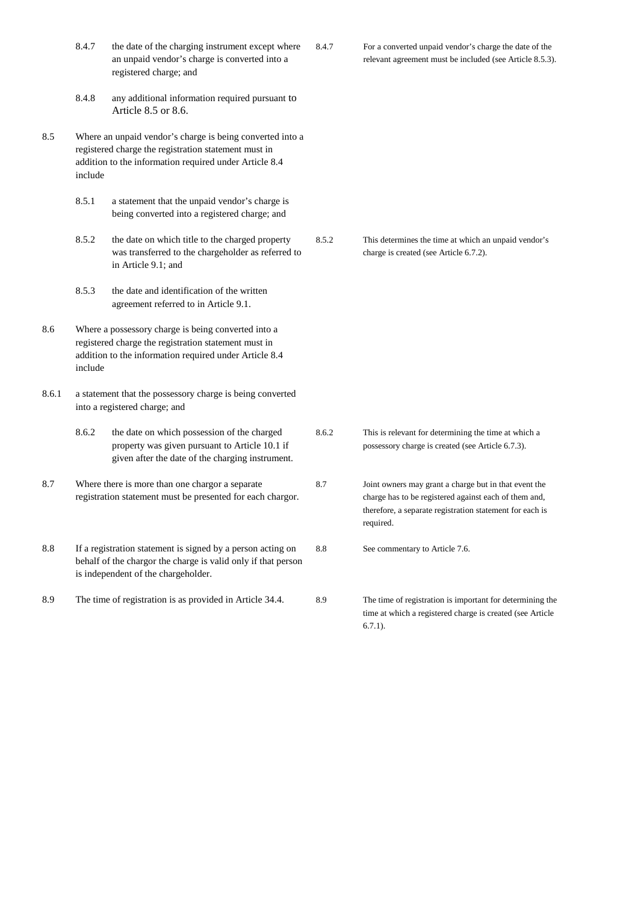| | | | |
|---|---|---|---|
| 8.4.7 | the date of the charging instrument except where an unpaid vendor's charge is converted into a registered charge; and | 8.4.7 | For a converted unpaid vendor's charge the date of the relevant agreement must be included (see Article 8.5.3). |
| 8.4.8 | any additional information required pursuant to Article 8.5 or 8.6. | | |
| 8.5 | Where an unpaid vendor's charge is being converted into a registered charge the registration statement must in addition to the information required under Article 8.4 include | | |
| 8.5.1 | a statement that the unpaid vendor's charge is being converted into a registered charge; and | | |
| 8.5.2 | the date on which title to the charged property was transferred to the chargeholder as referred to in Article 9.1; and | 8.5.2 | This determines the time at which an unpaid vendor's charge is created (see Article 6.7.2). |
| 8.5.3 | the date and identification of the written agreement referred to in Article 9.1. | | |
| 8.6 | Where a possessory charge is being converted into a registered charge the registration statement must in addition to the information required under Article 8.4 include | | |
| 8.6.1 | a statement that the possessory charge is being converted into a registered charge; and | | |
| 8.6.2 | the date on which possession of the charged property was given pursuant to Article 10.1 if given after the date of the charging instrument. | 8.6.2 | This is relevant for determining the time at which a possessory charge is created (see Article 6.7.3). |
| 8.7 | Where there is more than one chargor a separate registration statement must be presented for each chargor. | 8.7 | Joint owners may grant a charge but in that event the charge has to be registered against each of them and, therefore, a separate registration statement for each is required. |
| 8.8 | If a registration statement is signed by a person acting on behalf of the chargor the charge is valid only if that person is independent of the chargeholder. | 8.8 | See commentary to Article 7.6. |
| 8.9 | The time of registration is as provided in Article 34.4. | 8.9 | The time of registration is important for determining the time at which a registered charge is created (see Article 6.7.1). |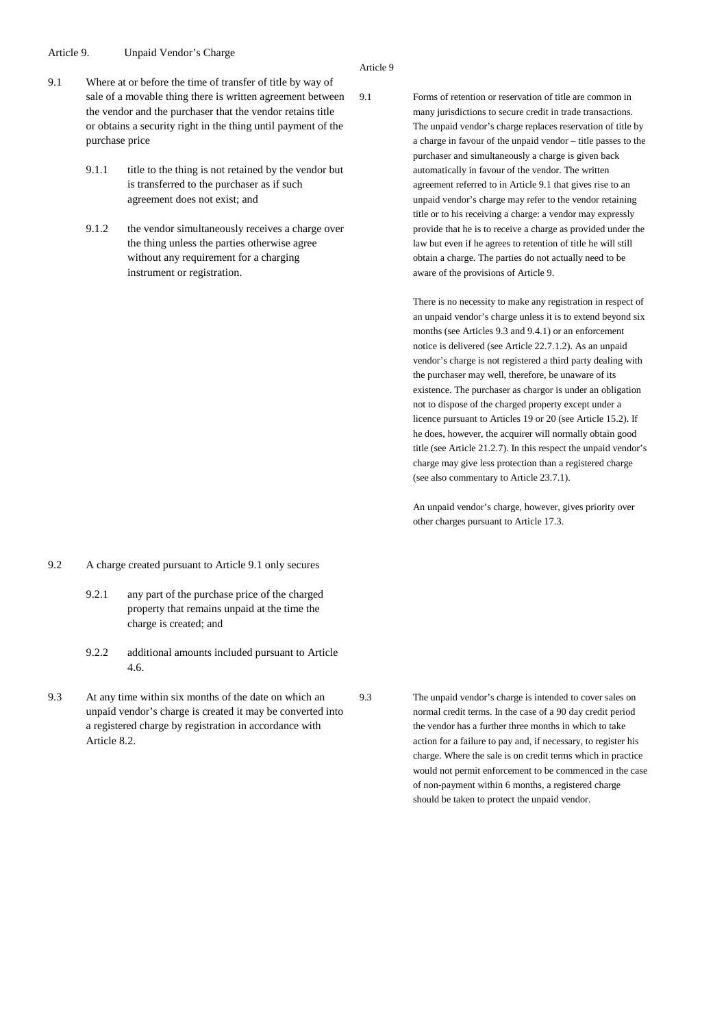## Article 9. Unpaid Vendor's Charge

9.1 Where at or before the time of transfer of title by way of sale of a movable thing there is written agreement between the vendor and the purchaser that the vendor retains title or obtains a security right in the thing until payment of the purchase price

9.1.1 title to the thing is not retained by the vendor but is transferred to the purchaser as if such agreement does not exist; and

9.1.2 the vendor simultaneously receives a charge over the thing unless the parties otherwise agree without any requirement for a charging instrument or registration.

Article 9

9.1 Forms of retention or reservation of title are common in many jurisdictions to secure credit in trade transactions. The unpaid vendor's charge replaces reservation of title by a charge in favour of the unpaid vendor – title passes to the purchaser and simultaneously a charge is given back automatically in favour of the vendor. The written agreement referred to in Article 9.1 that gives rise to an unpaid vendor's charge may refer to the vendor retaining title or to his receiving a charge: a vendor may expressly provide that he is to receive a charge as provided under the law but even if he agrees to retention of title he will still obtain a charge. The parties do not actually need to be aware of the provisions of Article 9.

There is no necessity to make any registration in respect of an unpaid vendor's charge unless it is to extend beyond six months (see Articles 9.3 and 9.4.1) or an enforcement notice is delivered (see Article 22.7.1.2). As an unpaid vendor's charge is not registered a third party dealing with the purchaser may well, therefore, be unaware of its existence. The purchaser as chargor is under an obligation not to dispose of the charged property except under a licence pursuant to Articles 19 or 20 (see Article 15.2). If he does, however, the acquirer will normally obtain good title (see Article 21.2.7). In this respect the unpaid vendor's charge may give less protection than a registered charge (see also commentary to Article 23.7.1).

An unpaid vendor's charge, however, gives priority over other charges pursuant to Article 17.3.

9.2 A charge created pursuant to Article 9.1 only secures

9.2.1 any part of the purchase price of the charged property that remains unpaid at the time the charge is created; and

9.2.2 additional amounts included pursuant to Article 4.6.

9.3 At any time within six months of the date on which an unpaid vendor's charge is created it may be converted into a registered charge by registration in accordance with Article 8.2.

9.3 The unpaid vendor's charge is intended to cover sales on normal credit terms. In the case of a 90 day credit period the vendor has a further three months in which to take action for a failure to pay and, if necessary, to register his charge. Where the sale is on credit terms which in practice would not permit enforcement to be commenced in the case of non-payment within 6 months, a registered charge should be taken to protect the unpaid vendor.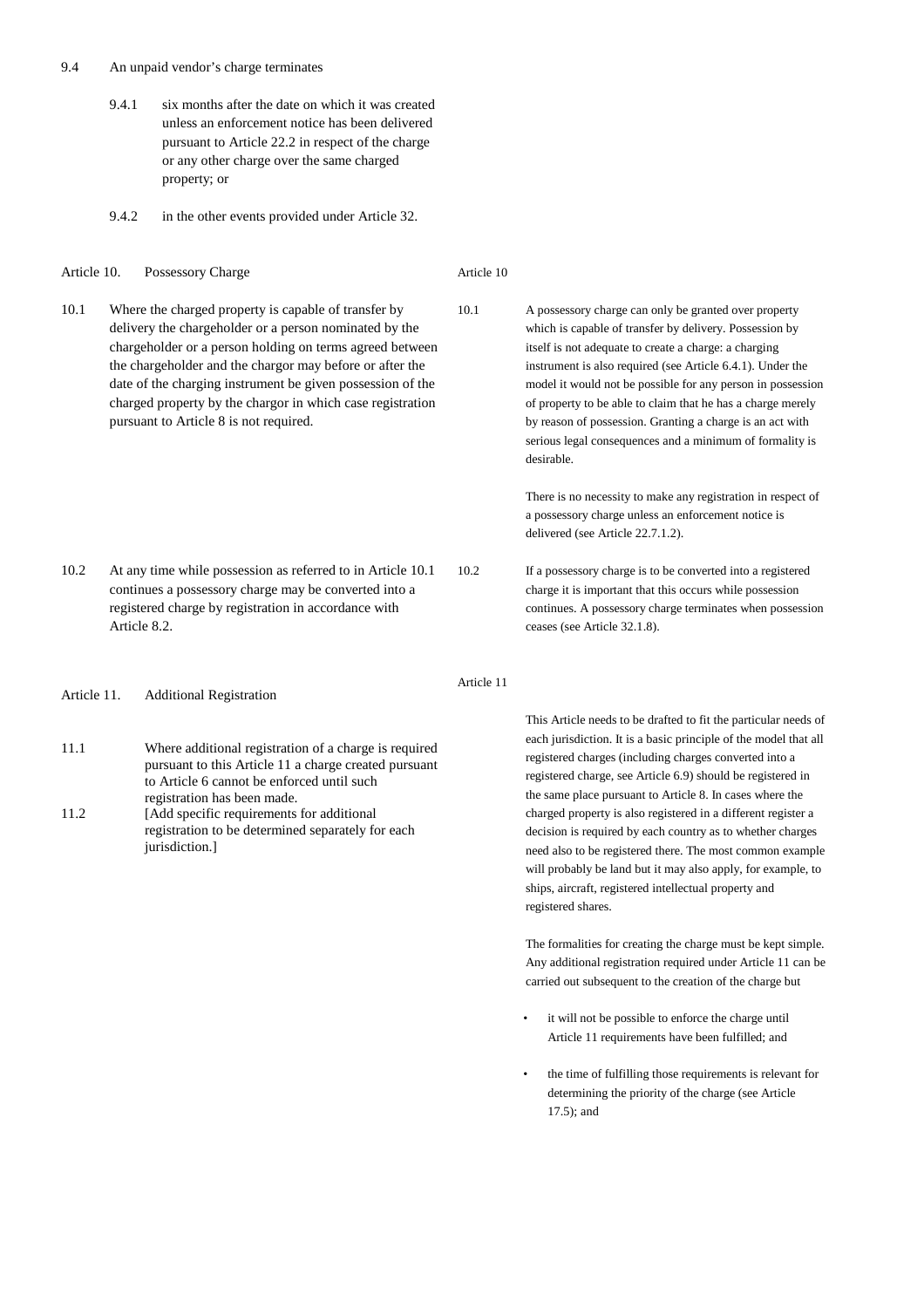9.4 An unpaid vendor's charge terminates

9.4.1 six months after the date on which it was created unless an enforcement notice has been delivered pursuant to Article 22.2 in respect of the charge or any other charge over the same charged property; or

9.4.2 in the other events provided under Article 32.

## Article 10. Possessory Charge

10.1 Where the charged property is capable of transfer by delivery the chargeholder or a person nominated by the chargeholder or a person holding on terms agreed between the chargeholder and the chargor may before or after the date of the charging instrument be given possession of the charged property by the chargor in which case registration pursuant to Article 8 is not required.

10.2 At any time while possession as referred to in Article 10.1 continues a possessory charge may be converted into a registered charge by registration in accordance with Article 8.2.

*Article 10*

*10.1* A possessory charge can only be granted over property which is capable of transfer by delivery. Possession by itself is not adequate to create a charge: a charging instrument is also required (see Article 6.4.1). Under the model it would not be possible for any person in possession of property to be able to claim that he has a charge merely by reason of possession. Granting a charge is an act with serious legal consequences and a minimum of formality is desirable.

There is no necessity to make any registration in respect of a possessory charge unless an enforcement notice is delivered (see Article 22.7.1.2).

*10.2* If a possessory charge is to be converted into a registered charge it is important that this occurs while possession continues. A possessory charge terminates when possession ceases (see Article 32.1.8).

## Article 11. Additional Registration

11.1 Where additional registration of a charge is required pursuant to this Article 11 a charge created pursuant to Article 6 cannot be enforced until such registration has been made.

11.2 [Add specific requirements for additional registration to be determined separately for each jurisdiction.]

*Article 11*

This Article needs to be drafted to fit the particular needs of each jurisdiction. It is a basic principle of the model that all registered charges (including charges converted into a registered charge, see Article 6.9) should be registered in the same place pursuant to Article 8. In cases where the charged property is also registered in a different register a decision is required by each country as to whether charges need also to be registered there. The most common example will probably be land but it may also apply, for example, to ships, aircraft, registered intellectual property and registered shares.

The formalities for creating the charge must be kept simple. Any additional registration required under Article 11 can be carried out subsequent to the creation of the charge but

- it will not be possible to enforce the charge until Article 11 requirements have been fulfilled; and
- the time of fulfilling those requirements is relevant for determining the priority of the charge (see Article 17.5); and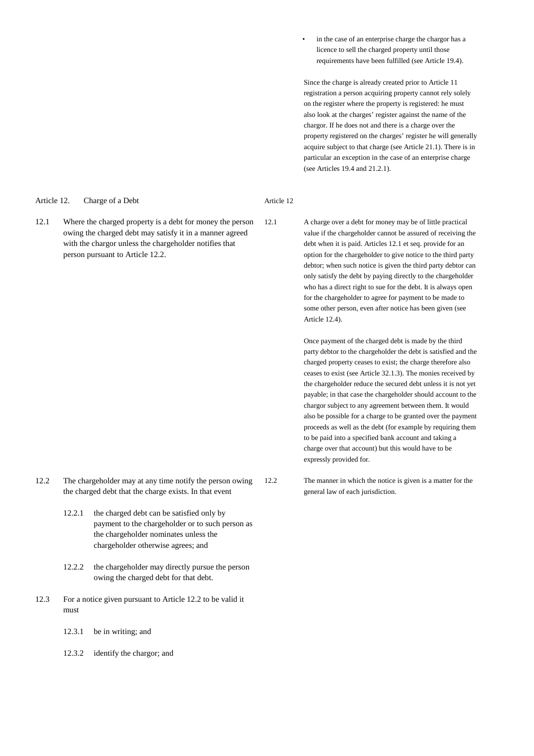- in the case of an enterprise charge the chargor has a licence to sell the charged property until those requirements have been fulfilled (see Article 19.4).

Since the charge is already created prior to Article 11 registration a person acquiring property cannot rely solely on the register where the property is registered: he must also look at the charges' register against the name of the chargor. If he does not and there is a charge over the property registered on the charges' register he will generally acquire subject to that charge (see Article 21.1). There is in particular an exception in the case of an enterprise charge (see Articles 19.4 and 21.2.1).

## Article 12. Charge of a Debt

Article 12

12.1 Where the charged property is a debt for money the person owing the charged debt may satisfy it in a manner agreed with the chargor unless the chargeholder notifies that person pursuant to Article 12.2.

12.1 A charge over a debt for money may be of little practical value if the chargeholder cannot be assured of receiving the debt when it is paid. Articles 12.1 et seq. provide for an option for the chargeholder to give notice to the third party debtor; when such notice is given the third party debtor can only satisfy the debt by paying directly to the chargeholder who has a direct right to sue for the debt. It is always open for the chargeholder to agree for payment to be made to some other person, even after notice has been given (see Article 12.4).

Once payment of the charged debt is made by the third party debtor to the chargeholder the debt is satisfied and the charged property ceases to exist; the charge therefore also ceases to exist (see Article 32.1.3). The monies received by the chargeholder reduce the secured debt unless it is not yet payable; in that case the chargeholder should account to the chargor subject to any agreement between them. It would also be possible for a charge to be granted over the payment proceeds as well as the debt (for example by requiring them to be paid into a specified bank account and taking a charge over that account) but this would have to be expressly provided for.

12.2 The chargeholder may at any time notify the person owing the charged debt that the charge exists. In that event

12.2.1 the charged debt can be satisfied only by payment to the chargeholder or to such person as the chargeholder nominates unless the chargeholder otherwise agrees; and

12.2.2 the chargeholder may directly pursue the person owing the charged debt for that debt.

12.2 The manner in which the notice is given is a matter for the general law of each jurisdiction.

12.3 For a notice given pursuant to Article 12.2 to be valid it must

12.3.1 be in writing; and

12.3.2 identify the chargor; and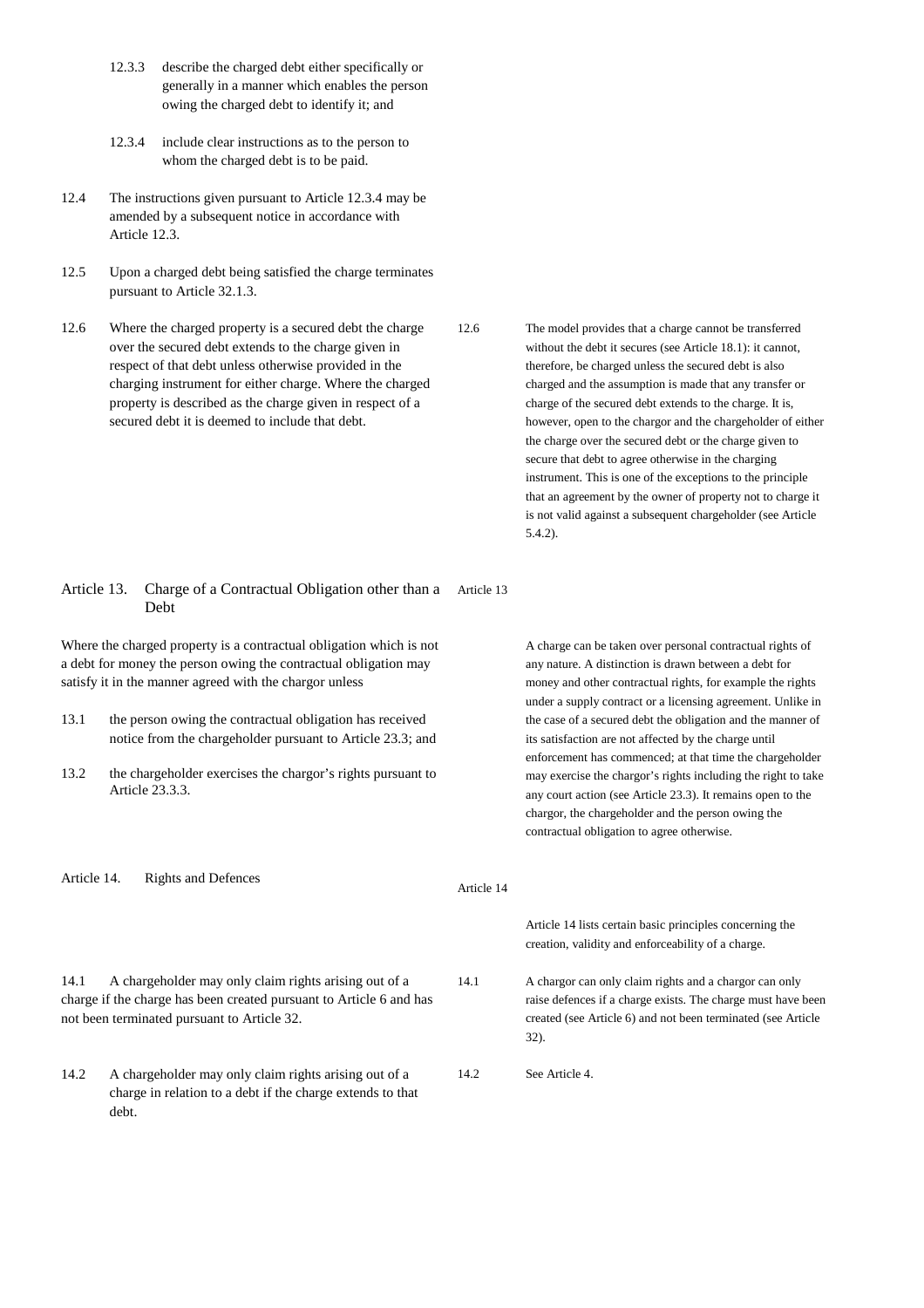12.3.3 describe the charged debt either specifically or generally in a manner which enables the person owing the charged debt to identify it; and

12.3.4 include clear instructions as to the person to whom the charged debt is to be paid.

12.4 The instructions given pursuant to Article 12.3.4 may be amended by a subsequent notice in accordance with Article 12.3.

12.5 Upon a charged debt being satisfied the charge terminates pursuant to Article 32.1.3.

12.6 Where the charged property is a secured debt the charge over the secured debt extends to the charge given in respect of that debt unless otherwise provided in the charging instrument for either charge. Where the charged property is described as the charge given in respect of a secured debt it is deemed to include that debt.

12.6 The model provides that a charge cannot be transferred without the debt it secures (see Article 18.1): it cannot, therefore, be charged unless the secured debt is also charged and the assumption is made that any transfer or charge of the secured debt extends to the charge. It is, however, open to the chargor and the chargeholder of either the charge over the secured debt or the charge given to secure that debt to agree otherwise in the charging instrument. This is one of the exceptions to the principle that an agreement by the owner of property not to charge it is not valid against a subsequent chargeholder (see Article 5.4.2).

## Article 13. Charge of a Contractual Obligation other than a Debt

Where the charged property is a contractual obligation which is not a debt for money the person owing the contractual obligation may satisfy it in the manner agreed with the chargor unless

13.1 the person owing the contractual obligation has received notice from the chargeholder pursuant to Article 23.3; and

13.2 the chargeholder exercises the chargor's rights pursuant to Article 23.3.3.

Article 13

A charge can be taken over personal contractual rights of any nature. A distinction is drawn between a debt for money and other contractual rights, for example the rights under a supply contract or a licensing agreement. Unlike in the case of a secured debt the obligation and the manner of its satisfaction are not affected by the charge until enforcement has commenced; at that time the chargeholder may exercise the chargor's rights including the right to take any court action (see Article 23.3). It remains open to the chargor, the chargeholder and the person owing the contractual obligation to agree otherwise.

## Article 14. Rights and Defences

Article 14

Article 14 lists certain basic principles concerning the creation, validity and enforceability of a charge.

14.1 A chargeholder may only claim rights arising out of a charge if the charge has been created pursuant to Article 6 and has not been terminated pursuant to Article 32.

14.1 A chargor can only claim rights and a chargor can only raise defences if a charge exists. The charge must have been created (see Article 6) and not been terminated (see Article 32).

14.2 A chargeholder may only claim rights arising out of a charge in relation to a debt if the charge extends to that debt.

14.2 See Article 4.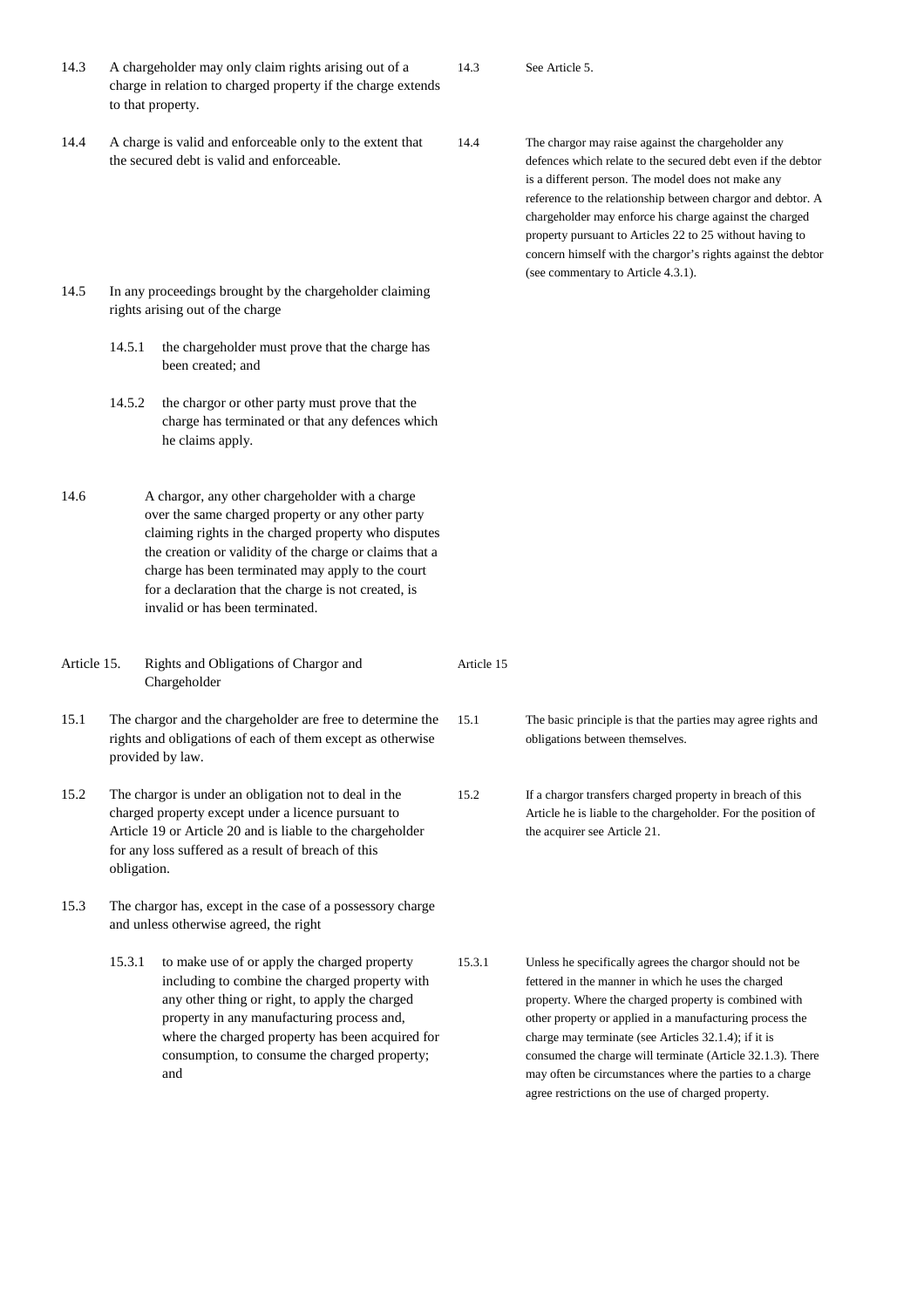| | | | |
|---|---|---|---|
| 14.3 | A chargeholder may only claim rights arising out of a charge in relation to charged property if the charge extends to that property. | 14.3 | See Article 5. |
| 14.4 | A charge is valid and enforceable only to the extent that the secured debt is valid and enforceable. | 14.4 | The chargor may raise against the chargeholder any defences which relate to the secured debt even if the debtor is a different person. The model does not make any reference to the relationship between chargor and debtor. A chargeholder may enforce his charge against the charged property pursuant to Articles 22 to 25 without having to concern himself with the chargor's rights against the debtor (see commentary to Article 4.3.1). |
| 14.5 | In any proceedings brought by the chargeholder claiming rights arising out of the charge | | |
| 14.5.1 | the chargeholder must prove that the charge has been created; and | | |
| 14.5.2 | the chargor or other party must prove that the charge has terminated or that any defences which he claims apply. | | |
| 14.6 | A chargor, any other chargeholder with a charge over the same charged property or any other party claiming rights in the charged property who disputes the creation or validity of the charge or claims that a charge has been terminated may apply to the court for a declaration that the charge is not created, is invalid or has been terminated. | | |
| Article 15. | Rights and Obligations of Chargor and Chargeholder | Article 15 | |
| 15.1 | The chargor and the chargeholder are free to determine the rights and obligations of each of them except as otherwise provided by law. | 15.1 | The basic principle is that the parties may agree rights and obligations between themselves. |
| 15.2 | The chargor is under an obligation not to deal in the charged property except under a licence pursuant to Article 19 or Article 20 and is liable to the chargeholder for any loss suffered as a result of breach of this obligation. | 15.2 | If a chargor transfers charged property in breach of this Article he is liable to the chargeholder. For the position of the acquirer see Article 21. |
| 15.3 | The chargor has, except in the case of a possessory charge and unless otherwise agreed, the right | | |
| 15.3.1 | to make use of or apply the charged property including to combine the charged property with any other thing or right, to apply the charged property in any manufacturing process and, where the charged property has been acquired for consumption, to consume the charged property; and | 15.3.1 | Unless he specifically agrees the chargor should not be fettered in the manner in which he uses the charged property. Where the charged property is combined with other property or applied in a manufacturing process the charge may terminate (see Articles 32.1.4); if it is consumed the charge will terminate (Article 32.1.3). There may often be circumstances where the parties to a charge agree restrictions on the use of charged property. |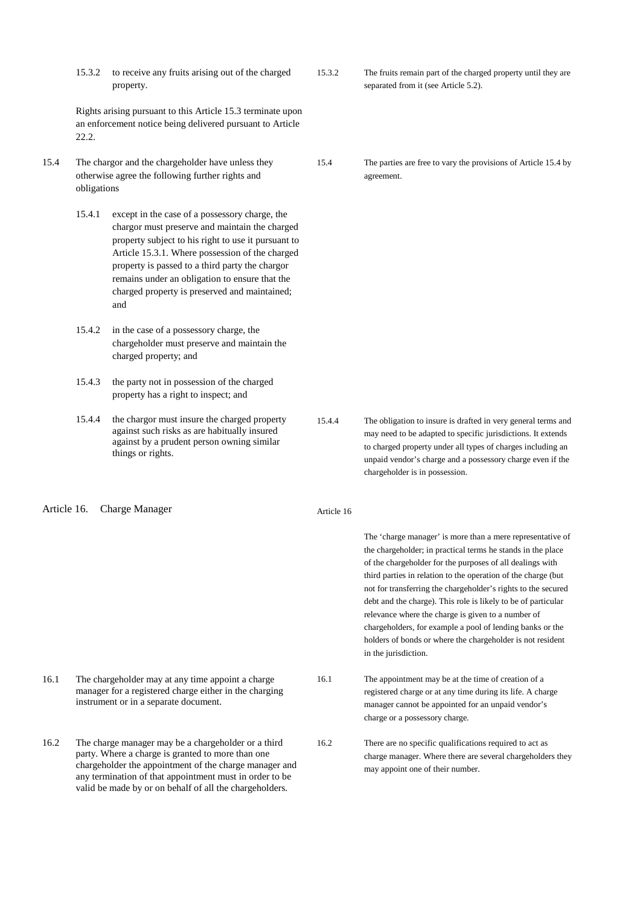15.3.2 to receive any fruits arising out of the charged property.

> 15.3.2 The fruits remain part of the charged property until they are separated from it (see Article 5.2).

Rights arising pursuant to this Article 15.3 terminate upon an enforcement notice being delivered pursuant to Article 22.2.

15.4 The chargor and the chargeholder have unless they otherwise agree the following further rights and obligations

> 15.4 The parties are free to vary the provisions of Article 15.4 by agreement.

15.4.1 except in the case of a possessory charge, the chargor must preserve and maintain the charged property subject to his right to use it pursuant to Article 15.3.1. Where possession of the charged property is passed to a third party the chargor remains under an obligation to ensure that the charged property is preserved and maintained; and

15.4.2 in the case of a possessory charge, the chargeholder must preserve and maintain the charged property; and

15.4.3 the party not in possession of the charged property has a right to inspect; and

15.4.4 the chargor must insure the charged property against such risks as are habitually insured against by a prudent person owning similar things or rights.

> 15.4.4 The obligation to insure is drafted in very general terms and may need to be adapted to specific jurisdictions. It extends to charged property under all types of charges including an unpaid vendor's charge and a possessory charge even if the chargeholder is in possession.

## Article 16. Charge Manager

> Article 16
>
> The 'charge manager' is more than a mere representative of the chargeholder; in practical terms he stands in the place of the chargeholder for the purposes of all dealings with third parties in relation to the operation of the charge (but not for transferring the chargeholder's rights to the secured debt and the charge). This role is likely to be of particular relevance where the charge is given to a number of chargeholders, for example a pool of lending banks or the holders of bonds or where the chargeholder is not resident in the jurisdiction.

16.1 The chargeholder may at any time appoint a charge manager for a registered charge either in the charging instrument or in a separate document.

> 16.1 The appointment may be at the time of creation of a registered charge or at any time during its life. A charge manager cannot be appointed for an unpaid vendor's charge or a possessory charge.

16.2 The charge manager may be a chargeholder or a third party. Where a charge is granted to more than one chargeholder the appointment of the charge manager and any termination of that appointment must in order to be valid be made by or on behalf of all the chargeholders.

> 16.2 There are no specific qualifications required to act as charge manager. Where there are several chargeholders they may appoint one of their number.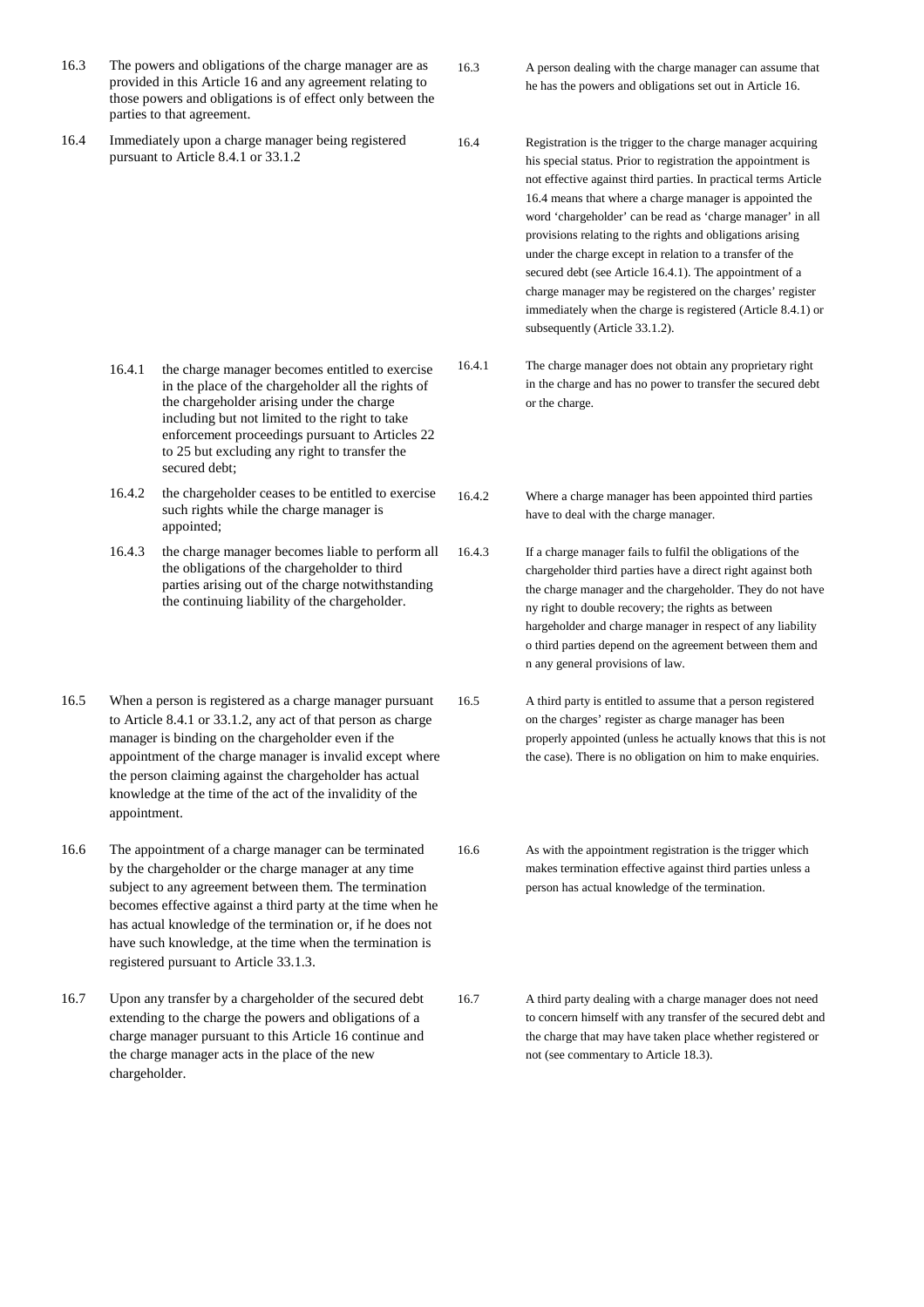| | | | |
|---|---|---|---|
| 16.3 | The powers and obligations of the charge manager are as provided in this Article 16 and any agreement relating to those powers and obligations is of effect only between the parties to that agreement. | 16.3 | A person dealing with the charge manager can assume that he has the powers and obligations set out in Article 16. |
| 16.4 | Immediately upon a charge manager being registered pursuant to Article 8.4.1 or 33.1.2 | 16.4 | Registration is the trigger to the charge manager acquiring his special status. Prior to registration the appointment is not effective against third parties. In practical terms Article 16.4 means that where a charge manager is appointed the word 'chargeholder' can be read as 'charge manager' in all provisions relating to the rights and obligations arising under the charge except in relation to a transfer of the secured debt (see Article 16.4.1). The appointment of a charge manager may be registered on the charges' register immediately when the charge is registered (Article 8.4.1) or subsequently (Article 33.1.2). |
| 16.4.1 | the charge manager becomes entitled to exercise in the place of the chargeholder all the rights of the chargeholder arising under the charge including but not limited to the right to take enforcement proceedings pursuant to Articles 22 to 25 but excluding any right to transfer the secured debt; | 16.4.1 | The charge manager does not obtain any proprietary right in the charge and has no power to transfer the secured debt or the charge. |
| 16.4.2 | the chargeholder ceases to be entitled to exercise such rights while the charge manager is appointed; | 16.4.2 | Where a charge manager has been appointed third parties have to deal with the charge manager. |
| 16.4.3 | the charge manager becomes liable to perform all the obligations of the chargeholder to third parties arising out of the charge notwithstanding the continuing liability of the chargeholder. | 16.4.3 | If a charge manager fails to fulfil the obligations of the chargeholder third parties have a direct right against both the charge manager and the chargeholder. They do not have ny right to double recovery; the rights as between hargeholder and charge manager in respect of any liability o third parties depend on the agreement between them and n any general provisions of law. |
| 16.5 | When a person is registered as a charge manager pursuant to Article 8.4.1 or 33.1.2, any act of that person as charge manager is binding on the chargeholder even if the appointment of the charge manager is invalid except where the person claiming against the chargeholder has actual knowledge at the time of the act of the invalidity of the appointment. | 16.5 | A third party is entitled to assume that a person registered on the charges' register as charge manager has been properly appointed (unless he actually knows that this is not the case). There is no obligation on him to make enquiries. |
| 16.6 | The appointment of a charge manager can be terminated by the chargeholder or the charge manager at any time subject to any agreement between them. The termination becomes effective against a third party at the time when he has actual knowledge of the termination or, if he does not have such knowledge, at the time when the termination is registered pursuant to Article 33.1.3. | 16.6 | As with the appointment registration is the trigger which makes termination effective against third parties unless a person has actual knowledge of the termination. |
| 16.7 | Upon any transfer by a chargeholder of the secured debt extending to the charge the powers and obligations of a charge manager pursuant to this Article 16 continue and the charge manager acts in the place of the new chargeholder. | 16.7 | A third party dealing with a charge manager does not need to concern himself with any transfer of the secured debt and the charge that may have taken place whether registered or not (see commentary to Article 18.3). |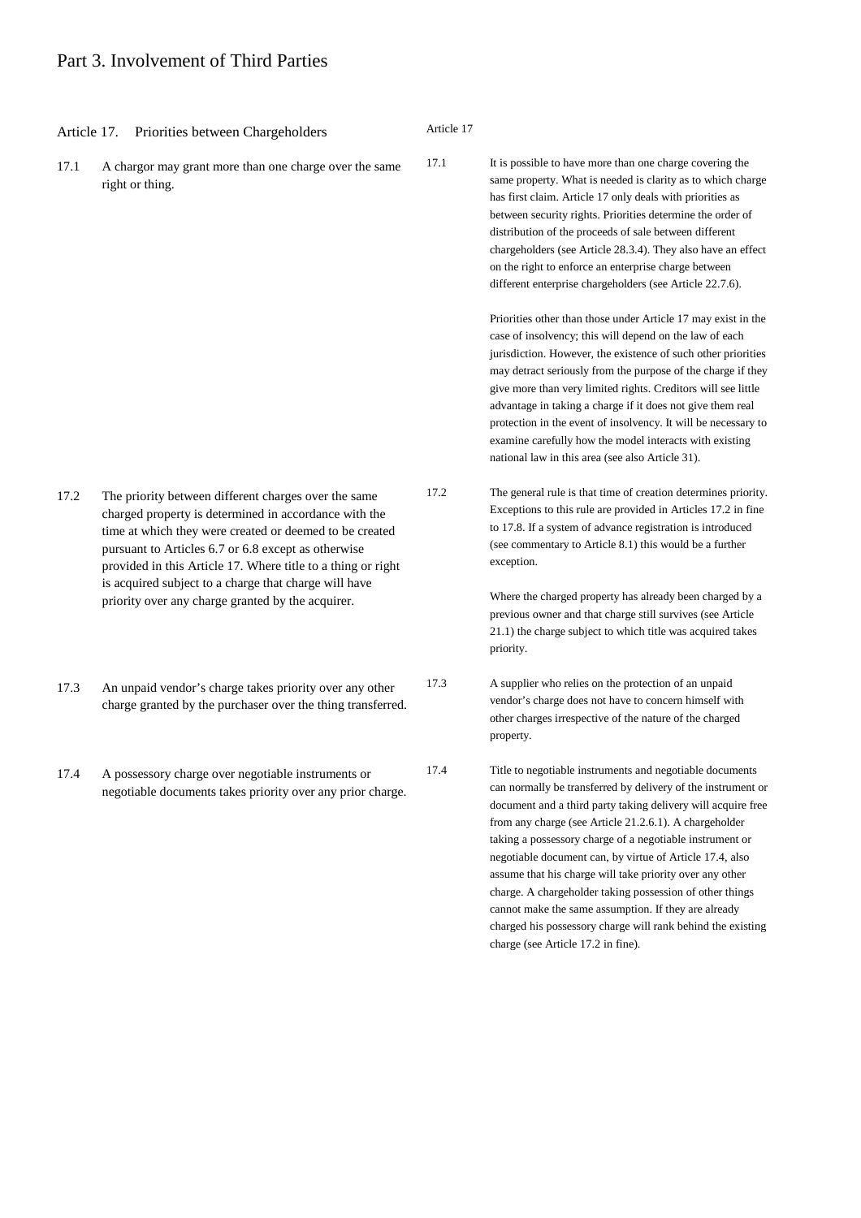# Part 3. Involvement of Third Parties

## Article 17. Priorities between Chargeholders

17.1 A chargor may grant more than one charge over the same right or thing.

17.2 The priority between different charges over the same charged property is determined in accordance with the time at which they were created or deemed to be created pursuant to Articles 6.7 or 6.8 except as otherwise provided in this Article 17. Where title to a thing or right is acquired subject to a charge that charge will have priority over any charge granted by the acquirer.

17.3 An unpaid vendor's charge takes priority over any other charge granted by the purchaser over the thing transferred.

17.4 A possessory charge over negotiable instruments or negotiable documents takes priority over any prior charge.

### Article 17

17.1 It is possible to have more than one charge covering the same property. What is needed is clarity as to which charge has first claim. Article 17 only deals with priorities as between security rights. Priorities determine the order of distribution of the proceeds of sale between different chargeholders (see Article 28.3.4). They also have an effect on the right to enforce an enterprise charge between different enterprise chargeholders (see Article 22.7.6).

Priorities other than those under Article 17 may exist in the case of insolvency; this will depend on the law of each jurisdiction. However, the existence of such other priorities may detract seriously from the purpose of the charge if they give more than very limited rights. Creditors will see little advantage in taking a charge if it does not give them real protection in the event of insolvency. It will be necessary to examine carefully how the model interacts with existing national law in this area (see also Article 31).

17.2 The general rule is that time of creation determines priority. Exceptions to this rule are provided in Articles 17.2 in fine to 17.8. If a system of advance registration is introduced (see commentary to Article 8.1) this would be a further exception.

Where the charged property has already been charged by a previous owner and that charge still survives (see Article 21.1) the charge subject to which title was acquired takes priority.

17.3 A supplier who relies on the protection of an unpaid vendor's charge does not have to concern himself with other charges irrespective of the nature of the charged property.

17.4 Title to negotiable instruments and negotiable documents can normally be transferred by delivery of the instrument or document and a third party taking delivery will acquire free from any charge (see Article 21.2.6.1). A chargeholder taking a possessory charge of a negotiable instrument or negotiable document can, by virtue of Article 17.4, also assume that his charge will take priority over any other charge. A chargeholder taking possession of other things cannot make the same assumption. If they are already charged his possessory charge will rank behind the existing charge (see Article 17.2 in fine).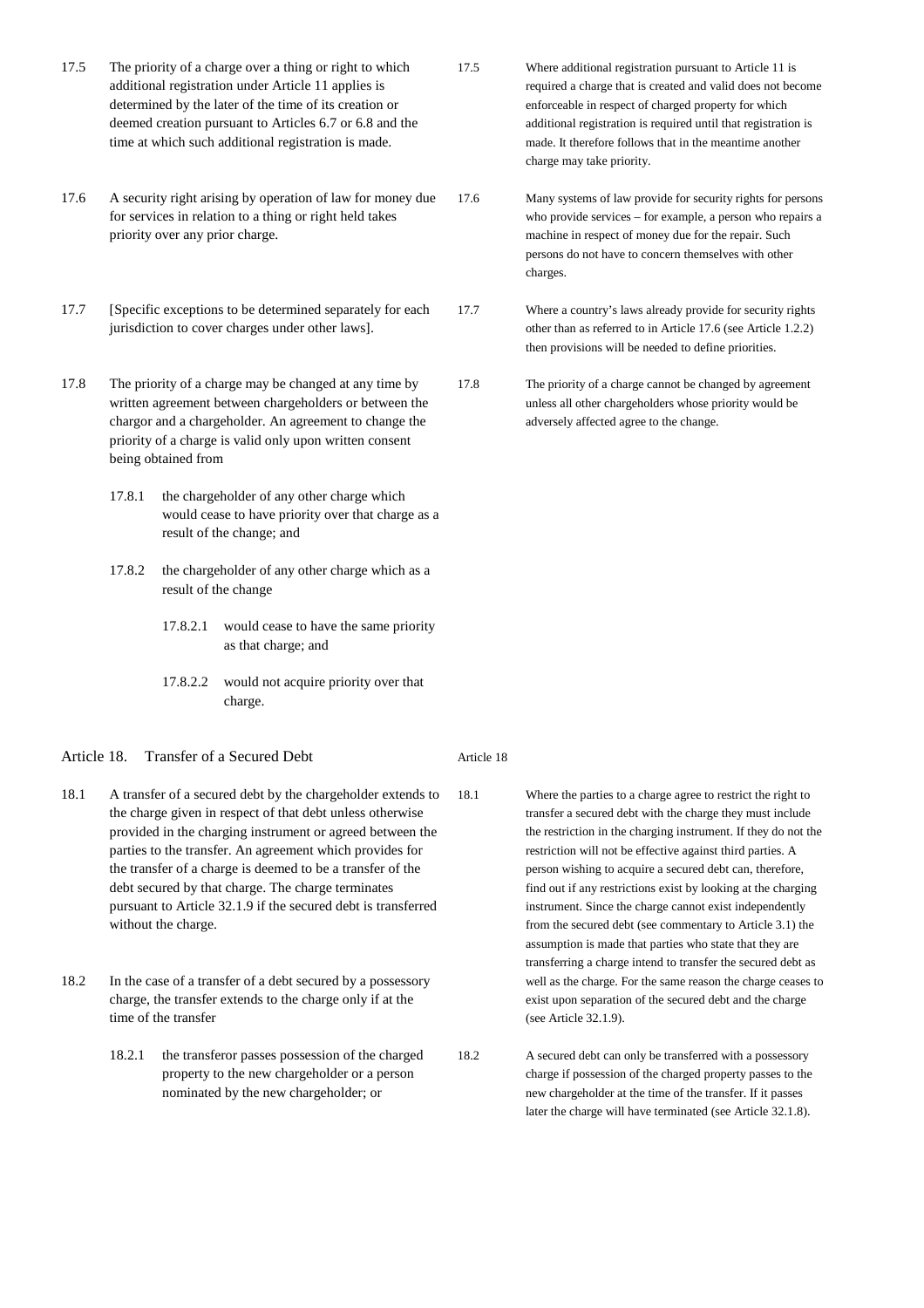17.5 The priority of a charge over a thing or right to which additional registration under Article 11 applies is determined by the later of the time of its creation or deemed creation pursuant to Articles 6.7 or 6.8 and the time at which such additional registration is made.

17.5 Where additional registration pursuant to Article 11 is required a charge that is created and valid does not become enforceable in respect of charged property for which additional registration is required until that registration is made. It therefore follows that in the meantime another charge may take priority.

17.6 A security right arising by operation of law for money due for services in relation to a thing or right held takes priority over any prior charge.

17.6 Many systems of law provide for security rights for persons who provide services – for example, a person who repairs a machine in respect of money due for the repair. Such persons do not have to concern themselves with other charges.

17.7 [Specific exceptions to be determined separately for each jurisdiction to cover charges under other laws].

17.7 Where a country's laws already provide for security rights other than as referred to in Article 17.6 (see Article 1.2.2) then provisions will be needed to define priorities.

17.8 The priority of a charge may be changed at any time by written agreement between chargeholders or between the chargor and a chargeholder. An agreement to change the priority of a charge is valid only upon written consent being obtained from

- 17.8.1 the chargeholder of any other charge which would cease to have priority over that charge as a result of the change; and
- 17.8.2 the chargeholder of any other charge which as a result of the change
  - 17.8.2.1 would cease to have the same priority as that charge; and
  - 17.8.2.2 would not acquire priority over that charge.

17.8 The priority of a charge cannot be changed by agreement unless all other chargeholders whose priority would be adversely affected agree to the change.

## Article 18. Transfer of a Secured Debt

Article 18

18.1 A transfer of a secured debt by the chargeholder extends to the charge given in respect of that debt unless otherwise provided in the charging instrument or agreed between the parties to the transfer. An agreement which provides for the transfer of a charge is deemed to be a transfer of the debt secured by that charge. The charge terminates pursuant to Article 32.1.9 if the secured debt is transferred without the charge.

18.1 Where the parties to a charge agree to restrict the right to transfer a secured debt with the charge they must include the restriction in the charging instrument. If they do not the restriction will not be effective against third parties. A person wishing to acquire a secured debt can, therefore, find out if any restrictions exist by looking at the charging instrument. Since the charge cannot exist independently from the secured debt (see commentary to Article 3.1) the assumption is made that parties who state that they are transferring a charge intend to transfer the secured debt as well as the charge. For the same reason the charge ceases to exist upon separation of the secured debt and the charge (see Article 32.1.9).

18.2 In the case of a transfer of a debt secured by a possessory charge, the transfer extends to the charge only if at the time of the transfer

- 18.2.1 the transferor passes possession of the charged property to the new chargeholder or a person nominated by the new chargeholder; or

18.2 A secured debt can only be transferred with a possessory charge if possession of the charged property passes to the new chargeholder at the time of the transfer. If it passes later the charge will have terminated (see Article 32.1.8).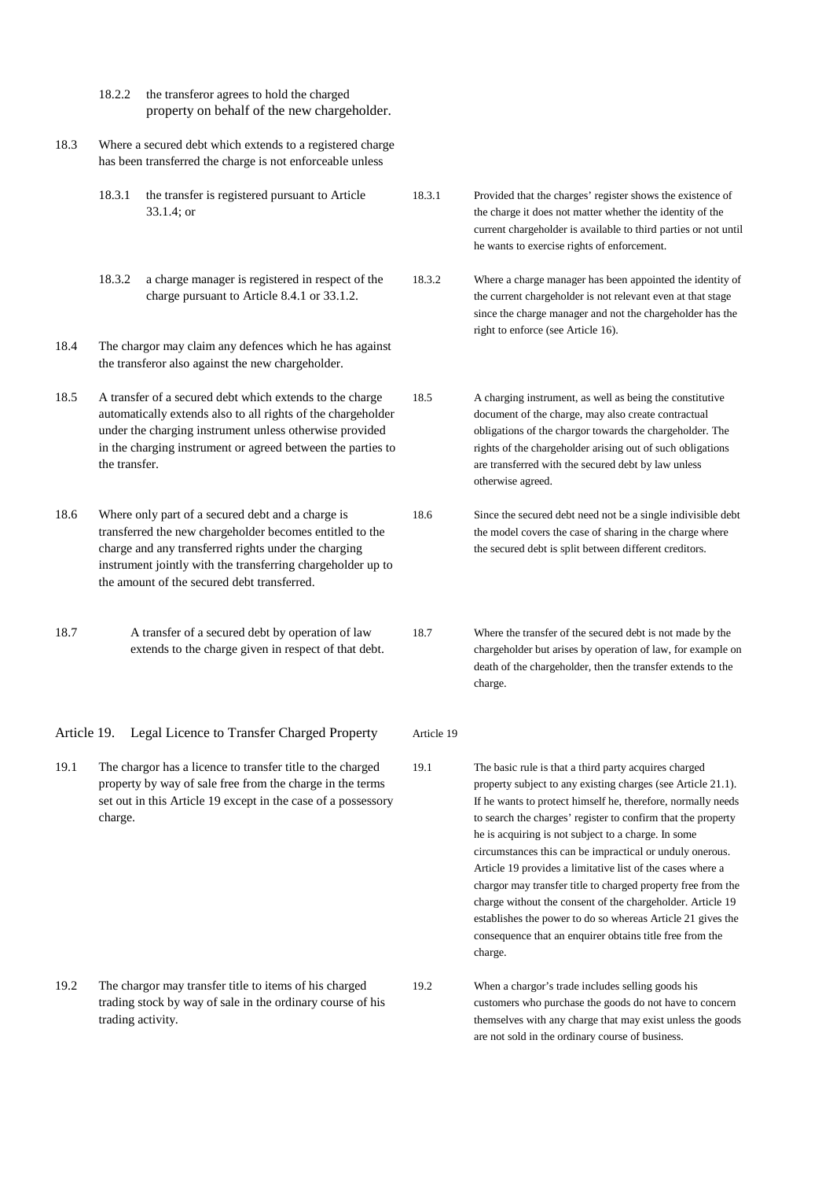18.2.2 the transferor agrees to hold the charged property on behalf of the new chargeholder.

18.3 Where a secured debt which extends to a registered charge has been transferred the charge is not enforceable unless

18.3.1 the transfer is registered pursuant to Article 33.1.4; or

> 18.3.1 Provided that the charges' register shows the existence of the charge it does not matter whether the identity of the current chargeholder is available to third parties or not until he wants to exercise rights of enforcement.

18.3.2 a charge manager is registered in respect of the charge pursuant to Article 8.4.1 or 33.1.2.

> 18.3.2 Where a charge manager has been appointed the identity of the current chargeholder is not relevant even at that stage since the charge manager and not the chargeholder has the right to enforce (see Article 16).

18.4 The chargor may claim any defences which he has against the transferor also against the new chargeholder.

18.5 A transfer of a secured debt which extends to the charge automatically extends also to all rights of the chargeholder under the charging instrument unless otherwise provided in the charging instrument or agreed between the parties to the transfer.

> 18.5 A charging instrument, as well as being the constitutive document of the charge, may also create contractual obligations of the chargor towards the chargeholder. The rights of the chargeholder arising out of such obligations are transferred with the secured debt by law unless otherwise agreed.

18.6 Where only part of a secured debt and a charge is transferred the new chargeholder becomes entitled to the charge and any transferred rights under the charging instrument jointly with the transferring chargeholder up to the amount of the secured debt transferred.

> 18.6 Since the secured debt need not be a single indivisible debt the model covers the case of sharing in the charge where the secured debt is split between different creditors.

18.7 A transfer of a secured debt by operation of law extends to the charge given in respect of that debt.

> 18.7 Where the transfer of the secured debt is not made by the chargeholder but arises by operation of law, for example on death of the chargeholder, then the transfer extends to the charge.

## Article 19. Legal Licence to Transfer Charged Property

> Article 19

19.1 The chargor has a licence to transfer title to the charged property by way of sale free from the charge in the terms set out in this Article 19 except in the case of a possessory charge.

> 19.1 The basic rule is that a third party acquires charged property subject to any existing charges (see Article 21.1). If he wants to protect himself he, therefore, normally needs to search the charges' register to confirm that the property he is acquiring is not subject to a charge. In some circumstances this can be impractical or unduly onerous. Article 19 provides a limitative list of the cases where a chargor may transfer title to charged property free from the charge without the consent of the chargeholder. Article 19 establishes the power to do so whereas Article 21 gives the consequence that an enquirer obtains title free from the charge.

19.2 The chargor may transfer title to items of his charged trading stock by way of sale in the ordinary course of his trading activity.

> 19.2 When a chargor's trade includes selling goods his customers who purchase the goods do not have to concern themselves with any charge that may exist unless the goods are not sold in the ordinary course of business.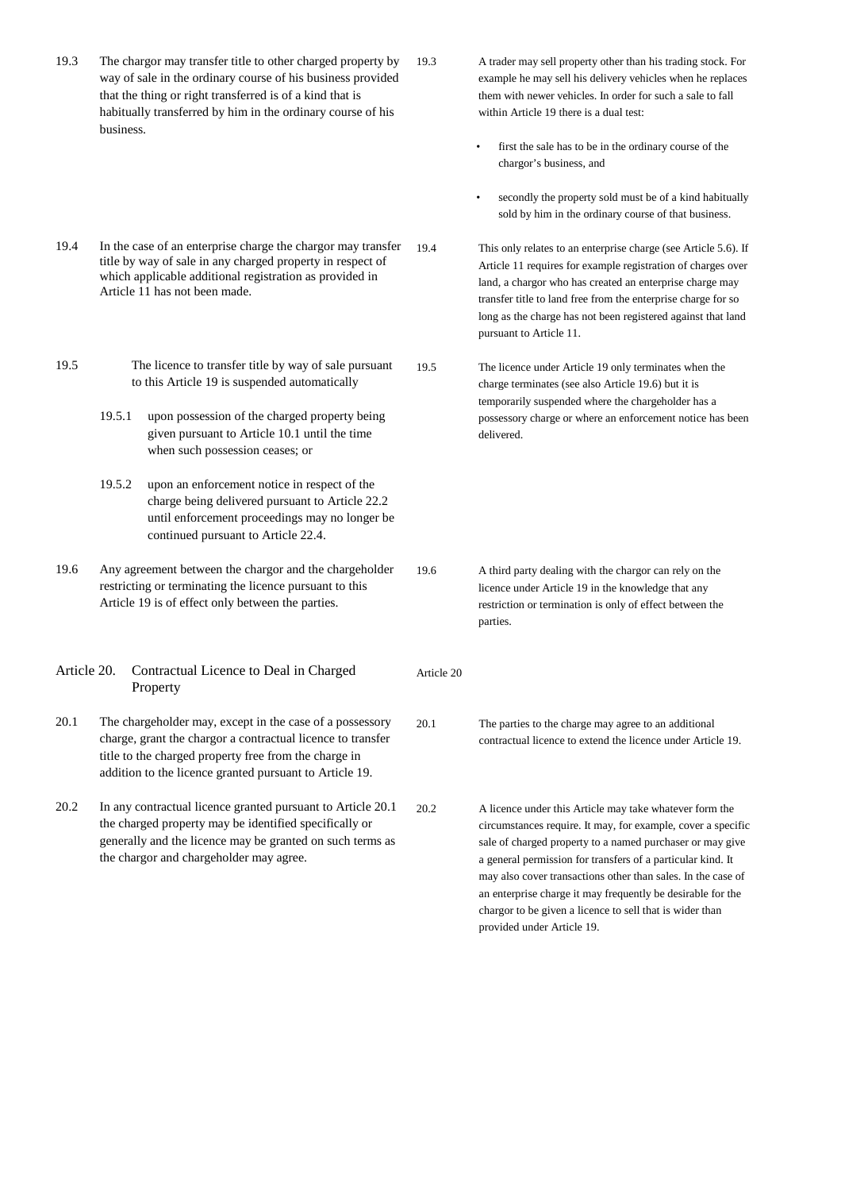19.3 The chargor may transfer title to other charged property by way of sale in the ordinary course of his business provided that the thing or right transferred is of a kind that is habitually transferred by him in the ordinary course of his business.

19.3 A trader may sell property other than his trading stock. For example he may sell his delivery vehicles when he replaces them with newer vehicles. In order for such a sale to fall within Article 19 there is a dual test:

- first the sale has to be in the ordinary course of the chargor's business, and
- secondly the property sold must be of a kind habitually sold by him in the ordinary course of that business.

19.4 In the case of an enterprise charge the chargor may transfer title by way of sale in any charged property in respect of which applicable additional registration as provided in Article 11 has not been made.

19.4 This only relates to an enterprise charge (see Article 5.6). If Article 11 requires for example registration of charges over land, a chargor who has created an enterprise charge may transfer title to land free from the enterprise charge for so long as the charge has not been registered against that land pursuant to Article 11.

19.5 The licence to transfer title by way of sale pursuant to this Article 19 is suspended automatically

19.5.1 upon possession of the charged property being given pursuant to Article 10.1 until the time when such possession ceases; or

19.5.2 upon an enforcement notice in respect of the charge being delivered pursuant to Article 22.2 until enforcement proceedings may no longer be continued pursuant to Article 22.4.

19.5 The licence under Article 19 only terminates when the charge terminates (see also Article 19.6) but it is temporarily suspended where the chargeholder has a possessory charge or where an enforcement notice has been delivered.

19.6 Any agreement between the chargor and the chargeholder restricting or terminating the licence pursuant to this Article 19 is of effect only between the parties.

19.6 A third party dealing with the chargor can rely on the licence under Article 19 in the knowledge that any restriction or termination is only of effect between the parties.

## Article 20. Contractual Licence to Deal in Charged Property

Article 20

20.1 The chargeholder may, except in the case of a possessory charge, grant the chargor a contractual licence to transfer title to the charged property free from the charge in addition to the licence granted pursuant to Article 19.

20.1 The parties to the charge may agree to an additional contractual licence to extend the licence under Article 19.

20.2 In any contractual licence granted pursuant to Article 20.1 the charged property may be identified specifically or generally and the licence may be granted on such terms as the chargor and chargeholder may agree.

20.2 A licence under this Article may take whatever form the circumstances require. It may, for example, cover a specific sale of charged property to a named purchaser or may give a general permission for transfers of a particular kind. It may also cover transactions other than sales. In the case of an enterprise charge it may frequently be desirable for the chargor to be given a licence to sell that is wider than provided under Article 19.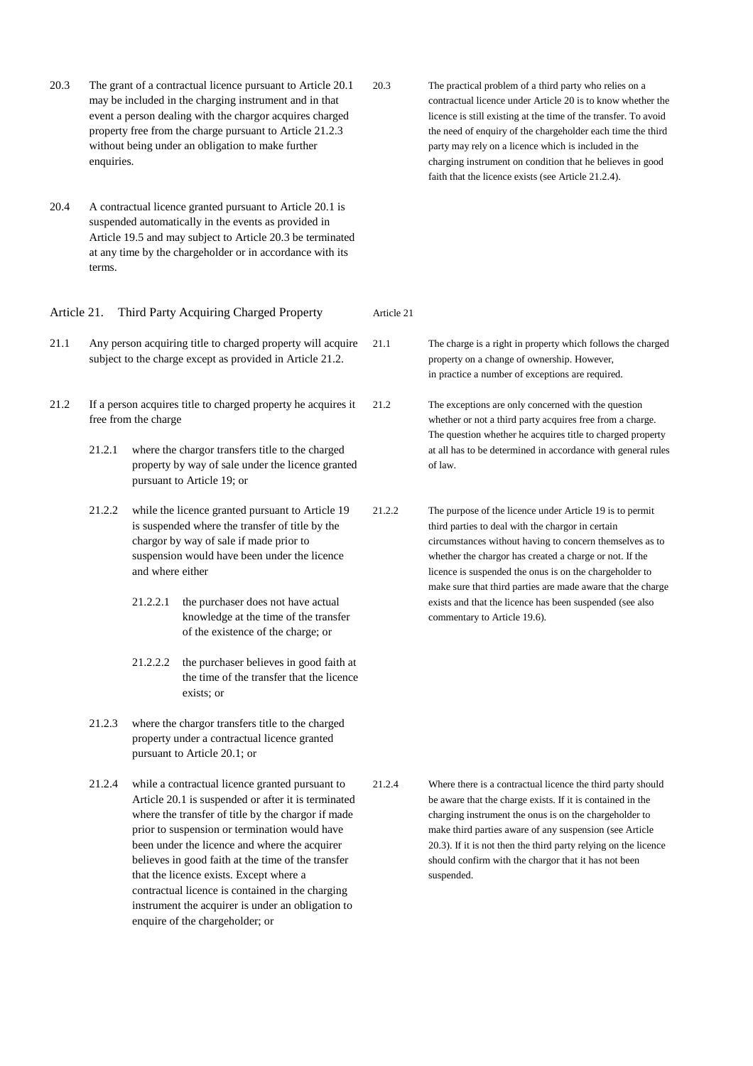20.3 The grant of a contractual licence pursuant to Article 20.1 may be included in the charging instrument and in that event a person dealing with the chargor acquires charged property free from the charge pursuant to Article 21.2.3 without being under an obligation to make further enquiries.

20.3 The practical problem of a third party who relies on a contractual licence under Article 20 is to know whether the licence is still existing at the time of the transfer. To avoid the need of enquiry of the chargeholder each time the third party may rely on a licence which is included in the charging instrument on condition that he believes in good faith that the licence exists (see Article 21.2.4).

20.4 A contractual licence granted pursuant to Article 20.1 is suspended automatically in the events as provided in Article 19.5 and may subject to Article 20.3 be terminated at any time by the chargeholder or in accordance with its terms.

## Article 21. Third Party Acquiring Charged Property

Article 21

21.1 Any person acquiring title to charged property will acquire subject to the charge except as provided in Article 21.2.

21.1 The charge is a right in property which follows the charged property on a change of ownership. However, in practice a number of exceptions are required.

21.2 If a person acquires title to charged property he acquires it free from the charge

21.2.1 where the chargor transfers title to the charged property by way of sale under the licence granted pursuant to Article 19; or

21.2.2 while the licence granted pursuant to Article 19 is suspended where the transfer of title by the chargor by way of sale if made prior to suspension would have been under the licence and where either

21.2.2.1 the purchaser does not have actual knowledge at the time of the transfer of the existence of the charge; or

21.2.2.2 the purchaser believes in good faith at the time of the transfer that the licence exists; or

21.2.3 where the chargor transfers title to the charged property under a contractual licence granted pursuant to Article 20.1; or

21.2.4 while a contractual licence granted pursuant to Article 20.1 is suspended or after it is terminated where the transfer of title by the chargor if made prior to suspension or termination would have been under the licence and where the acquirer believes in good faith at the time of the transfer that the licence exists. Except where a contractual licence is contained in the charging instrument the acquirer is under an obligation to enquire of the chargeholder; or

21.2 The exceptions are only concerned with the question whether or not a third party acquires free from a charge. The question whether he acquires title to charged property at all has to be determined in accordance with general rules of law.

21.2.2 The purpose of the licence under Article 19 is to permit third parties to deal with the chargor in certain circumstances without having to concern themselves as to whether the chargor has created a charge or not. If the licence is suspended the onus is on the chargeholder to make sure that third parties are made aware that the charge exists and that the licence has been suspended (see also commentary to Article 19.6).

21.2.4 Where there is a contractual licence the third party should be aware that the charge exists. If it is contained in the charging instrument the onus is on the chargeholder to make third parties aware of any suspension (see Article 20.3). If it is not then the third party relying on the licence should confirm with the chargor that it has not been suspended.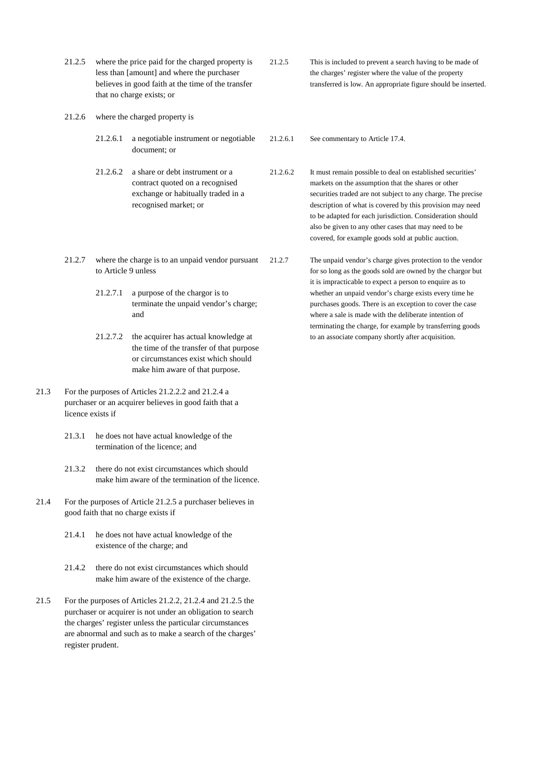21.2.5 where the price paid for the charged property is less than [amount] and where the purchaser believes in good faith at the time of the transfer that no charge exists; or

> 21.2.5 This is included to prevent a search having to be made of the charges' register where the value of the property transferred is low. An appropriate figure should be inserted.

21.2.6 where the charged property is

21.2.6.1 a negotiable instrument or negotiable document; or

> 21.2.6.1 See commentary to Article 17.4.

21.2.6.2 a share or debt instrument or a contract quoted on a recognised exchange or habitually traded in a recognised market; or

> 21.2.6.2 It must remain possible to deal on established securities' markets on the assumption that the shares or other securities traded are not subject to any charge. The precise description of what is covered by this provision may need to be adapted for each jurisdiction. Consideration should also be given to any other cases that may need to be covered, for example goods sold at public auction.

21.2.7 where the charge is to an unpaid vendor pursuant to Article 9 unless

21.2.7.1 a purpose of the chargor is to terminate the unpaid vendor's charge; and

21.2.7.2 the acquirer has actual knowledge at the time of the transfer of that purpose or circumstances exist which should make him aware of that purpose.

> 21.2.7 The unpaid vendor's charge gives protection to the vendor for so long as the goods sold are owned by the chargor but it is impracticable to expect a person to enquire as to whether an unpaid vendor's charge exists every time he purchases goods. There is an exception to cover the case where a sale is made with the deliberate intention of terminating the charge, for example by transferring goods to an associate company shortly after acquisition.

21.3 For the purposes of Articles 21.2.2.2 and 21.2.4 a purchaser or an acquirer believes in good faith that a licence exists if

21.3.1 he does not have actual knowledge of the termination of the licence; and

21.3.2 there do not exist circumstances which should make him aware of the termination of the licence.

21.4 For the purposes of Article 21.2.5 a purchaser believes in good faith that no charge exists if

21.4.1 he does not have actual knowledge of the existence of the charge; and

21.4.2 there do not exist circumstances which should make him aware of the existence of the charge.

21.5 For the purposes of Articles 21.2.2, 21.2.4 and 21.2.5 the purchaser or acquirer is not under an obligation to search the charges' register unless the particular circumstances are abnormal and such as to make a search of the charges' register prudent.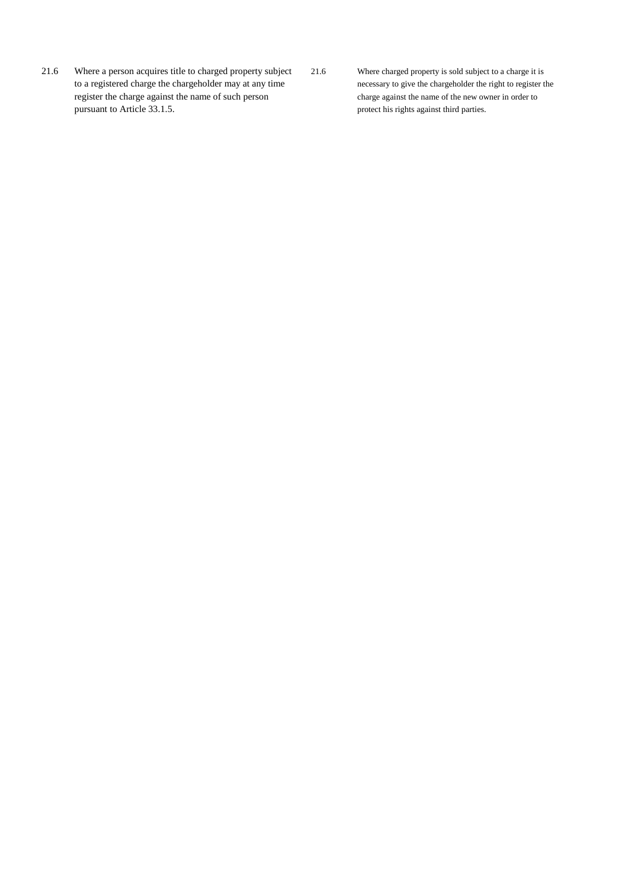| | | | |
|---|---|---|---|
| 21.6 | Where a person acquires title to charged property subject to a registered charge the chargeholder may at any time register the charge against the name of such person pursuant to Article 33.1.5. | 21.6 | Where charged property is sold subject to a charge it is necessary to give the chargeholder the right to register the charge against the name of the new owner in order to protect his rights against third parties. |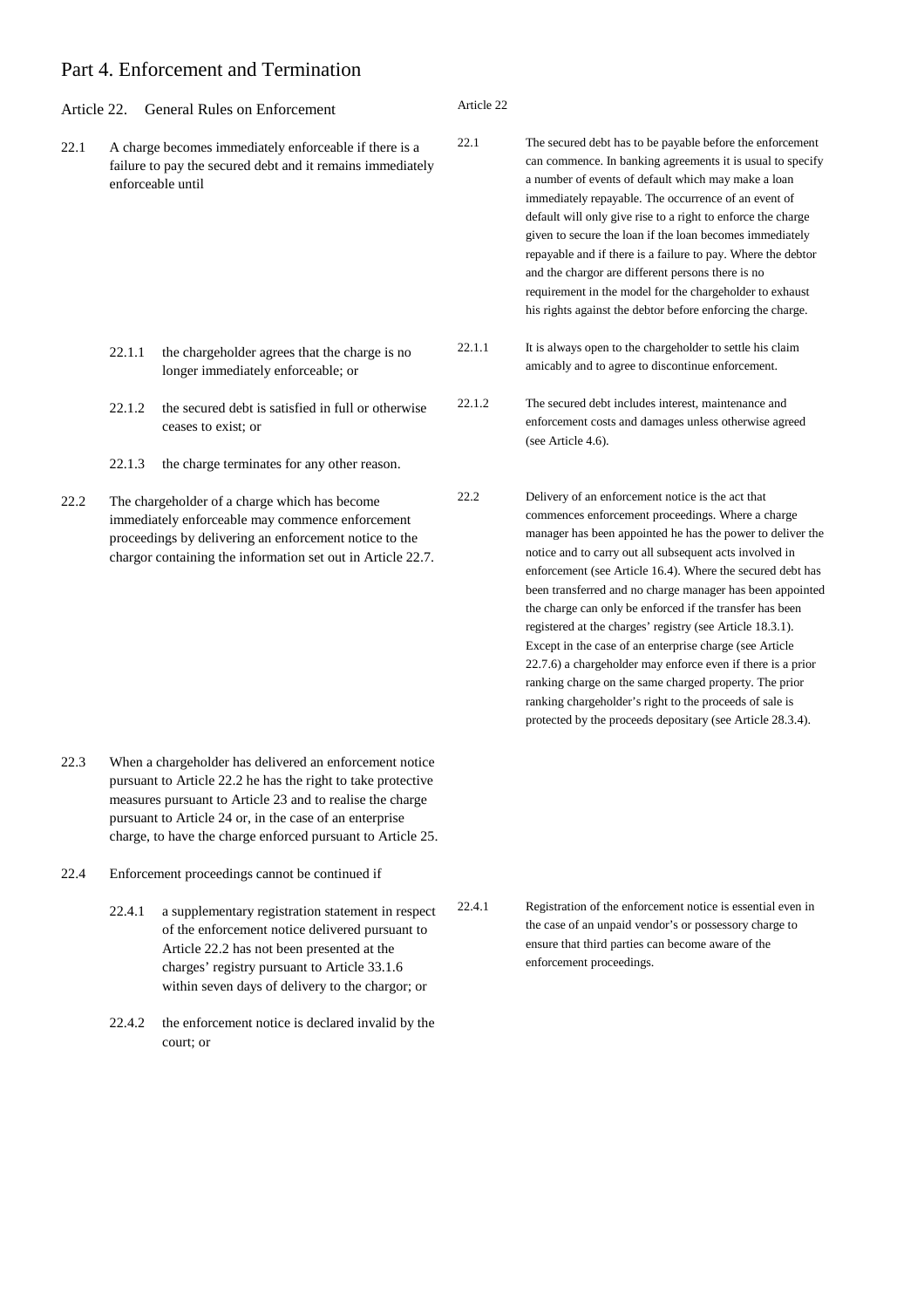# Part 4. Enforcement and Termination

## Article 22. General Rules on Enforcement

22.1 A charge becomes immediately enforceable if there is a failure to pay the secured debt and it remains immediately enforceable until

> *Article 22*
>
> *22.1* The secured debt has to be payable before the enforcement can commence. In banking agreements it is usual to specify a number of events of default which may make a loan immediately repayable. The occurrence of an event of default will only give rise to a right to enforce the charge given to secure the loan if the loan becomes immediately repayable and if there is a failure to pay. Where the debtor and the chargor are different persons there is no requirement in the model for the chargeholder to exhaust his rights against the debtor before enforcing the charge.

22.1.1 the chargeholder agrees that the charge is no longer immediately enforceable; or

> *22.1.1* It is always open to the chargeholder to settle his claim amicably and to agree to discontinue enforcement.

22.1.2 the secured debt is satisfied in full or otherwise ceases to exist; or

> *22.1.2* The secured debt includes interest, maintenance and enforcement costs and damages unless otherwise agreed (see Article 4.6).

22.1.3 the charge terminates for any other reason.

22.2 The chargeholder of a charge which has become immediately enforceable may commence enforcement proceedings by delivering an enforcement notice to the chargor containing the information set out in Article 22.7.

> *22.2* Delivery of an enforcement notice is the act that commences enforcement proceedings. Where a charge manager has been appointed he has the power to deliver the notice and to carry out all subsequent acts involved in enforcement (see Article 16.4). Where the secured debt has been transferred and no charge manager has been appointed the charge can only be enforced if the transfer has been registered at the charges' registry (see Article 18.3.1). Except in the case of an enterprise charge (see Article 22.7.6) a chargeholder may enforce even if there is a prior ranking charge on the same charged property. The prior ranking chargeholder's right to the proceeds of sale is protected by the proceeds depositary (see Article 28.3.4).

22.3 When a chargeholder has delivered an enforcement notice pursuant to Article 22.2 he has the right to take protective measures pursuant to Article 23 and to realise the charge pursuant to Article 24 or, in the case of an enterprise charge, to have the charge enforced pursuant to Article 25.

22.4 Enforcement proceedings cannot be continued if

22.4.1 a supplementary registration statement in respect of the enforcement notice delivered pursuant to Article 22.2 has not been presented at the charges' registry pursuant to Article 33.1.6 within seven days of delivery to the chargor; or

> *22.4.1* Registration of the enforcement notice is essential even in the case of an unpaid vendor's or possessory charge to ensure that third parties can become aware of the enforcement proceedings.

22.4.2 the enforcement notice is declared invalid by the court; or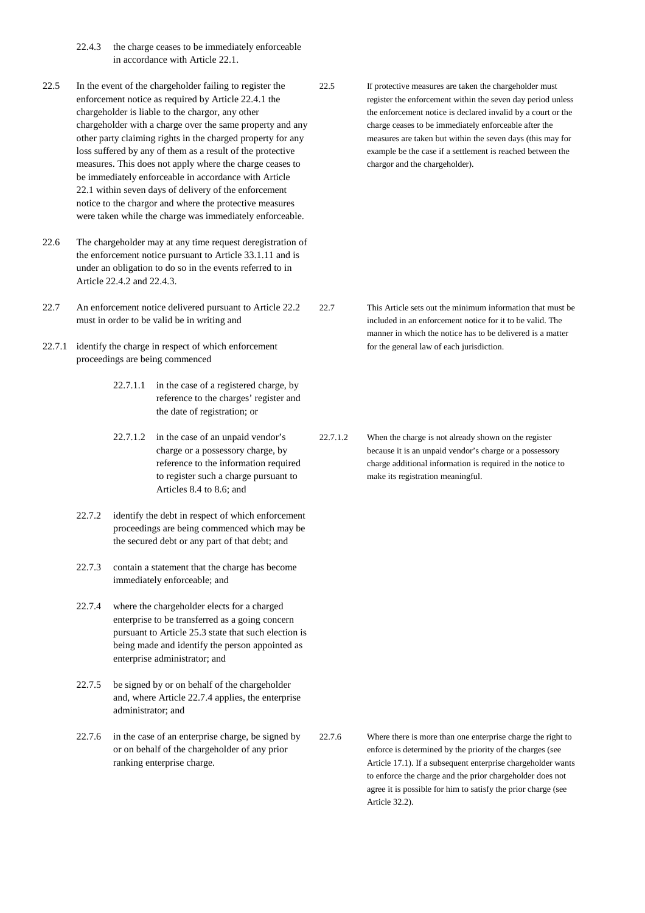22.4.3 the charge ceases to be immediately enforceable in accordance with Article 22.1.

22.5 In the event of the chargeholder failing to register the enforcement notice as required by Article 22.4.1 the chargeholder is liable to the chargor, any other chargeholder with a charge over the same property and any other party claiming rights in the charged property for any loss suffered by any of them as a result of the protective measures. This does not apply where the charge ceases to be immediately enforceable in accordance with Article 22.1 within seven days of delivery of the enforcement notice to the chargor and where the protective measures were taken while the charge was immediately enforceable.

> 22.5 If protective measures are taken the chargeholder must register the enforcement within the seven day period unless the enforcement notice is declared invalid by a court or the charge ceases to be immediately enforceable after the measures are taken but within the seven days (this may for example be the case if a settlement is reached between the chargor and the chargeholder).

22.6 The chargeholder may at any time request deregistration of the enforcement notice pursuant to Article 33.1.11 and is under an obligation to do so in the events referred to in Article 22.4.2 and 22.4.3.

22.7 An enforcement notice delivered pursuant to Article 22.2 must in order to be valid be in writing and

> 22.7 This Article sets out the minimum information that must be included in an enforcement notice for it to be valid. The manner in which the notice has to be delivered is a matter for the general law of each jurisdiction.

22.7.1 identify the charge in respect of which enforcement proceedings are being commenced

22.7.1.1 in the case of a registered charge, by reference to the charges' register and the date of registration; or

22.7.1.2 in the case of an unpaid vendor's charge or a possessory charge, by reference to the information required to register such a charge pursuant to Articles 8.4 to 8.6; and

> 22.7.1.2 When the charge is not already shown on the register because it is an unpaid vendor's charge or a possessory charge additional information is required in the notice to make its registration meaningful.

22.7.2 identify the debt in respect of which enforcement proceedings are being commenced which may be the secured debt or any part of that debt; and

22.7.3 contain a statement that the charge has become immediately enforceable; and

22.7.4 where the chargeholder elects for a charged enterprise to be transferred as a going concern pursuant to Article 25.3 state that such election is being made and identify the person appointed as enterprise administrator; and

22.7.5 be signed by or on behalf of the chargeholder and, where Article 22.7.4 applies, the enterprise administrator; and

22.7.6 in the case of an enterprise charge, be signed by or on behalf of the chargeholder of any prior ranking enterprise charge.

> 22.7.6 Where there is more than one enterprise charge the right to enforce is determined by the priority of the charges (see Article 17.1). If a subsequent enterprise chargeholder wants to enforce the charge and the prior chargeholder does not agree it is possible for him to satisfy the prior charge (see Article 32.2).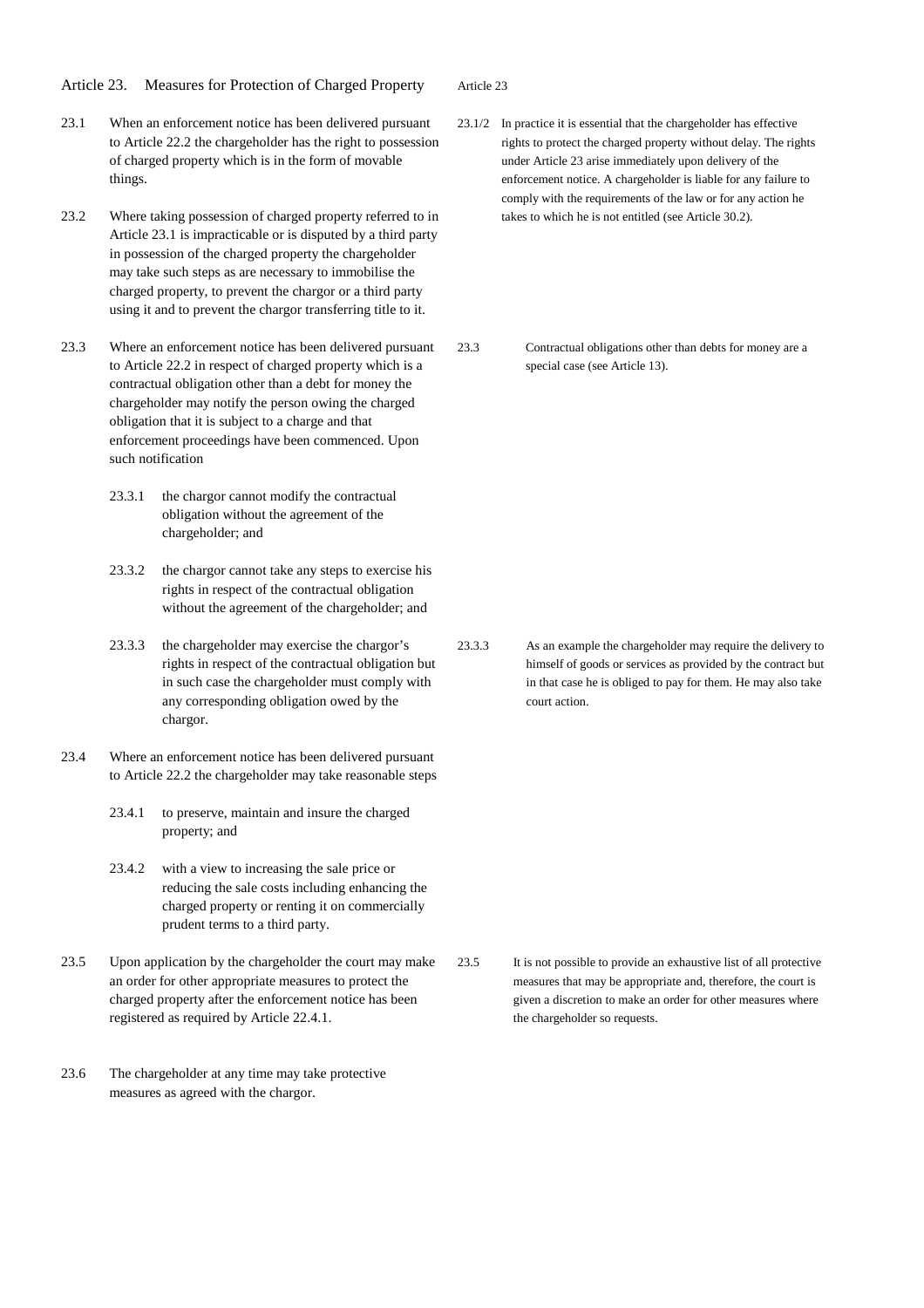## Article 23. Measures for Protection of Charged Property

23.1 When an enforcement notice has been delivered pursuant to Article 22.2 the chargeholder has the right to possession of charged property which is in the form of movable things.

23.2 Where taking possession of charged property referred to in Article 23.1 is impracticable or is disputed by a third party in possession of the charged property the chargeholder may take such steps as are necessary to immobilise the charged property, to prevent the chargor or a third party using it and to prevent the chargor transferring title to it.

23.3 Where an enforcement notice has been delivered pursuant to Article 22.2 in respect of charged property which is a contractual obligation other than a debt for money the chargeholder may notify the person owing the charged obligation that it is subject to a charge and that enforcement proceedings have been commenced. Upon such notification

- 23.3.1 the chargor cannot modify the contractual obligation without the agreement of the chargeholder; and
- 23.3.2 the chargor cannot take any steps to exercise his rights in respect of the contractual obligation without the agreement of the chargeholder; and
- 23.3.3 the chargeholder may exercise the chargor's rights in respect of the contractual obligation but in such case the chargeholder must comply with any corresponding obligation owed by the chargor.

23.4 Where an enforcement notice has been delivered pursuant to Article 22.2 the chargeholder may take reasonable steps

- 23.4.1 to preserve, maintain and insure the charged property; and
- 23.4.2 with a view to increasing the sale price or reducing the sale costs including enhancing the charged property or renting it on commercially prudent terms to a third party.

23.5 Upon application by the chargeholder the court may make an order for other appropriate measures to protect the charged property after the enforcement notice has been registered as required by Article 22.4.1.

23.6 The chargeholder at any time may take protective measures as agreed with the chargor.

### Article 23

23.1/2 In practice it is essential that the chargeholder has effective rights to protect the charged property without delay. The rights under Article 23 arise immediately upon delivery of the enforcement notice. A chargeholder is liable for any failure to comply with the requirements of the law or for any action he takes to which he is not entitled (see Article 30.2).

23.3 Contractual obligations other than debts for money are a special case (see Article 13).

23.3.3 As an example the chargeholder may require the delivery to himself of goods or services as provided by the contract but in that case he is obliged to pay for them. He may also take court action.

23.5 It is not possible to provide an exhaustive list of all protective measures that may be appropriate and, therefore, the court is given a discretion to make an order for other measures where the chargeholder so requests.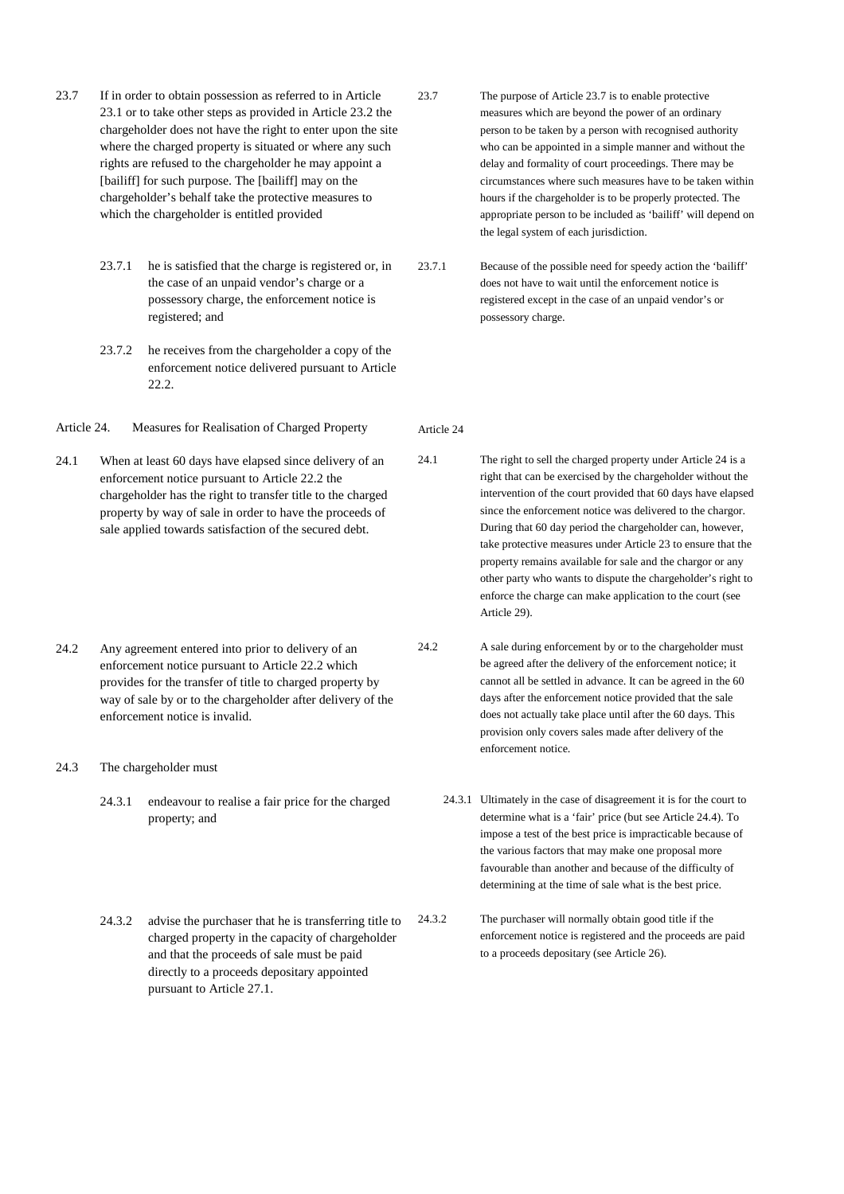23.7 If in order to obtain possession as referred to in Article 23.1 or to take other steps as provided in Article 23.2 the chargeholder does not have the right to enter upon the site where the charged property is situated or where any such rights are refused to the chargeholder he may appoint a [bailiff] for such purpose. The [bailiff] may on the chargeholder's behalf take the protective measures to which the chargeholder is entitled provided

> 23.7 The purpose of Article 23.7 is to enable protective measures which are beyond the power of an ordinary person to be taken by a person with recognised authority who can be appointed in a simple manner and without the delay and formality of court proceedings. There may be circumstances where such measures have to be taken within hours if the chargeholder is to be properly protected. The appropriate person to be included as 'bailiff' will depend on the legal system of each jurisdiction.

23.7.1 he is satisfied that the charge is registered or, in the case of an unpaid vendor's charge or a possessory charge, the enforcement notice is registered; and

> 23.7.1 Because of the possible need for speedy action the 'bailiff' does not have to wait until the enforcement notice is registered except in the case of an unpaid vendor's or possessory charge.

23.7.2 he receives from the chargeholder a copy of the enforcement notice delivered pursuant to Article 22.2.

## Article 24. Measures for Realisation of Charged Property

> Article 24

24.1 When at least 60 days have elapsed since delivery of an enforcement notice pursuant to Article 22.2 the chargeholder has the right to transfer title to the charged property by way of sale in order to have the proceeds of sale applied towards satisfaction of the secured debt.

> 24.1 The right to sell the charged property under Article 24 is a right that can be exercised by the chargeholder without the intervention of the court provided that 60 days have elapsed since the enforcement notice was delivered to the chargor. During that 60 day period the chargeholder can, however, take protective measures under Article 23 to ensure that the property remains available for sale and the chargor or any other party who wants to dispute the chargeholder's right to enforce the charge can make application to the court (see Article 29).

24.2 Any agreement entered into prior to delivery of an enforcement notice pursuant to Article 22.2 which provides for the transfer of title to charged property by way of sale by or to the chargeholder after delivery of the enforcement notice is invalid.

> 24.2 A sale during enforcement by or to the chargeholder must be agreed after the delivery of the enforcement notice; it cannot all be settled in advance. It can be agreed in the 60 days after the enforcement notice provided that the sale does not actually take place until after the 60 days. This provision only covers sales made after delivery of the enforcement notice.

24.3 The chargeholder must

24.3.1 endeavour to realise a fair price for the charged property; and

> 24.3.1 Ultimately in the case of disagreement it is for the court to determine what is a 'fair' price (but see Article 24.4). To impose a test of the best price is impracticable because of the various factors that may make one proposal more favourable than another and because of the difficulty of determining at the time of sale what is the best price.

24.3.2 advise the purchaser that he is transferring title to charged property in the capacity of chargeholder and that the proceeds of sale must be paid directly to a proceeds depositary appointed pursuant to Article 27.1.

> 24.3.2 The purchaser will normally obtain good title if the enforcement notice is registered and the proceeds are paid to a proceeds depositary (see Article 26).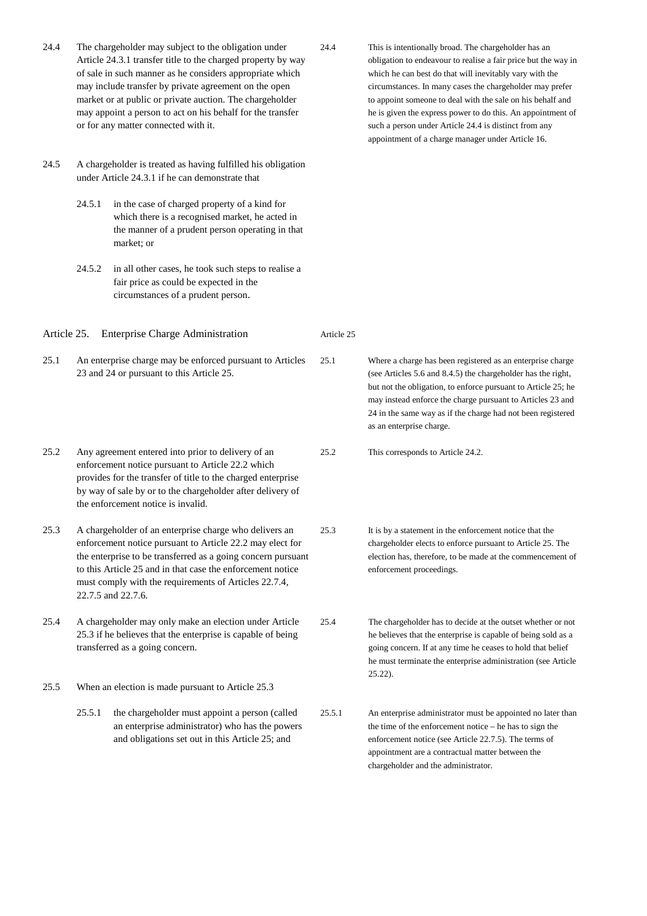| Article | Text | Note | Commentary |
|---|---|---|---|
| 24.4 | The chargeholder may subject to the obligation under Article 24.3.1 transfer title to the charged property by way of sale in such manner as he considers appropriate which may include transfer by private agreement on the open market or at public or private auction. The chargeholder may appoint a person to act on his behalf for the transfer or for any matter connected with it. | 24.4 | This is intentionally broad. The chargeholder has an obligation to endeavour to realise a fair price but the way in which he can best do that will inevitably vary with the circumstances. In many cases the chargeholder may prefer to appoint someone to deal with the sale on his behalf and he is given the express power to do this. An appointment of such a person under Article 24.4 is distinct from any appointment of a charge manager under Article 16. |
| 24.5 | A chargeholder is treated as having fulfilled his obligation under Article 24.3.1 if he can demonstrate that | | |
| 24.5.1 | in the case of charged property of a kind for which there is a recognised market, he acted in the manner of a prudent person operating in that market; or | | |
| 24.5.2 | in all other cases, he took such steps to realise a fair price as could be expected in the circumstances of a prudent person. | | |

## Article 25. Enterprise Charge Administration

| Article | Text | Note | Commentary |
|---|---|---|---|
| | | Article 25 | |
| 25.1 | An enterprise charge may be enforced pursuant to Articles 23 and 24 or pursuant to this Article 25. | 25.1 | Where a charge has been registered as an enterprise charge (see Articles 5.6 and 8.4.5) the chargeholder has the right, but not the obligation, to enforce pursuant to Article 25; he may instead enforce the charge pursuant to Articles 23 and 24 in the same way as if the charge had not been registered as an enterprise charge. |
| 25.2 | Any agreement entered into prior to delivery of an enforcement notice pursuant to Article 22.2 which provides for the transfer of title to the charged enterprise by way of sale by or to the chargeholder after delivery of the enforcement notice is invalid. | 25.2 | This corresponds to Article 24.2. |
| 25.3 | A chargeholder of an enterprise charge who delivers an enforcement notice pursuant to Article 22.2 may elect for the enterprise to be transferred as a going concern pursuant to this Article 25 and in that case the enforcement notice must comply with the requirements of Articles 22.7.4, 22.7.5 and 22.7.6. | 25.3 | It is by a statement in the enforcement notice that the chargeholder elects to enforce pursuant to Article 25. The election has, therefore, to be made at the commencement of enforcement proceedings. |
| 25.4 | A chargeholder may only make an election under Article 25.3 if he believes that the enterprise is capable of being transferred as a going concern. | 25.4 | The chargeholder has to decide at the outset whether or not he believes that the enterprise is capable of being sold as a going concern. If at any time he ceases to hold that belief he must terminate the enterprise administration (see Article 25.22). |
| 25.5 | When an election is made pursuant to Article 25.3 | | |
| 25.5.1 | the chargeholder must appoint a person (called an enterprise administrator) who has the powers and obligations set out in this Article 25; and | 25.5.1 | An enterprise administrator must be appointed no later than the time of the enforcement notice – he has to sign the enforcement notice (see Article 22.7.5). The terms of appointment are a contractual matter between the chargeholder and the administrator. |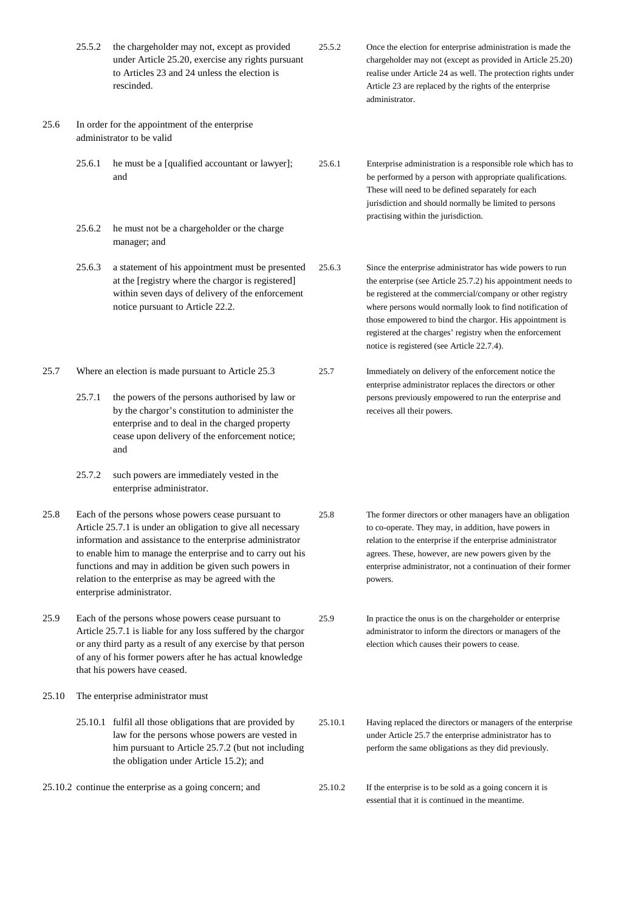| | | |
|---|---|---|
| 25.5.2 | the chargeholder may not, except as provided under Article 25.20, exercise any rights pursuant to Articles 23 and 24 unless the election is rescinded. | 25.5.2 Once the election for enterprise administration is made the chargeholder may not (except as provided in Article 25.20) realise under Article 24 as well. The protection rights under Article 23 are replaced by the rights of the enterprise administrator. |
| 25.6 | In order for the appointment of the enterprise administrator to be valid | |
| 25.6.1 | he must be a [qualified accountant or lawyer]; and | 25.6.1 Enterprise administration is a responsible role which has to be performed by a person with appropriate qualifications. These will need to be defined separately for each jurisdiction and should normally be limited to persons practising within the jurisdiction. |
| 25.6.2 | he must not be a chargeholder or the charge manager; and | |
| 25.6.3 | a statement of his appointment must be presented at the [registry where the chargor is registered] within seven days of delivery of the enforcement notice pursuant to Article 22.2. | 25.6.3 Since the enterprise administrator has wide powers to run the enterprise (see Article 25.7.2) his appointment needs to be registered at the commercial/company or other registry where persons would normally look to find notification of those empowered to bind the chargor. His appointment is registered at the charges' registry when the enforcement notice is registered (see Article 22.7.4). |
| 25.7 | Where an election is made pursuant to Article 25.3 | 25.7 Immediately on delivery of the enforcement notice the enterprise administrator replaces the directors or other persons previously empowered to run the enterprise and receives all their powers. |
| 25.7.1 | the powers of the persons authorised by law or by the chargor's constitution to administer the enterprise and to deal in the charged property cease upon delivery of the enforcement notice; and | |
| 25.7.2 | such powers are immediately vested in the enterprise administrator. | |
| 25.8 | Each of the persons whose powers cease pursuant to Article 25.7.1 is under an obligation to give all necessary information and assistance to the enterprise administrator to enable him to manage the enterprise and to carry out his functions and may in addition be given such powers in relation to the enterprise as may be agreed with the enterprise administrator. | 25.8 The former directors or other managers have an obligation to co-operate. They may, in addition, have powers in relation to the enterprise if the enterprise administrator agrees. These, however, are new powers given by the enterprise administrator, not a continuation of their former powers. |
| 25.9 | Each of the persons whose powers cease pursuant to Article 25.7.1 is liable for any loss suffered by the chargor or any third party as a result of any exercise by that person of any of his former powers after he has actual knowledge that his powers have ceased. | 25.9 In practice the onus is on the chargeholder or enterprise administrator to inform the directors or managers of the election which causes their powers to cease. |
| 25.10 | The enterprise administrator must | |
| 25.10.1 | fulfil all those obligations that are provided by law for the persons whose powers are vested in him pursuant to Article 25.7.2 (but not including the obligation under Article 15.2); and | 25.10.1 Having replaced the directors or managers of the enterprise under Article 25.7 the enterprise administrator has to perform the same obligations as they did previously. |
| 25.10.2 | continue the enterprise as a going concern; and | 25.10.2 If the enterprise is to be sold as a going concern it is essential that it is continued in the meantime. |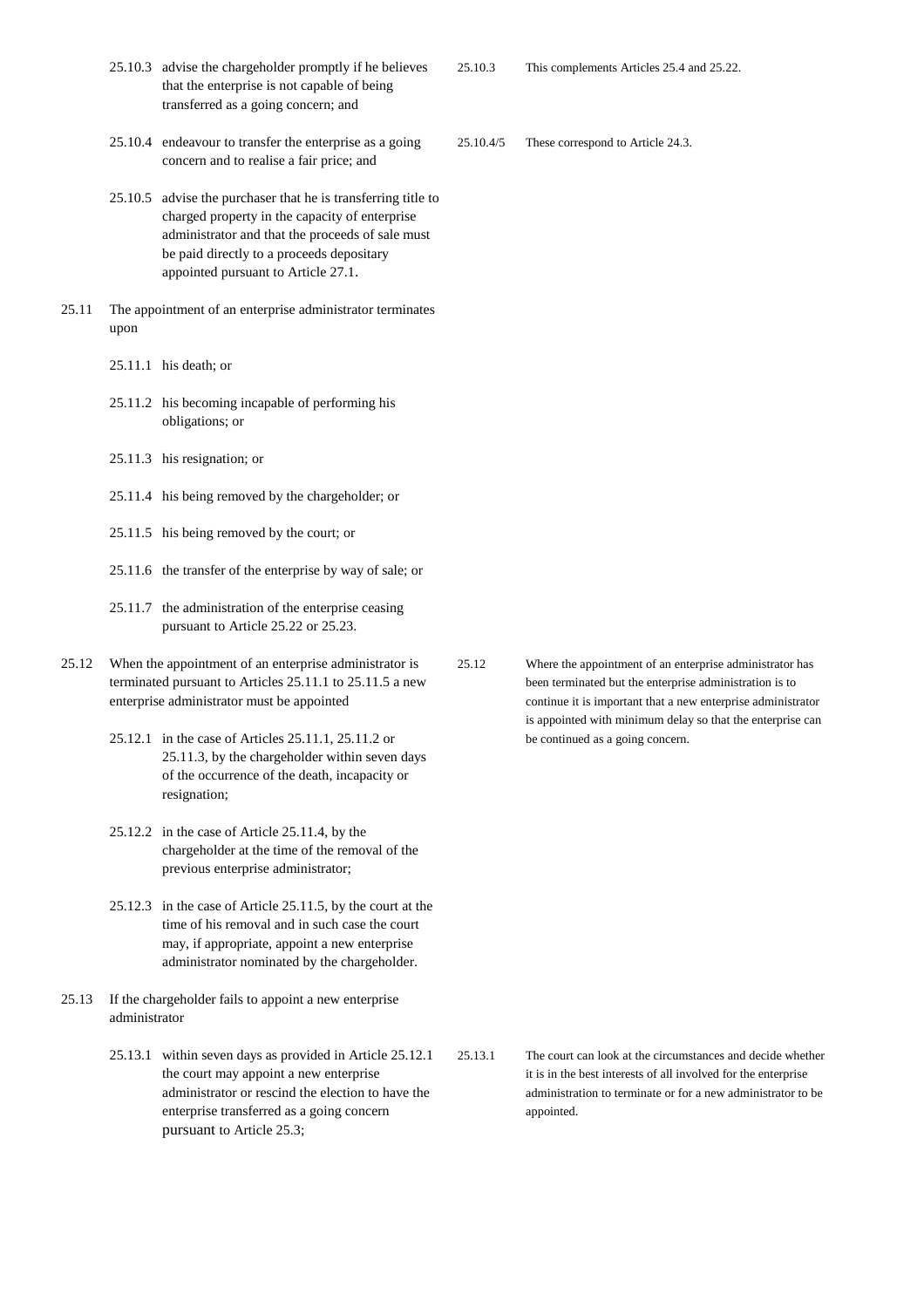25.10.3 advise the chargeholder promptly if he believes that the enterprise is not capable of being transferred as a going concern; and

> 25.10.3 This complements Articles 25.4 and 25.22.

25.10.4 endeavour to transfer the enterprise as a going concern and to realise a fair price; and

> 25.10.4/5 These correspond to Article 24.3.

25.10.5 advise the purchaser that he is transferring title to charged property in the capacity of enterprise administrator and that the proceeds of sale must be paid directly to a proceeds depositary appointed pursuant to Article 27.1.

25.11 The appointment of an enterprise administrator terminates upon

25.11.1 his death; or

25.11.2 his becoming incapable of performing his obligations; or

25.11.3 his resignation; or

25.11.4 his being removed by the chargeholder; or

25.11.5 his being removed by the court; or

25.11.6 the transfer of the enterprise by way of sale; or

25.11.7 the administration of the enterprise ceasing pursuant to Article 25.22 or 25.23.

25.12 When the appointment of an enterprise administrator is terminated pursuant to Articles 25.11.1 to 25.11.5 a new enterprise administrator must be appointed

> 25.12 Where the appointment of an enterprise administrator has been terminated but the enterprise administration is to continue it is important that a new enterprise administrator is appointed with minimum delay so that the enterprise can be continued as a going concern.

25.12.1 in the case of Articles 25.11.1, 25.11.2 or 25.11.3, by the chargeholder within seven days of the occurrence of the death, incapacity or resignation;

25.12.2 in the case of Article 25.11.4, by the chargeholder at the time of the removal of the previous enterprise administrator;

25.12.3 in the case of Article 25.11.5, by the court at the time of his removal and in such case the court may, if appropriate, appoint a new enterprise administrator nominated by the chargeholder.

25.13 If the chargeholder fails to appoint a new enterprise administrator

25.13.1 within seven days as provided in Article 25.12.1 the court may appoint a new enterprise administrator or rescind the election to have the enterprise transferred as a going concern pursuant to Article 25.3;

> 25.13.1 The court can look at the circumstances and decide whether it is in the best interests of all involved for the enterprise administration to terminate or for a new administrator to be appointed.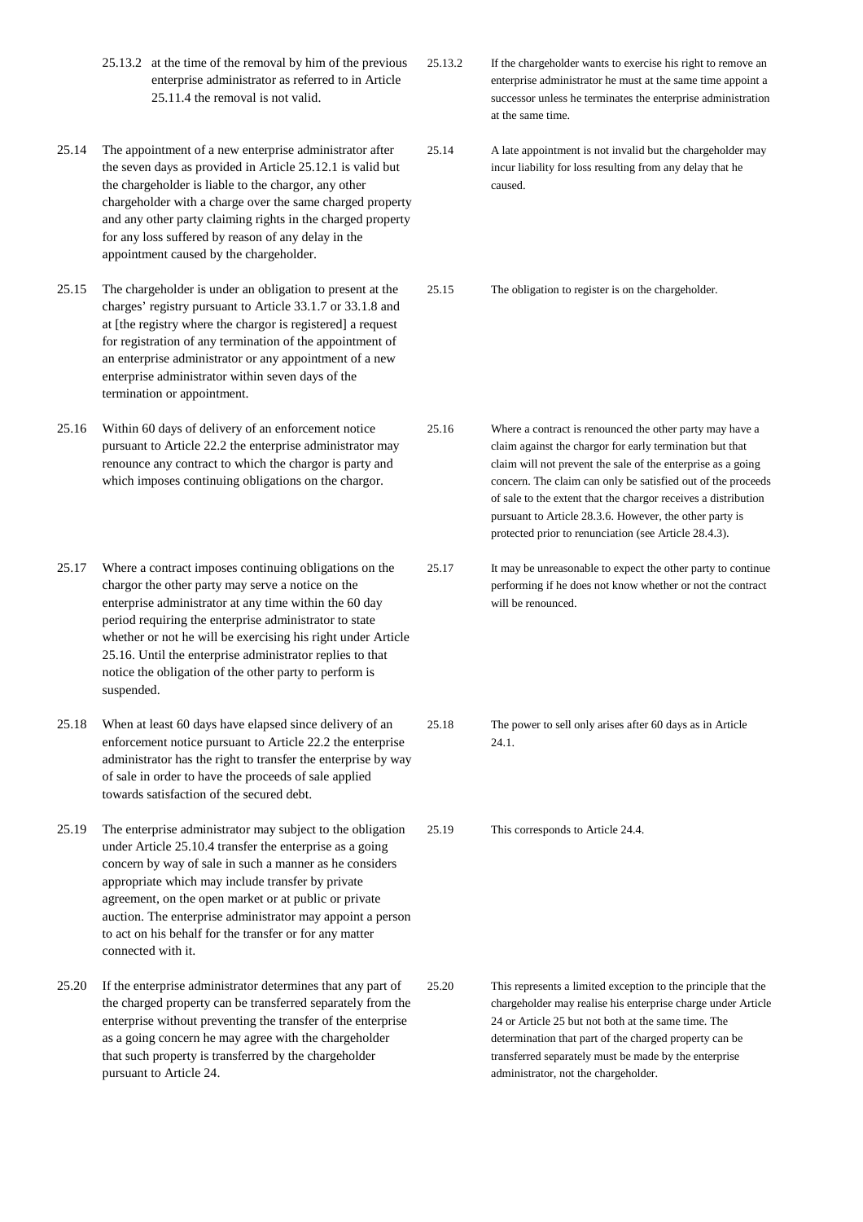| | | | |
|---|---|---|---|
| 25.13.2 | at the time of the removal by him of the previous enterprise administrator as referred to in Article 25.11.4 the removal is not valid. | 25.13.2 | If the chargeholder wants to exercise his right to remove an enterprise administrator he must at the same time appoint a successor unless he terminates the enterprise administration at the same time. |
| 25.14 | The appointment of a new enterprise administrator after the seven days as provided in Article 25.12.1 is valid but the chargeholder is liable to the chargor, any other chargeholder with a charge over the same charged property and any other party claiming rights in the charged property for any loss suffered by reason of any delay in the appointment caused by the chargeholder. | 25.14 | A late appointment is not invalid but the chargeholder may incur liability for loss resulting from any delay that he caused. |
| 25.15 | The chargeholder is under an obligation to present at the charges' registry pursuant to Article 33.1.7 or 33.1.8 and at [the registry where the chargor is registered] a request for registration of any termination of the appointment of an enterprise administrator or any appointment of a new enterprise administrator within seven days of the termination or appointment. | 25.15 | The obligation to register is on the chargeholder. |
| 25.16 | Within 60 days of delivery of an enforcement notice pursuant to Article 22.2 the enterprise administrator may renounce any contract to which the chargor is party and which imposes continuing obligations on the chargor. | 25.16 | Where a contract is renounced the other party may have a claim against the chargor for early termination but that claim will not prevent the sale of the enterprise as a going concern. The claim can only be satisfied out of the proceeds of sale to the extent that the chargor receives a distribution pursuant to Article 28.3.6. However, the other party is protected prior to renunciation (see Article 28.4.3). |
| 25.17 | Where a contract imposes continuing obligations on the chargor the other party may serve a notice on the enterprise administrator at any time within the 60 day period requiring the enterprise administrator to state whether or not he will be exercising his right under Article 25.16. Until the enterprise administrator replies to that notice the obligation of the other party to perform is suspended. | 25.17 | It may be unreasonable to expect the other party to continue performing if he does not know whether or not the contract will be renounced. |
| 25.18 | When at least 60 days have elapsed since delivery of an enforcement notice pursuant to Article 22.2 the enterprise administrator has the right to transfer the enterprise by way of sale in order to have the proceeds of sale applied towards satisfaction of the secured debt. | 25.18 | The power to sell only arises after 60 days as in Article 24.1. |
| 25.19 | The enterprise administrator may subject to the obligation under Article 25.10.4 transfer the enterprise as a going concern by way of sale in such a manner as he considers appropriate which may include transfer by private agreement, on the open market or at public or private auction. The enterprise administrator may appoint a person to act on his behalf for the transfer or for any matter connected with it. | 25.19 | This corresponds to Article 24.4. |
| 25.20 | If the enterprise administrator determines that any part of the charged property can be transferred separately from the enterprise without preventing the transfer of the enterprise as a going concern he may agree with the chargeholder that such property is transferred by the chargeholder pursuant to Article 24. | 25.20 | This represents a limited exception to the principle that the chargeholder may realise his enterprise charge under Article 24 or Article 25 but not both at the same time. The determination that part of the charged property can be transferred separately must be made by the enterprise administrator, not the chargeholder. |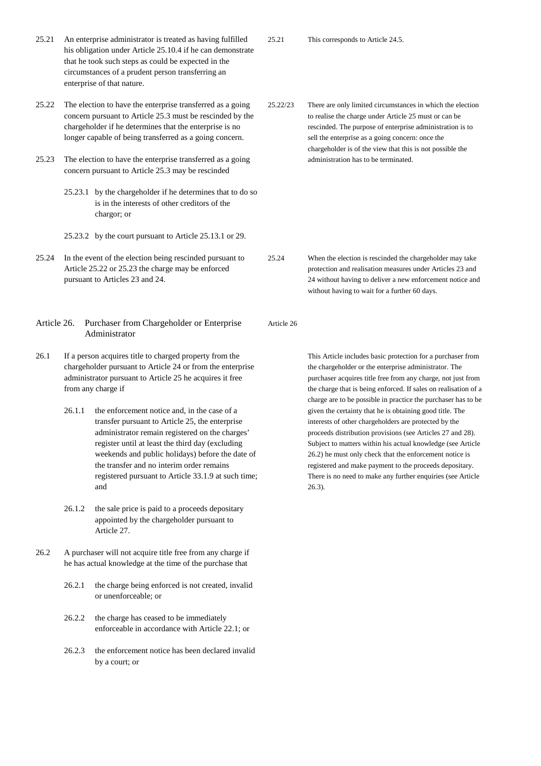25.21 An enterprise administrator is treated as having fulfilled his obligation under Article 25.10.4 if he can demonstrate that he took such steps as could be expected in the circumstances of a prudent person transferring an enterprise of that nature.

25.21 This corresponds to Article 24.5.

25.22 The election to have the enterprise transferred as a going concern pursuant to Article 25.3 must be rescinded by the chargeholder if he determines that the enterprise is no longer capable of being transferred as a going concern.

25.23 The election to have the enterprise transferred as a going concern pursuant to Article 25.3 may be rescinded

25.23.1 by the chargeholder if he determines that to do so is in the interests of other creditors of the chargor; or

25.23.2 by the court pursuant to Article 25.13.1 or 29.

25.22/23 There are only limited circumstances in which the election to realise the charge under Article 25 must or can be rescinded. The purpose of enterprise administration is to sell the enterprise as a going concern: once the chargeholder is of the view that this is not possible the administration has to be terminated.

25.24 In the event of the election being rescinded pursuant to Article 25.22 or 25.23 the charge may be enforced pursuant to Articles 23 and 24.

25.24 When the election is rescinded the chargeholder may take protection and realisation measures under Articles 23 and 24 without having to deliver a new enforcement notice and without having to wait for a further 60 days.

## Article 26. Purchaser from Chargeholder or Enterprise Administrator

26.1 If a person acquires title to charged property from the chargeholder pursuant to Article 24 or from the enterprise administrator pursuant to Article 25 he acquires it free from any charge if

26.1.1 the enforcement notice and, in the case of a transfer pursuant to Article 25, the enterprise administrator remain registered on the charges' register until at least the third day (excluding weekends and public holidays) before the date of the transfer and no interim order remains registered pursuant to Article 33.1.9 at such time; and

26.1.2 the sale price is paid to a proceeds depositary appointed by the chargeholder pursuant to Article 27.

26.2 A purchaser will not acquire title free from any charge if he has actual knowledge at the time of the purchase that

26.2.1 the charge being enforced is not created, invalid or unenforceable; or

26.2.2 the charge has ceased to be immediately enforceable in accordance with Article 22.1; or

26.2.3 the enforcement notice has been declared invalid by a court; or

Article 26 This Article includes basic protection for a purchaser from the chargeholder or the enterprise administrator. The purchaser acquires title free from any charge, not just from the charge that is being enforced. If sales on realisation of a charge are to be possible in practice the purchaser has to be given the certainty that he is obtaining good title. The interests of other chargeholders are protected by the proceeds distribution provisions (see Articles 27 and 28). Subject to matters within his actual knowledge (see Article 26.2) he must only check that the enforcement notice is registered and make payment to the proceeds depositary. There is no need to make any further enquiries (see Article 26.3).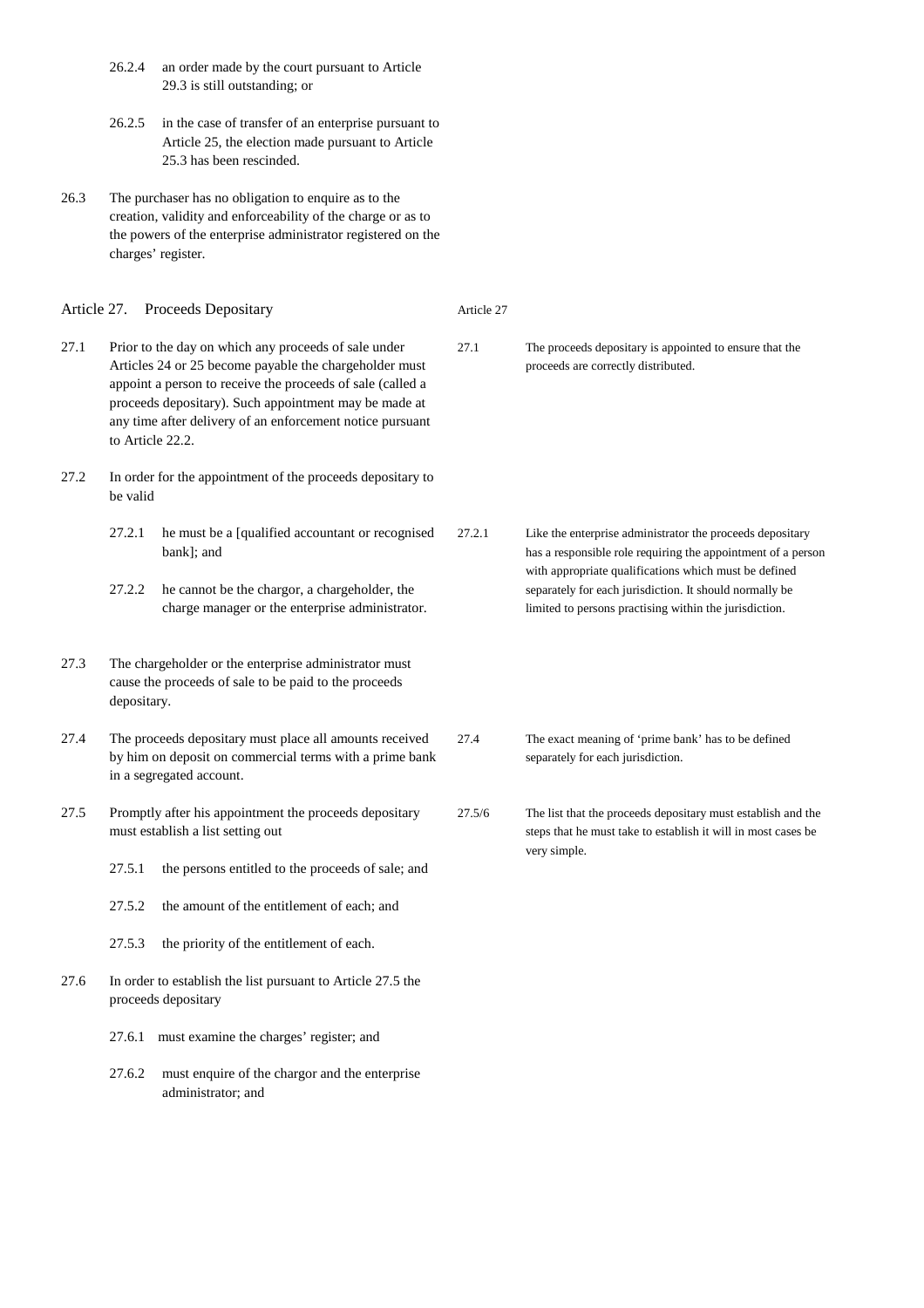26.2.4 an order made by the court pursuant to Article 29.3 is still outstanding; or

26.2.5 in the case of transfer of an enterprise pursuant to Article 25, the election made pursuant to Article 25.3 has been rescinded.

26.3 The purchaser has no obligation to enquire as to the creation, validity and enforceability of the charge or as to the powers of the enterprise administrator registered on the charges' register.

## Article 27. Proceeds Depositary

*Article 27*

27.1 Prior to the day on which any proceeds of sale under Articles 24 or 25 become payable the chargeholder must appoint a person to receive the proceeds of sale (called a proceeds depositary). Such appointment may be made at any time after delivery of an enforcement notice pursuant to Article 22.2.

> 27.1 The proceeds depositary is appointed to ensure that the proceeds are correctly distributed.

27.2 In order for the appointment of the proceeds depositary to be valid

27.2.1 he must be a [qualified accountant or recognised bank]; and

27.2.2 he cannot be the chargor, a chargeholder, the charge manager or the enterprise administrator.

> 27.2.1 Like the enterprise administrator the proceeds depositary has a responsible role requiring the appointment of a person with appropriate qualifications which must be defined separately for each jurisdiction. It should normally be limited to persons practising within the jurisdiction.

27.3 The chargeholder or the enterprise administrator must cause the proceeds of sale to be paid to the proceeds depositary.

27.4 The proceeds depositary must place all amounts received by him on deposit on commercial terms with a prime bank in a segregated account.

> 27.4 The exact meaning of 'prime bank' has to be defined separately for each jurisdiction.

27.5 Promptly after his appointment the proceeds depositary must establish a list setting out

27.5.1 the persons entitled to the proceeds of sale; and

27.5.2 the amount of the entitlement of each; and

27.5.3 the priority of the entitlement of each.

> 27.5/6 The list that the proceeds depositary must establish and the steps that he must take to establish it will in most cases be very simple.

27.6 In order to establish the list pursuant to Article 27.5 the proceeds depositary

27.6.1 must examine the charges' register; and

27.6.2 must enquire of the chargor and the enterprise administrator; and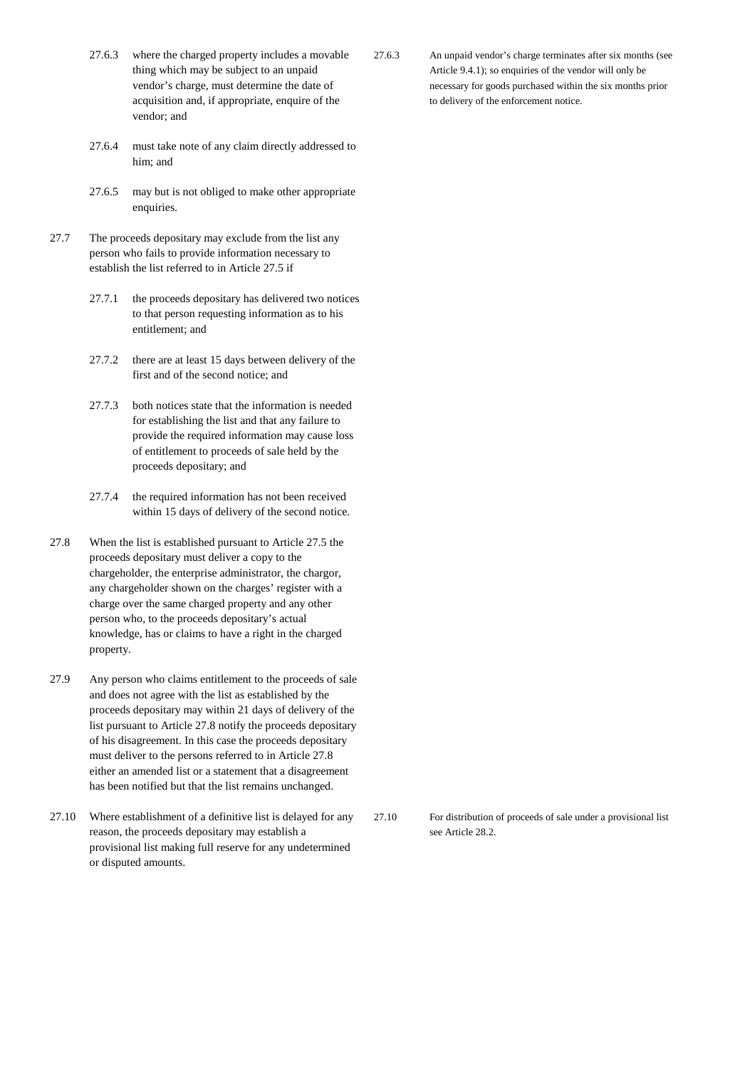27.6.3 where the charged property includes a movable thing which may be subject to an unpaid vendor's charge, must determine the date of acquisition and, if appropriate, enquire of the vendor; and

27.6.4 must take note of any claim directly addressed to him; and

27.6.5 may but is not obliged to make other appropriate enquiries.

27.6.3 An unpaid vendor's charge terminates after six months (see Article 9.4.1); so enquiries of the vendor will only be necessary for goods purchased within the six months prior to delivery of the enforcement notice.

27.7 The proceeds depositary may exclude from the list any person who fails to provide information necessary to establish the list referred to in Article 27.5 if

27.7.1 the proceeds depositary has delivered two notices to that person requesting information as to his entitlement; and

27.7.2 there are at least 15 days between delivery of the first and of the second notice; and

27.7.3 both notices state that the information is needed for establishing the list and that any failure to provide the required information may cause loss of entitlement to proceeds of sale held by the proceeds depositary; and

27.7.4 the required information has not been received within 15 days of delivery of the second notice.

27.8 When the list is established pursuant to Article 27.5 the proceeds depositary must deliver a copy to the chargeholder, the enterprise administrator, the chargor, any chargeholder shown on the charges' register with a charge over the same charged property and any other person who, to the proceeds depositary's actual knowledge, has or claims to have a right in the charged property.

27.9 Any person who claims entitlement to the proceeds of sale and does not agree with the list as established by the proceeds depositary may within 21 days of delivery of the list pursuant to Article 27.8 notify the proceeds depositary of his disagreement. In this case the proceeds depositary must deliver to the persons referred to in Article 27.8 either an amended list or a statement that a disagreement has been notified but that the list remains unchanged.

27.10 Where establishment of a definitive list is delayed for any reason, the proceeds depositary may establish a provisional list making full reserve for any undetermined or disputed amounts.

27.10 For distribution of proceeds of sale under a provisional list see Article 28.2.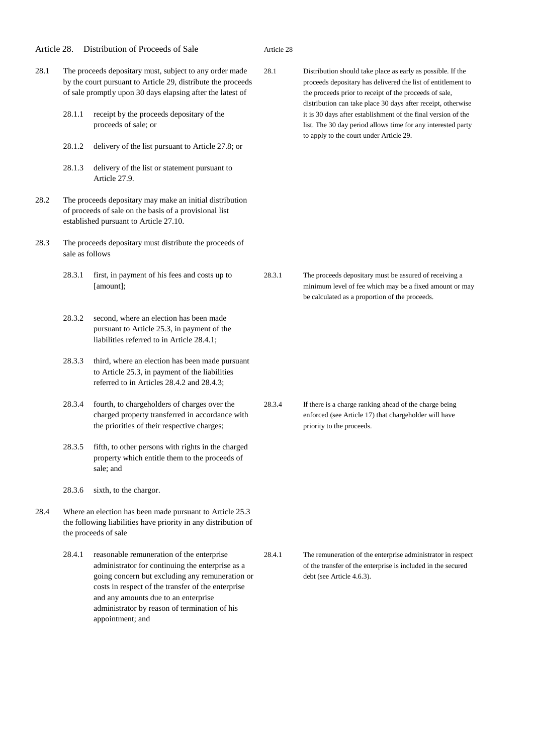## Article 28. Distribution of Proceeds of Sale

**Article 28**

28.1 The proceeds depositary must, subject to any order made by the court pursuant to Article 29, distribute the proceeds of sale promptly upon 30 days elapsing after the latest of

> **28.1** Distribution should take place as early as possible. If the proceeds depositary has delivered the list of entitlement to the proceeds prior to receipt of the proceeds of sale, distribution can take place 30 days after receipt, otherwise it is 30 days after establishment of the final version of the list. The 30 day period allows time for any interested party to apply to the court under Article 29.

- 28.1.1 receipt by the proceeds depositary of the proceeds of sale; or
- 28.1.2 delivery of the list pursuant to Article 27.8; or
- 28.1.3 delivery of the list or statement pursuant to Article 27.9.

28.2 The proceeds depositary may make an initial distribution of proceeds of sale on the basis of a provisional list established pursuant to Article 27.10.

28.3 The proceeds depositary must distribute the proceeds of sale as follows

- 28.3.1 first, in payment of his fees and costs up to [amount];

> **28.3.1** The proceeds depositary must be assured of receiving a minimum level of fee which may be a fixed amount or may be calculated as a proportion of the proceeds.

- 28.3.2 second, where an election has been made pursuant to Article 25.3, in payment of the liabilities referred to in Article 28.4.1;
- 28.3.3 third, where an election has been made pursuant to Article 25.3, in payment of the liabilities referred to in Articles 28.4.2 and 28.4.3;
- 28.3.4 fourth, to chargeholders of charges over the charged property transferred in accordance with the priorities of their respective charges;

> **28.3.4** If there is a charge ranking ahead of the charge being enforced (see Article 17) that chargeholder will have priority to the proceeds.

- 28.3.5 fifth, to other persons with rights in the charged property which entitle them to the proceeds of sale; and
- 28.3.6 sixth, to the chargor.

28.4 Where an election has been made pursuant to Article 25.3 the following liabilities have priority in any distribution of the proceeds of sale

- 28.4.1 reasonable remuneration of the enterprise administrator for continuing the enterprise as a going concern but excluding any remuneration or costs in respect of the transfer of the enterprise and any amounts due to an enterprise administrator by reason of termination of his appointment; and

> **28.4.1** The remuneration of the enterprise administrator in respect of the transfer of the enterprise is included in the secured debt (see Article 4.6.3).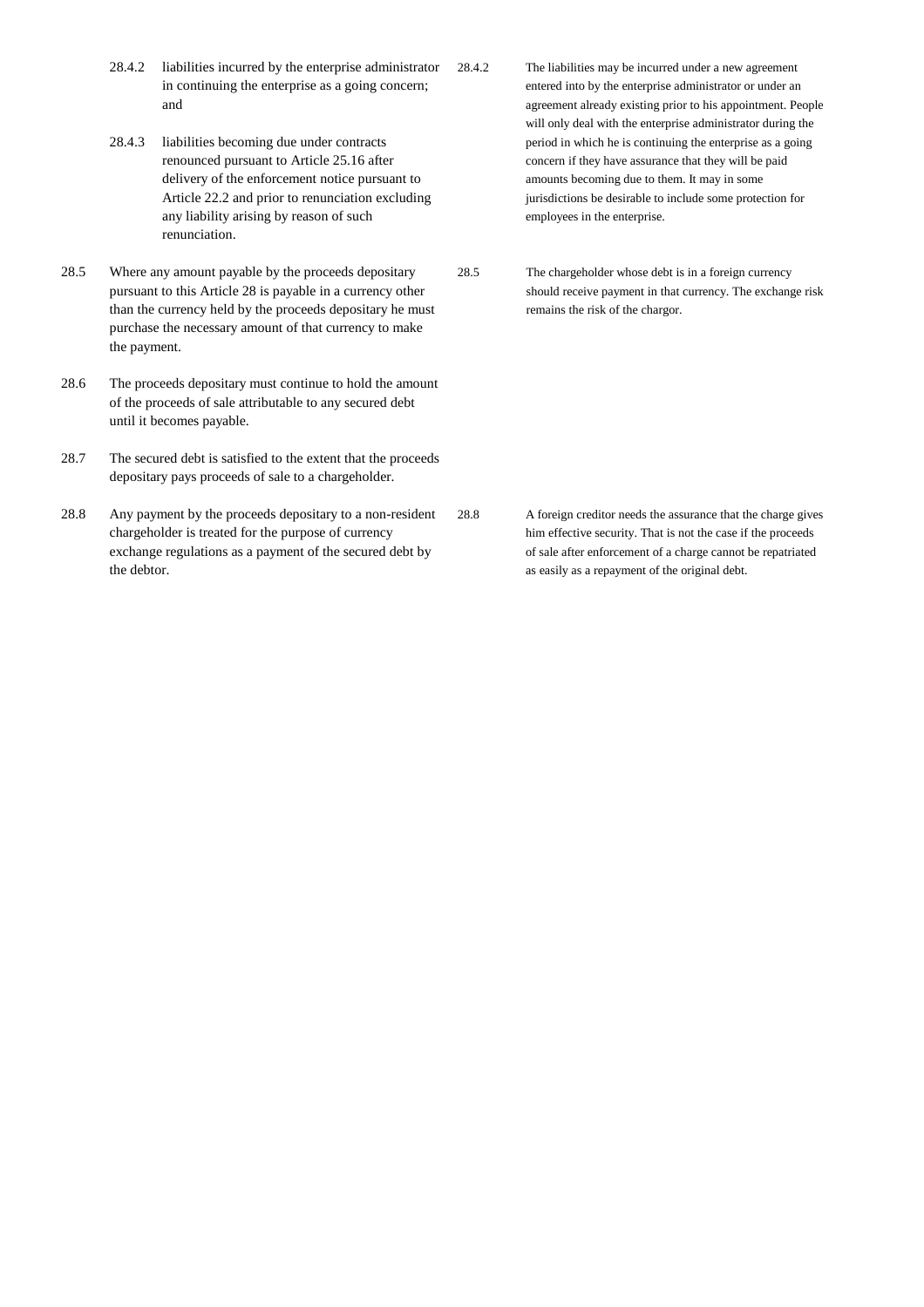28.4.2 liabilities incurred by the enterprise administrator in continuing the enterprise as a going concern; and

28.4.3 liabilities becoming due under contracts renounced pursuant to Article 25.16 after delivery of the enforcement notice pursuant to Article 22.2 and prior to renunciation excluding any liability arising by reason of such renunciation.

> 28.4.2 The liabilities may be incurred under a new agreement entered into by the enterprise administrator or under an agreement already existing prior to his appointment. People will only deal with the enterprise administrator during the period in which he is continuing the enterprise as a going concern if they have assurance that they will be paid amounts becoming due to them. It may in some jurisdictions be desirable to include some protection for employees in the enterprise.

28.5 Where any amount payable by the proceeds depositary pursuant to this Article 28 is payable in a currency other than the currency held by the proceeds depositary he must purchase the necessary amount of that currency to make the payment.

> 28.5 The chargeholder whose debt is in a foreign currency should receive payment in that currency. The exchange risk remains the risk of the chargor.

28.6 The proceeds depositary must continue to hold the amount of the proceeds of sale attributable to any secured debt until it becomes payable.

28.7 The secured debt is satisfied to the extent that the proceeds depositary pays proceeds of sale to a chargeholder.

28.8 Any payment by the proceeds depositary to a non-resident chargeholder is treated for the purpose of currency exchange regulations as a payment of the secured debt by the debtor.

> 28.8 A foreign creditor needs the assurance that the charge gives him effective security. That is not the case if the proceeds of sale after enforcement of a charge cannot be repatriated as easily as a repayment of the original debt.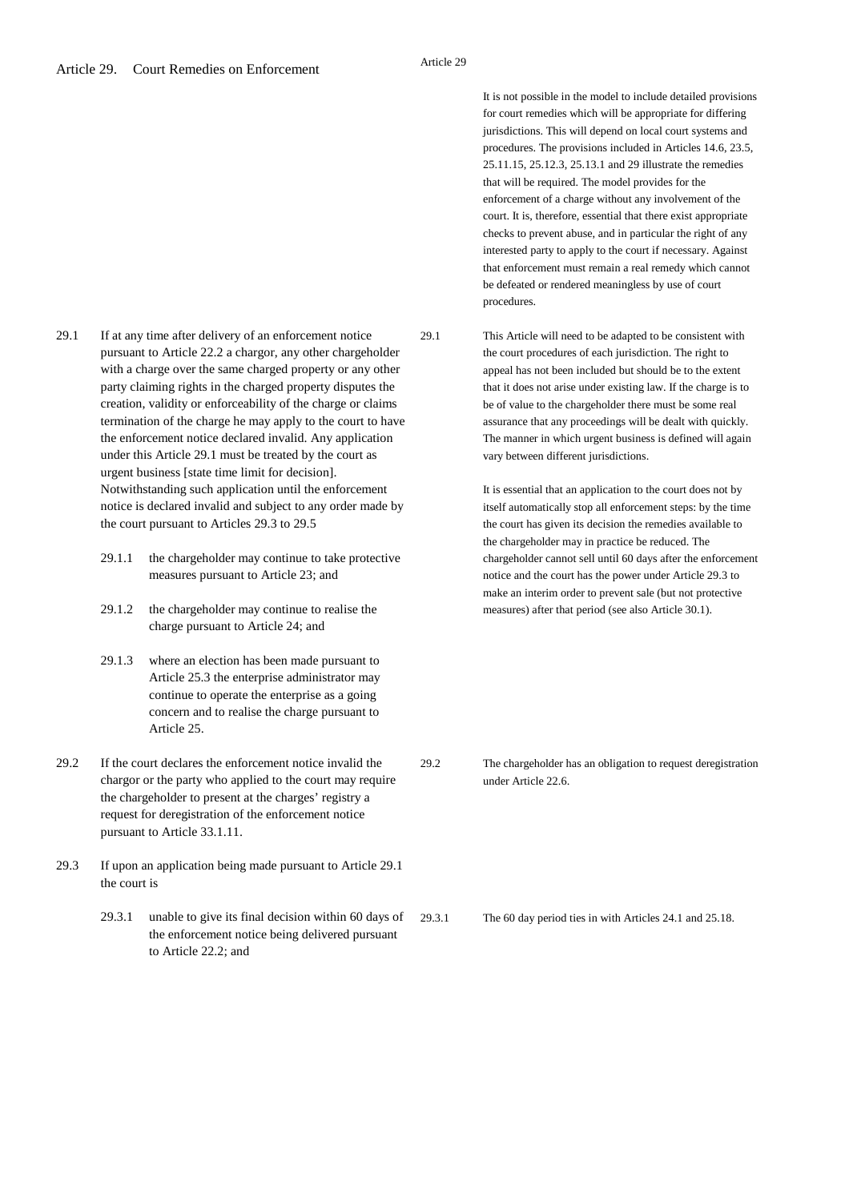## Article 29. Court Remedies on Enforcement

*Article 29*

It is not possible in the model to include detailed provisions for court remedies which will be appropriate for differing jurisdictions. This will depend on local court systems and procedures. The provisions included in Articles 14.6, 23.5, 25.11.15, 25.12.3, 25.13.1 and 29 illustrate the remedies that will be required. The model provides for the enforcement of a charge without any involvement of the court. It is, therefore, essential that there exist appropriate checks to prevent abuse, and in particular the right of any interested party to apply to the court if necessary. Against that enforcement must remain a real remedy which cannot be defeated or rendered meaningless by use of court procedures.

29.1 If at any time after delivery of an enforcement notice pursuant to Article 22.2 a chargor, any other chargeholder with a charge over the same charged property or any other party claiming rights in the charged property disputes the creation, validity or enforceability of the charge or claims termination of the charge he may apply to the court to have the enforcement notice declared invalid. Any application under this Article 29.1 must be treated by the court as urgent business [state time limit for decision]. Notwithstanding such application until the enforcement notice is declared invalid and subject to any order made by the court pursuant to Articles 29.3 to 29.5

- 29.1.1 the chargeholder may continue to take protective measures pursuant to Article 23; and
- 29.1.2 the chargeholder may continue to realise the charge pursuant to Article 24; and
- 29.1.3 where an election has been made pursuant to Article 25.3 the enterprise administrator may continue to operate the enterprise as a going concern and to realise the charge pursuant to Article 25.

*29.1 This Article will need to be adapted to be consistent with the court procedures of each jurisdiction. The right to appeal has not been included but should be to the extent that it does not arise under existing law. If the charge is to be of value to the chargeholder there must be some real assurance that any proceedings will be dealt with quickly. The manner in which urgent business is defined will again vary between different jurisdictions.*

*It is essential that an application to the court does not by itself automatically stop all enforcement steps: by the time the court has given its decision the remedies available to the chargeholder may in practice be reduced. The chargeholder cannot sell until 60 days after the enforcement notice and the court has the power under Article 29.3 to make an interim order to prevent sale (but not protective measures) after that period (see also Article 30.1).*

29.2 If the court declares the enforcement notice invalid the chargor or the party who applied to the court may require the chargeholder to present at the charges' registry a request for deregistration of the enforcement notice pursuant to Article 33.1.11.

*29.2 The chargeholder has an obligation to request deregistration under Article 22.6.*

29.3 If upon an application being made pursuant to Article 29.1 the court is

- 29.3.1 unable to give its final decision within 60 days of the enforcement notice being delivered pursuant to Article 22.2; and

*29.3.1 The 60 day period ties in with Articles 24.1 and 25.18.*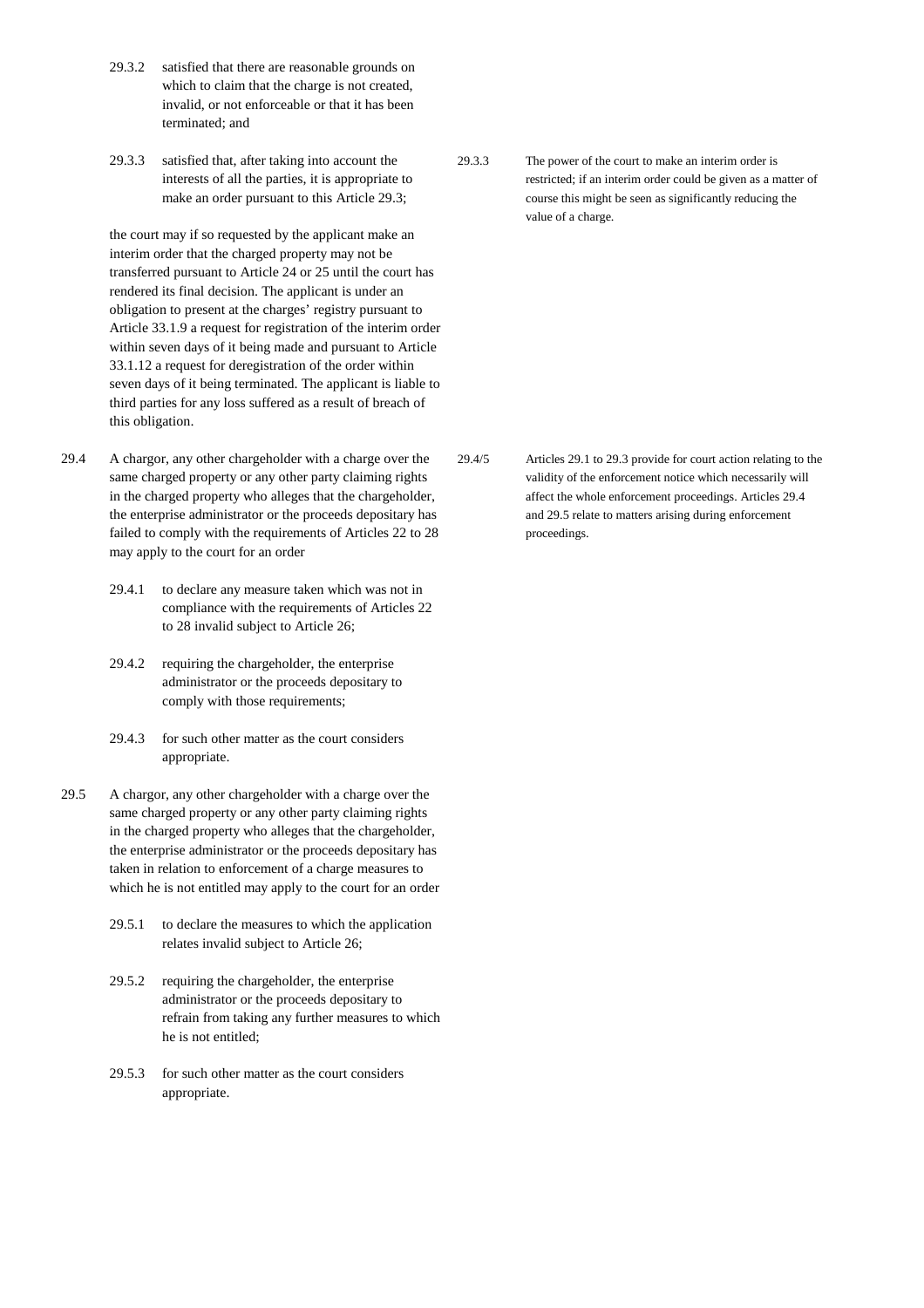29.3.2 satisfied that there are reasonable grounds on which to claim that the charge is not created, invalid, or not enforceable or that it has been terminated; and

29.3.3 satisfied that, after taking into account the interests of all the parties, it is appropriate to make an order pursuant to this Article 29.3;

the court may if so requested by the applicant make an interim order that the charged property may not be transferred pursuant to Article 24 or 25 until the court has rendered its final decision. The applicant is under an obligation to present at the charges' registry pursuant to Article 33.1.9 a request for registration of the interim order within seven days of it being made and pursuant to Article 33.1.12 a request for deregistration of the order within seven days of it being terminated. The applicant is liable to third parties for any loss suffered as a result of breach of this obligation.

> 29.3.3 The power of the court to make an interim order is restricted; if an interim order could be given as a matter of course this might be seen as significantly reducing the value of a charge.

29.4 A chargor, any other chargeholder with a charge over the same charged property or any other party claiming rights in the charged property who alleges that the chargeholder, the enterprise administrator or the proceeds depositary has failed to comply with the requirements of Articles 22 to 28 may apply to the court for an order

29.4.1 to declare any measure taken which was not in compliance with the requirements of Articles 22 to 28 invalid subject to Article 26;

29.4.2 requiring the chargeholder, the enterprise administrator or the proceeds depositary to comply with those requirements;

29.4.3 for such other matter as the court considers appropriate.

> 29.4/5 Articles 29.1 to 29.3 provide for court action relating to the validity of the enforcement notice which necessarily will affect the whole enforcement proceedings. Articles 29.4 and 29.5 relate to matters arising during enforcement proceedings.

29.5 A chargor, any other chargeholder with a charge over the same charged property or any other party claiming rights in the charged property who alleges that the chargeholder, the enterprise administrator or the proceeds depositary has taken in relation to enforcement of a charge measures to which he is not entitled may apply to the court for an order

29.5.1 to declare the measures to which the application relates invalid subject to Article 26;

29.5.2 requiring the chargeholder, the enterprise administrator or the proceeds depositary to refrain from taking any further measures to which he is not entitled;

29.5.3 for such other matter as the court considers appropriate.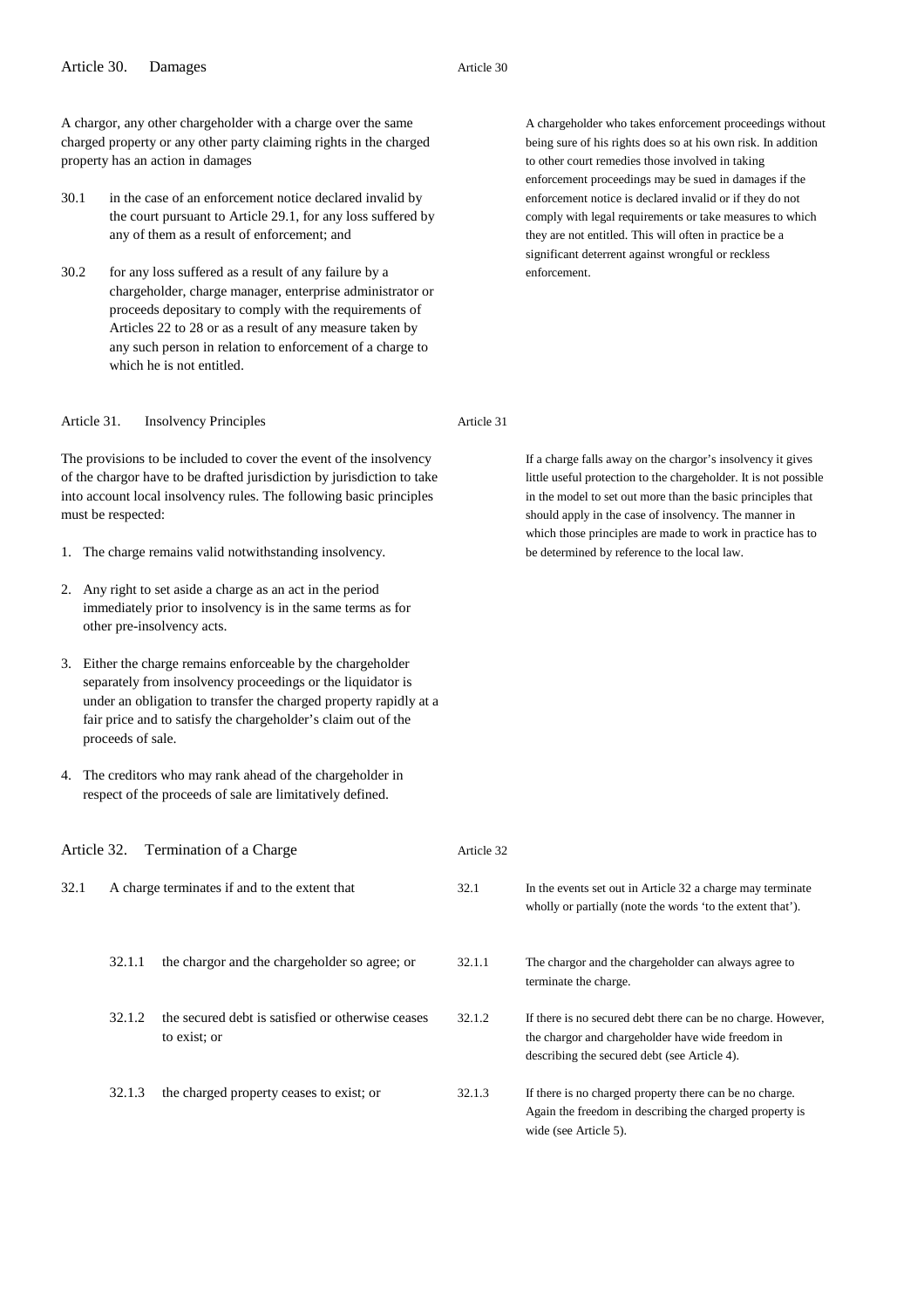## Article 30. Damages

A chargor, any other chargeholder with a charge over the same charged property or any other party claiming rights in the charged property has an action in damages

30.1 in the case of an enforcement notice declared invalid by the court pursuant to Article 29.1, for any loss suffered by any of them as a result of enforcement; and

30.2 for any loss suffered as a result of any failure by a chargeholder, charge manager, enterprise administrator or proceeds depositary to comply with the requirements of Articles 22 to 28 or as a result of any measure taken by any such person in relation to enforcement of a charge to which he is not entitled.

*Article 30*

A chargeholder who takes enforcement proceedings without being sure of his rights does so at his own risk. In addition to other court remedies those involved in taking enforcement proceedings may be sued in damages if the enforcement notice is declared invalid or if they do not comply with legal requirements or take measures to which they are not entitled. This will often in practice be a significant deterrent against wrongful or reckless enforcement.

## Article 31. Insolvency Principles

The provisions to be included to cover the event of the insolvency of the chargor have to be drafted jurisdiction by jurisdiction to take into account local insolvency rules. The following basic principles must be respected:

1. The charge remains valid notwithstanding insolvency.

2. Any right to set aside a charge as an act in the period immediately prior to insolvency is in the same terms as for other pre-insolvency acts.

3. Either the charge remains enforceable by the chargeholder separately from insolvency proceedings or the liquidator is under an obligation to transfer the charged property rapidly at a fair price and to satisfy the chargeholder's claim out of the proceeds of sale.

4. The creditors who may rank ahead of the chargeholder in respect of the proceeds of sale are limitatively defined.

*Article 31*

If a charge falls away on the chargor's insolvency it gives little useful protection to the chargeholder. It is not possible in the model to set out more than the basic principles that should apply in the case of insolvency. The manner in which those principles are made to work in practice has to be determined by reference to the local law.

## Article 32. Termination of a Charge

32.1 A charge terminates if and to the extent that

32.1.1 the chargor and the chargeholder so agree; or

32.1.2 the secured debt is satisfied or otherwise ceases to exist; or

32.1.3 the charged property ceases to exist; or

*Article 32*

32.1 In the events set out in Article 32 a charge may terminate wholly or partially (note the words 'to the extent that').

32.1.1 The chargor and the chargeholder can always agree to terminate the charge.

32.1.2 If there is no secured debt there can be no charge. However, the chargor and chargeholder have wide freedom in describing the secured debt (see Article 4).

32.1.3 If there is no charged property there can be no charge. Again the freedom in describing the charged property is wide (see Article 5).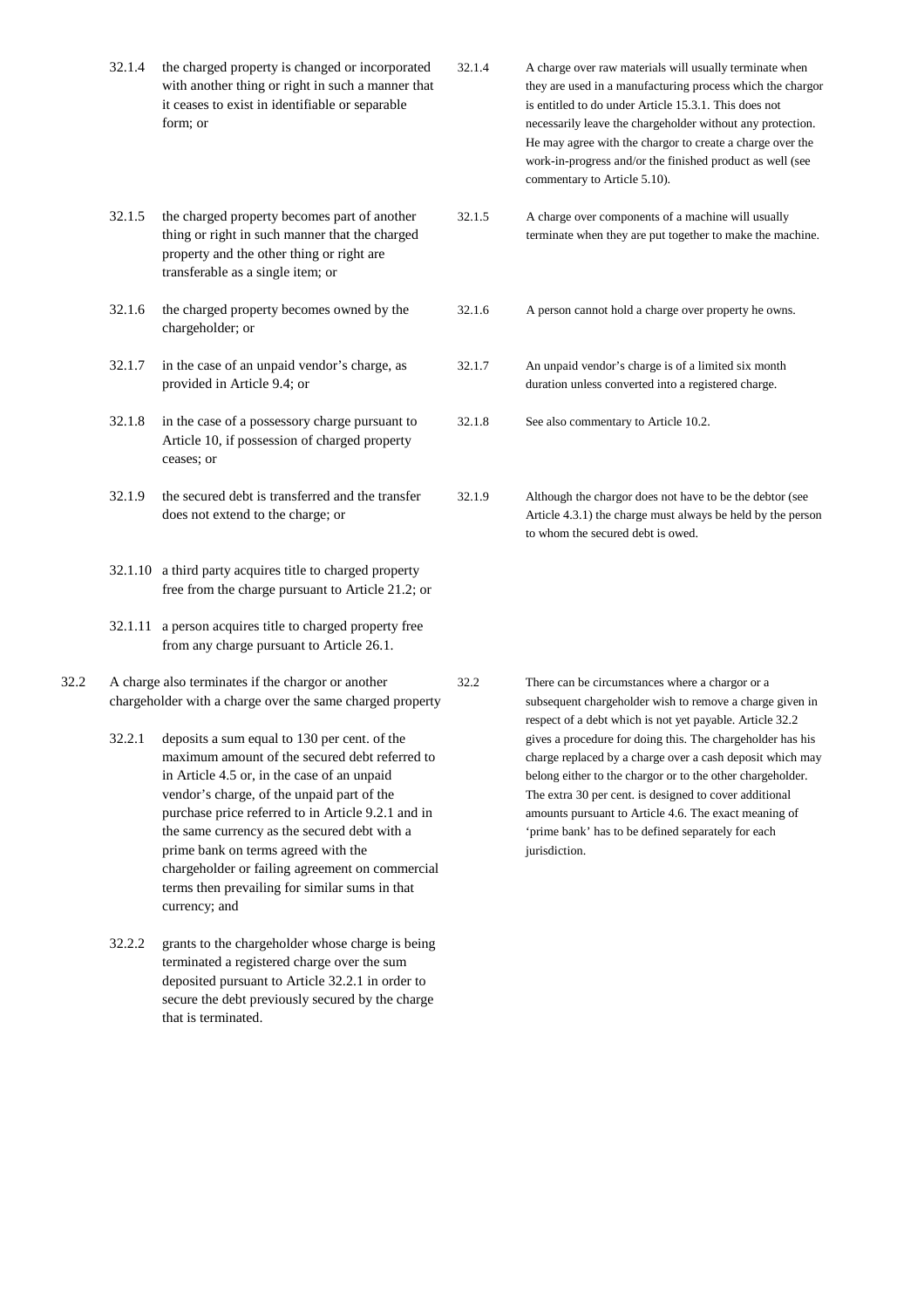| | Article | Commentary |
|---|---|---|
| 32.1.4 | the charged property is changed or incorporated with another thing or right in such a manner that it ceases to exist in identifiable or separable form; or | A charge over raw materials will usually terminate when they are used in a manufacturing process which the chargor is entitled to do under Article 15.3.1. This does not necessarily leave the chargeholder without any protection. He may agree with the chargor to create a charge over the work-in-progress and/or the finished product as well (see commentary to Article 5.10). |
| 32.1.5 | the charged property becomes part of another thing or right in such manner that the charged property and the other thing or right are transferable as a single item; or | A charge over components of a machine will usually terminate when they are put together to make the machine. |
| 32.1.6 | the charged property becomes owned by the chargeholder; or | A person cannot hold a charge over property he owns. |
| 32.1.7 | in the case of an unpaid vendor's charge, as provided in Article 9.4; or | An unpaid vendor's charge is of a limited six month duration unless converted into a registered charge. |
| 32.1.8 | in the case of a possessory charge pursuant to Article 10, if possession of charged property ceases; or | See also commentary to Article 10.2. |
| 32.1.9 | the secured debt is transferred and the transfer does not extend to the charge; or | Although the chargor does not have to be the debtor (see Article 4.3.1) the charge must always be held by the person to whom the secured debt is owed. |
| 32.1.10 | a third party acquires title to charged property free from the charge pursuant to Article 21.2; or | |
| 32.1.11 | a person acquires title to charged property free from any charge pursuant to Article 26.1. | |
| 32.2 | A charge also terminates if the chargor or another chargeholder with a charge over the same charged property | There can be circumstances where a chargor or a subsequent chargeholder wish to remove a charge given in respect of a debt which is not yet payable. Article 32.2 gives a procedure for doing this. The chargeholder has his charge replaced by a charge over a cash deposit which may belong either to the chargor or to the other chargeholder. The extra 30 per cent. is designed to cover additional amounts pursuant to Article 4.6. The exact meaning of 'prime bank' has to be defined separately for each jurisdiction. |
| 32.2.1 | deposits a sum equal to 130 per cent. of the maximum amount of the secured debt referred to in Article 4.5 or, in the case of an unpaid vendor's charge, of the unpaid part of the purchase price referred to in Article 9.2.1 and in the same currency as the secured debt with a prime bank on terms agreed with the chargeholder or failing agreement on commercial terms then prevailing for similar sums in that currency; and | |
| 32.2.2 | grants to the chargeholder whose charge is being terminated a registered charge over the sum deposited pursuant to Article 32.2.1 in order to secure the debt previously secured by the charge that is terminated. | |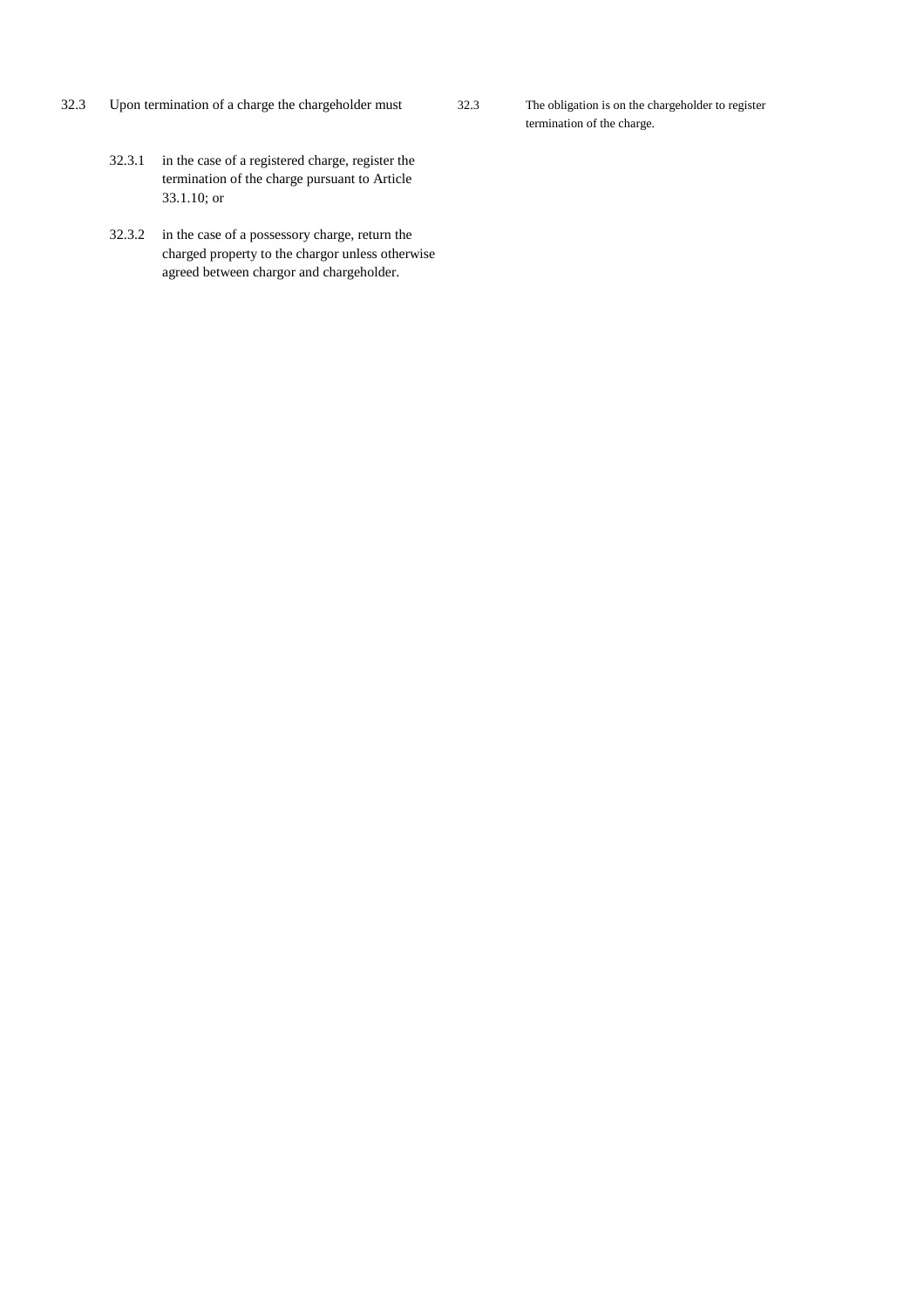32.3 Upon termination of a charge the chargeholder must

32.3.1 in the case of a registered charge, register the termination of the charge pursuant to Article 33.1.10; or

32.3.2 in the case of a possessory charge, return the charged property to the chargor unless otherwise agreed between chargor and chargeholder.

32.3 The obligation is on the chargeholder to register termination of the charge.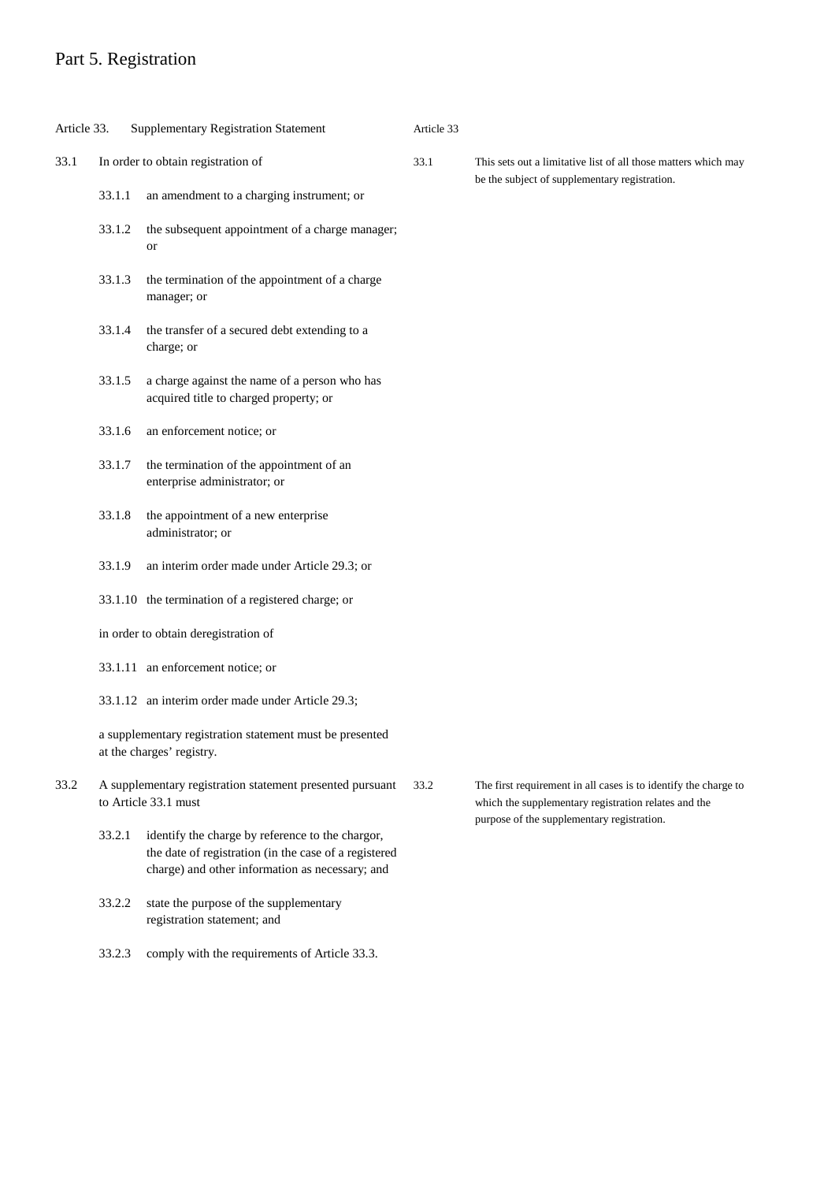# Part 5. Registration

**Article 33. Supplementary Registration Statement**

*Article 33*

33.1 In order to obtain registration of

- 33.1.1 an amendment to a charging instrument; or
- 33.1.2 the subsequent appointment of a charge manager; or
- 33.1.3 the termination of the appointment of a charge manager; or
- 33.1.4 the transfer of a secured debt extending to a charge; or
- 33.1.5 a charge against the name of a person who has acquired title to charged property; or
- 33.1.6 an enforcement notice; or
- 33.1.7 the termination of the appointment of an enterprise administrator; or
- 33.1.8 the appointment of a new enterprise administrator; or
- 33.1.9 an interim order made under Article 29.3; or
- 33.1.10 the termination of a registered charge; or

in order to obtain deregistration of

- 33.1.11 an enforcement notice; or
- 33.1.12 an interim order made under Article 29.3;

a supplementary registration statement must be presented at the charges' registry.

*33.1 This sets out a limitative list of all those matters which may be the subject of supplementary registration.*

33.2 A supplementary registration statement presented pursuant to Article 33.1 must

- 33.2.1 identify the charge by reference to the chargor, the date of registration (in the case of a registered charge) and other information as necessary; and
- 33.2.2 state the purpose of the supplementary registration statement; and
- 33.2.3 comply with the requirements of Article 33.3.

*33.2 The first requirement in all cases is to identify the charge to which the supplementary registration relates and the purpose of the supplementary registration.*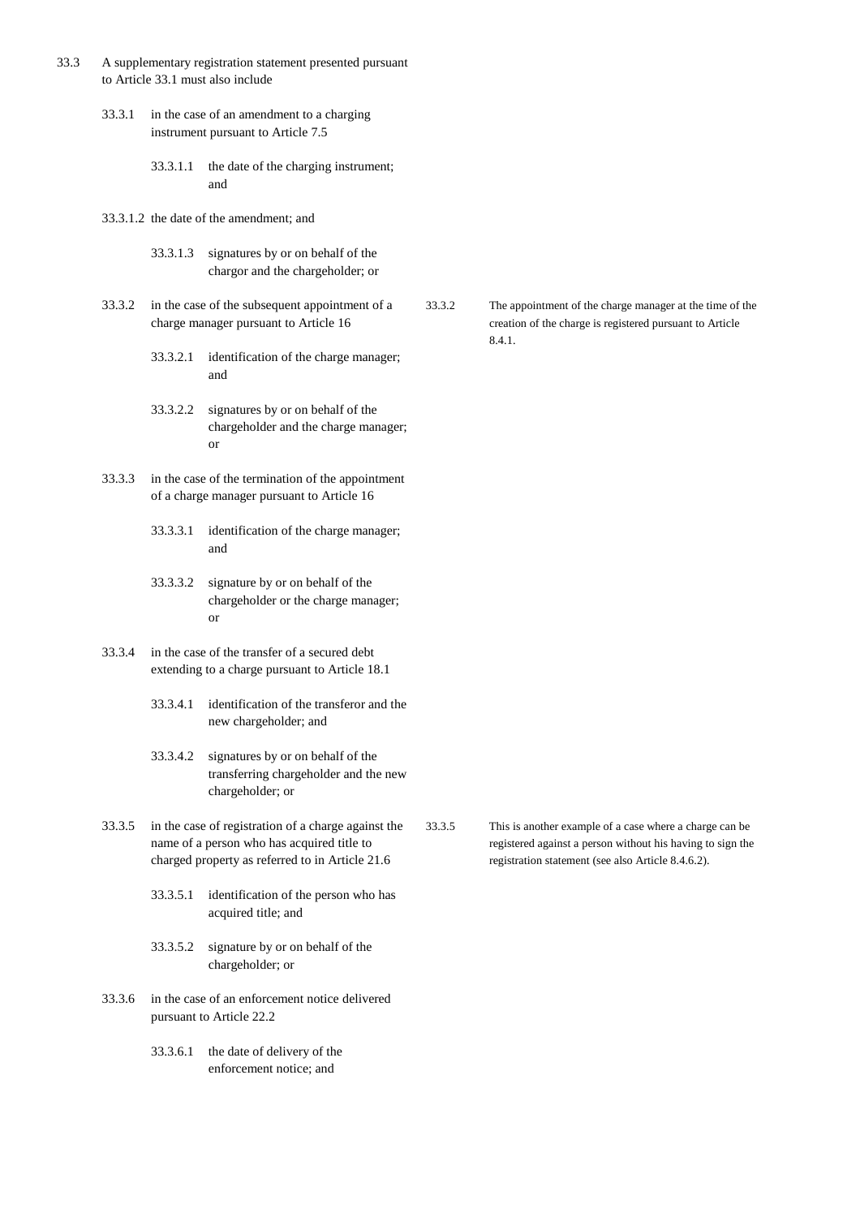33.3 A supplementary registration statement presented pursuant to Article 33.1 must also include

33.3.1 in the case of an amendment to a charging instrument pursuant to Article 7.5

33.3.1.1 the date of the charging instrument; and

33.3.1.2 the date of the amendment; and

33.3.1.3 signatures by or on behalf of the chargor and the chargeholder; or

33.3.2 in the case of the subsequent appointment of a charge manager pursuant to Article 16

33.3.2.1 identification of the charge manager; and

33.3.2.2 signatures by or on behalf of the chargeholder and the charge manager; or

> 33.3.2 The appointment of the charge manager at the time of the creation of the charge is registered pursuant to Article 8.4.1.

33.3.3 in the case of the termination of the appointment of a charge manager pursuant to Article 16

33.3.3.1 identification of the charge manager; and

33.3.3.2 signature by or on behalf of the chargeholder or the charge manager; or

33.3.4 in the case of the transfer of a secured debt extending to a charge pursuant to Article 18.1

33.3.4.1 identification of the transferor and the new chargeholder; and

33.3.4.2 signatures by or on behalf of the transferring chargeholder and the new chargeholder; or

33.3.5 in the case of registration of a charge against the name of a person who has acquired title to charged property as referred to in Article 21.6

33.3.5.1 identification of the person who has acquired title; and

33.3.5.2 signature by or on behalf of the chargeholder; or

> 33.3.5 This is another example of a case where a charge can be registered against a person without his having to sign the registration statement (see also Article 8.4.6.2).

33.3.6 in the case of an enforcement notice delivered pursuant to Article 22.2

33.3.6.1 the date of delivery of the enforcement notice; and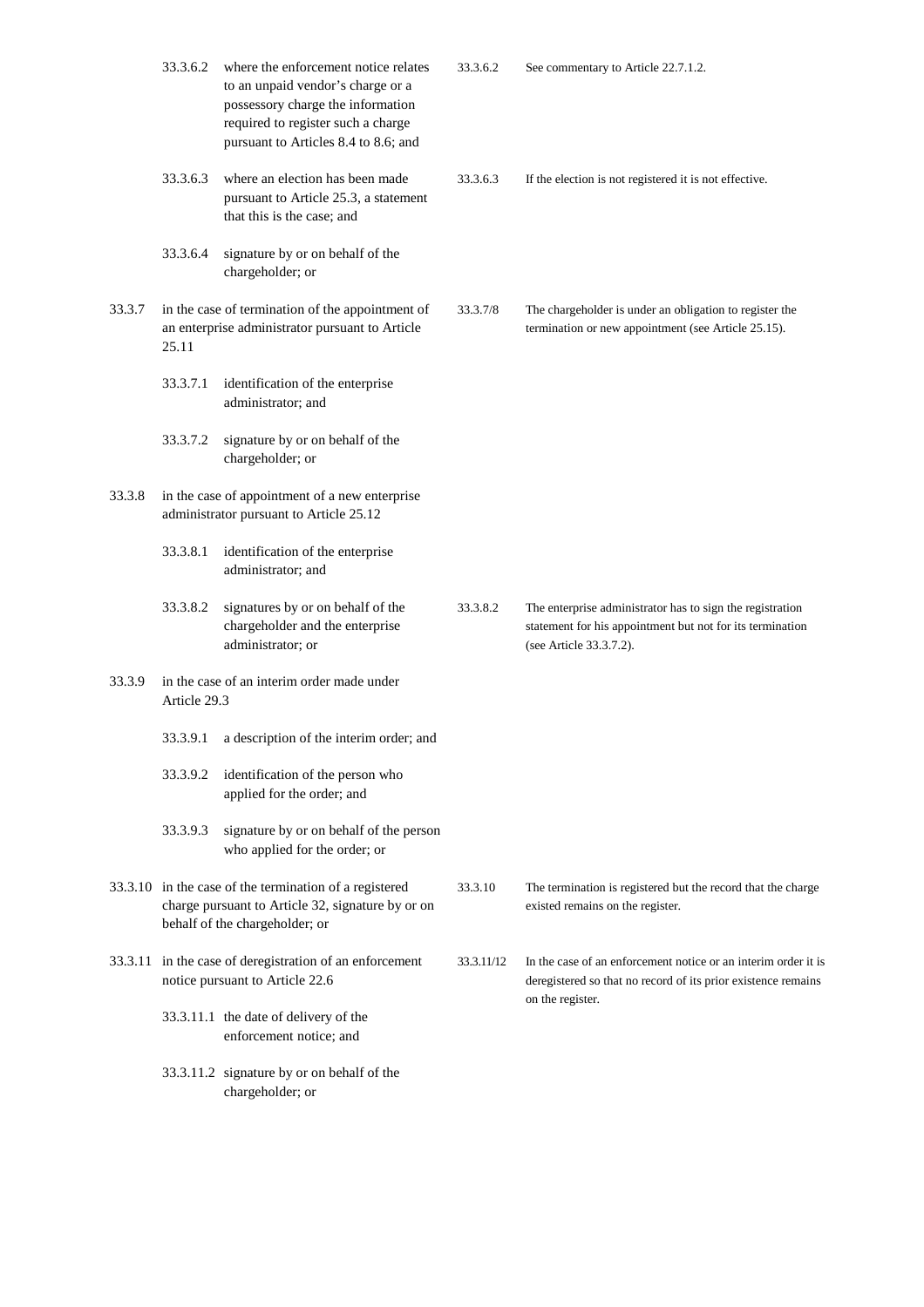| | | | |
|---|---|---|---|
| | 33.3.6.2 where the enforcement notice relates to an unpaid vendor's charge or a possessory charge the information required to register such a charge pursuant to Articles 8.4 to 8.6; and | 33.3.6.2 | See commentary to Article 22.7.1.2. |
| | 33.3.6.3 where an election has been made pursuant to Article 25.3, a statement that this is the case; and | 33.3.6.3 | If the election is not registered it is not effective. |
| | 33.3.6.4 signature by or on behalf of the chargeholder; or | | |
| 33.3.7 | in the case of termination of the appointment of an enterprise administrator pursuant to Article 25.11 | 33.3.7/8 | The chargeholder is under an obligation to register the termination or new appointment (see Article 25.15). |
| | 33.3.7.1 identification of the enterprise administrator; and | | |
| | 33.3.7.2 signature by or on behalf of the chargeholder; or | | |
| 33.3.8 | in the case of appointment of a new enterprise administrator pursuant to Article 25.12 | | |
| | 33.3.8.1 identification of the enterprise administrator; and | | |
| | 33.3.8.2 signatures by or on behalf of the chargeholder and the enterprise administrator; or | 33.3.8.2 | The enterprise administrator has to sign the registration statement for his appointment but not for its termination (see Article 33.3.7.2). |
| 33.3.9 | in the case of an interim order made under Article 29.3 | | |
| | 33.3.9.1 a description of the interim order; and | | |
| | 33.3.9.2 identification of the person who applied for the order; and | | |
| | 33.3.9.3 signature by or on behalf of the person who applied for the order; or | | |
| 33.3.10 | in the case of the termination of a registered charge pursuant to Article 32, signature by or on behalf of the chargeholder; or | 33.3.10 | The termination is registered but the record that the charge existed remains on the register. |
| 33.3.11 | in the case of deregistration of an enforcement notice pursuant to Article 22.6 | 33.3.11/12 | In the case of an enforcement notice or an interim order it is deregistered so that no record of its prior existence remains on the register. |
| | 33.3.11.1 the date of delivery of the enforcement notice; and | | |
| | 33.3.11.2 signature by or on behalf of the chargeholder; or | | |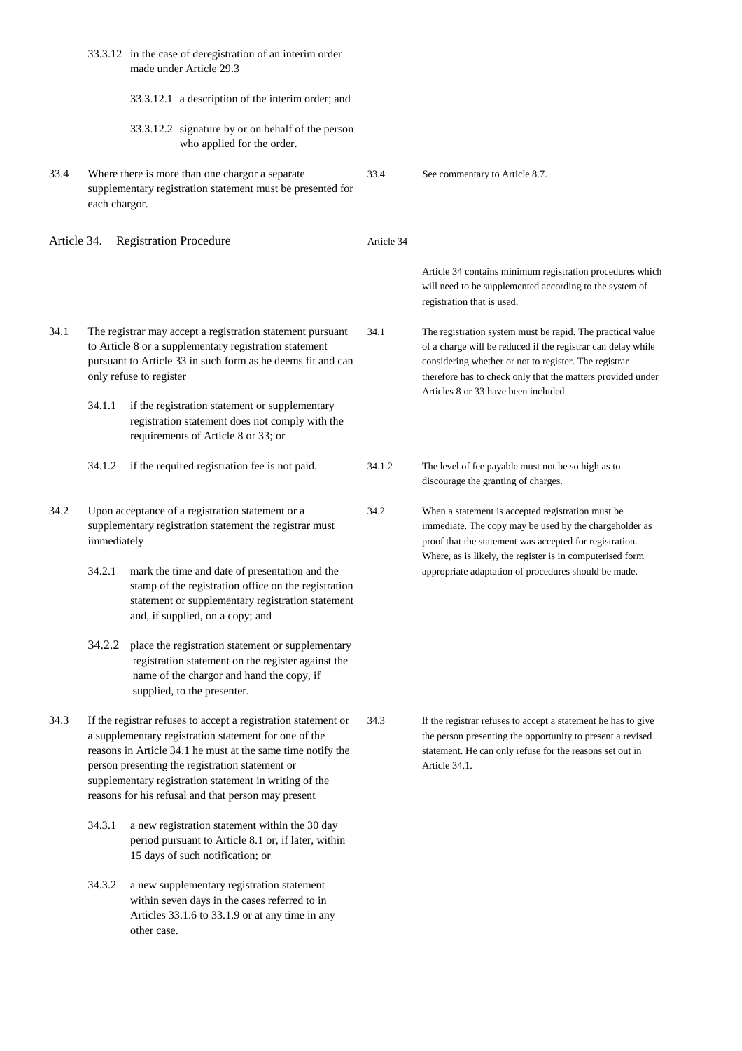33.3.12 in the case of deregistration of an interim order made under Article 29.3

33.3.12.1 a description of the interim order; and

33.3.12.2 signature by or on behalf of the person who applied for the order.

33.4 Where there is more than one chargor a separate supplementary registration statement must be presented for each chargor.

> 33.4 See commentary to Article 8.7.

## Article 34. Registration Procedure

> Article 34
>
> Article 34 contains minimum registration procedures which will need to be supplemented according to the system of registration that is used.

34.1 The registrar may accept a registration statement pursuant to Article 8 or a supplementary registration statement pursuant to Article 33 in such form as he deems fit and can only refuse to register

34.1.1 if the registration statement or supplementary registration statement does not comply with the requirements of Article 8 or 33; or

34.1.2 if the required registration fee is not paid.

> 34.1 The registration system must be rapid. The practical value of a charge will be reduced if the registrar can delay while considering whether or not to register. The registrar therefore has to check only that the matters provided under Articles 8 or 33 have been included.
>
> 34.1.2 The level of fee payable must not be so high as to discourage the granting of charges.

34.2 Upon acceptance of a registration statement or a supplementary registration statement the registrar must immediately

34.2.1 mark the time and date of presentation and the stamp of the registration office on the registration statement or supplementary registration statement and, if supplied, on a copy; and

34.2.2 place the registration statement or supplementary registration statement on the register against the name of the chargor and hand the copy, if supplied, to the presenter.

> 34.2 When a statement is accepted registration must be immediate. The copy may be used by the chargeholder as proof that the statement was accepted for registration. Where, as is likely, the register is in computerised form appropriate adaptation of procedures should be made.

34.3 If the registrar refuses to accept a registration statement or a supplementary registration statement for one of the reasons in Article 34.1 he must at the same time notify the person presenting the registration statement or supplementary registration statement in writing of the reasons for his refusal and that person may present

34.3.1 a new registration statement within the 30 day period pursuant to Article 8.1 or, if later, within 15 days of such notification; or

34.3.2 a new supplementary registration statement within seven days in the cases referred to in Articles 33.1.6 to 33.1.9 or at any time in any other case.

> 34.3 If the registrar refuses to accept a statement he has to give the person presenting the opportunity to present a revised statement. He can only refuse for the reasons set out in Article 34.1.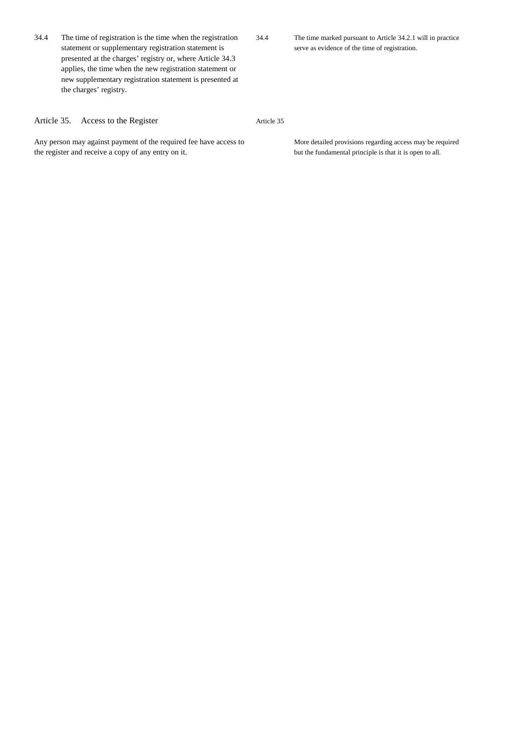34.4 The time of registration is the time when the registration statement or supplementary registration statement is presented at the charges' registry or, where Article 34.3 applies, the time when the new registration statement or new supplementary registration statement is presented at the charges' registry.

34.4 The time marked pursuant to Article 34.2.1 will in practice serve as evidence of the time of registration.

## Article 35. Access to the Register

Any person may against payment of the required fee have access to the register and receive a copy of any entry on it.

Article 35

More detailed provisions regarding access may be required but the fundamental principle is that it is open to all.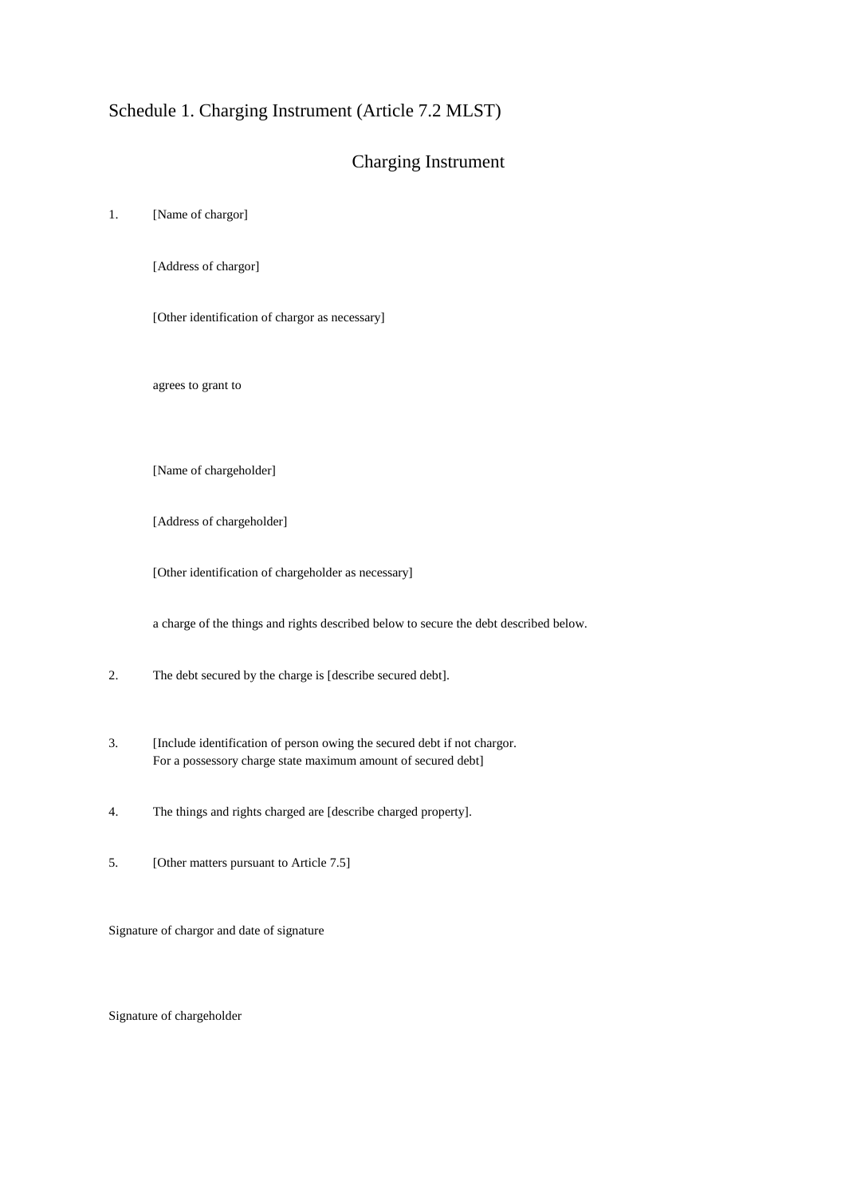## Schedule 1. Charging Instrument (Article 7.2 MLST)

### Charging Instrument

1. [Name of chargor]

   [Address of chargor]

   [Other identification of chargor as necessary]

   agrees to grant to

   [Name of chargeholder]

   [Address of chargeholder]

   [Other identification of chargeholder as necessary]

   a charge of the things and rights described below to secure the debt described below.

2. The debt secured by the charge is [describe secured debt].

3. [Include identification of person owing the secured debt if not chargor. For a possessory charge state maximum amount of secured debt]

4. The things and rights charged are [describe charged property].

5. [Other matters pursuant to Article 7.5]

Signature of chargor and date of signature

Signature of chargeholder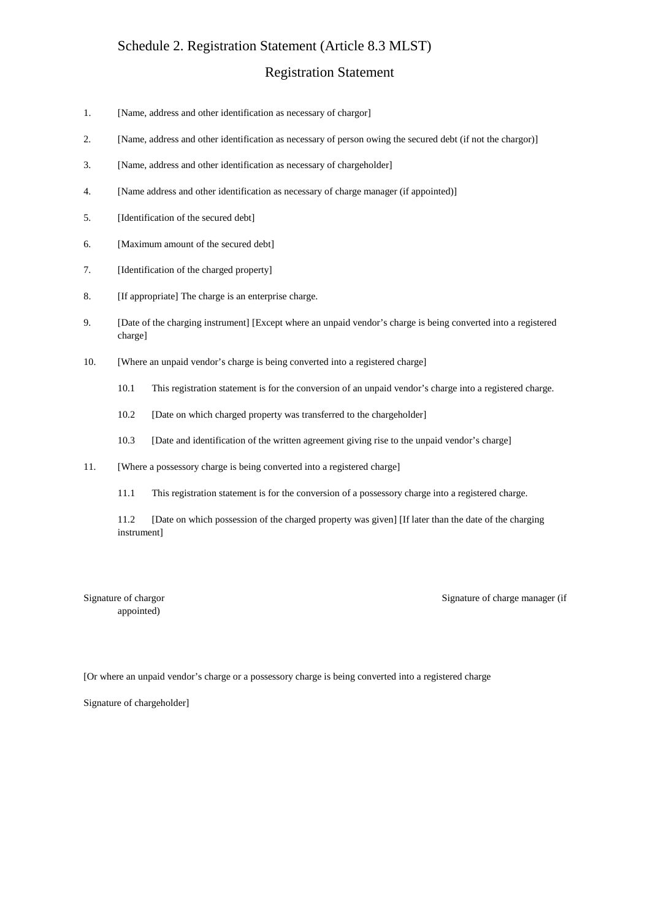## Schedule 2. Registration Statement (Article 8.3 MLST)

### Registration Statement

1. [Name, address and other identification as necessary of chargor]

2. [Name, address and other identification as necessary of person owing the secured debt (if not the chargor)]

3. [Name, address and other identification as necessary of chargeholder]

4. [Name address and other identification as necessary of charge manager (if appointed)]

5. [Identification of the secured debt]

6. [Maximum amount of the secured debt]

7. [Identification of the charged property]

8. [If appropriate] The charge is an enterprise charge.

9. [Date of the charging instrument] [Except where an unpaid vendor's charge is being converted into a registered charge]

10. [Where an unpaid vendor's charge is being converted into a registered charge]

    10.1 This registration statement is for the conversion of an unpaid vendor's charge into a registered charge.

    10.2 [Date on which charged property was transferred to the chargeholder]

    10.3 [Date and identification of the written agreement giving rise to the unpaid vendor's charge]

11. [Where a possessory charge is being converted into a registered charge]

    11.1 This registration statement is for the conversion of a possessory charge into a registered charge.

    11.2 [Date on which possession of the charged property was given] [If later than the date of the charging instrument]

Signature of chargor

Signature of charge manager (if appointed)

[Or where an unpaid vendor's charge or a possessory charge is being converted into a registered charge

Signature of chargeholder]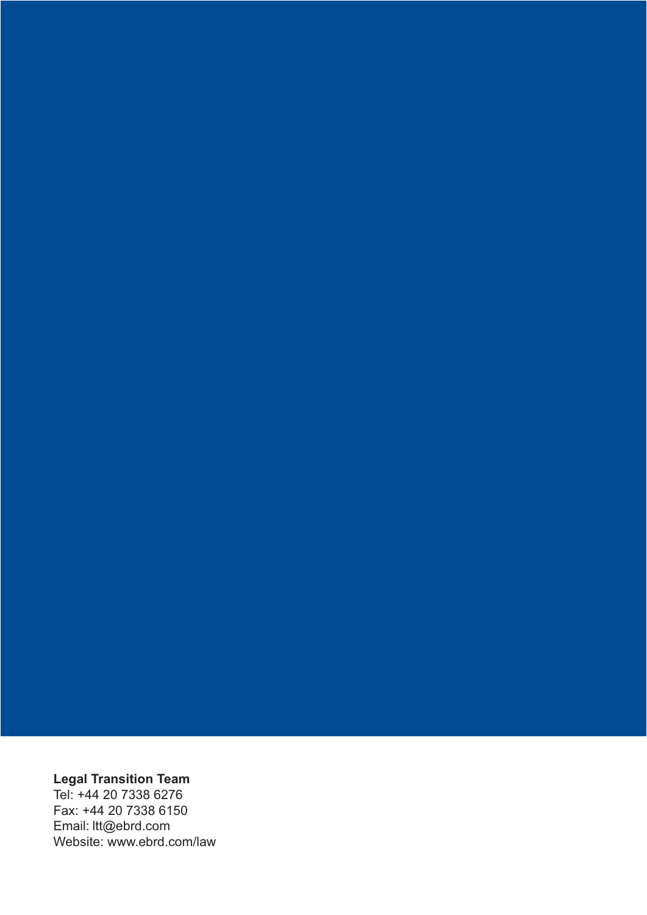**Legal Transition Team**
Tel: +44 20 7338 6276
Fax: +44 20 7338 6150
Email: ltt@ebrd.com
Website: www.ebrd.com/law